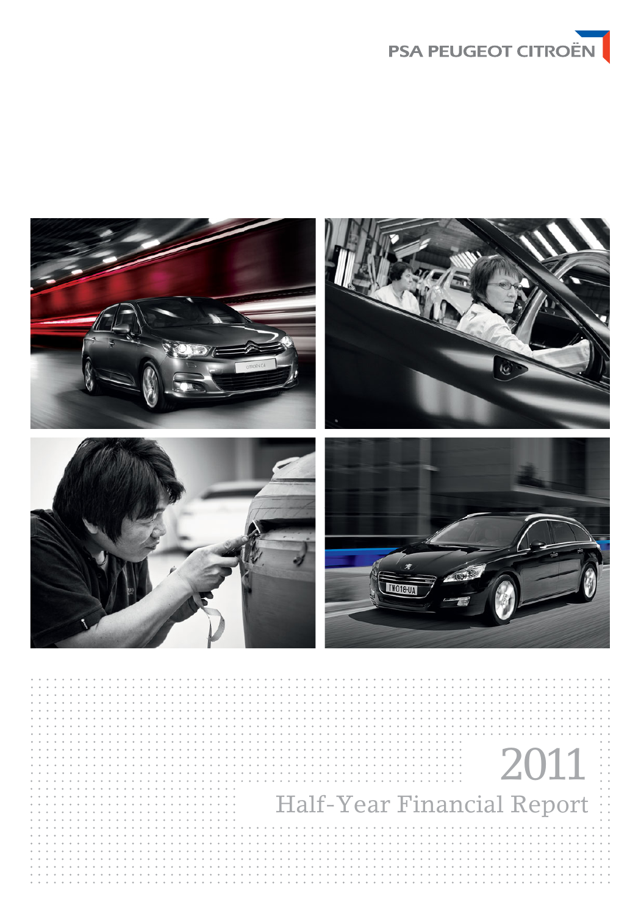PSA PEUGEOT CITROËN

# 2011

## Half-Year Financial Report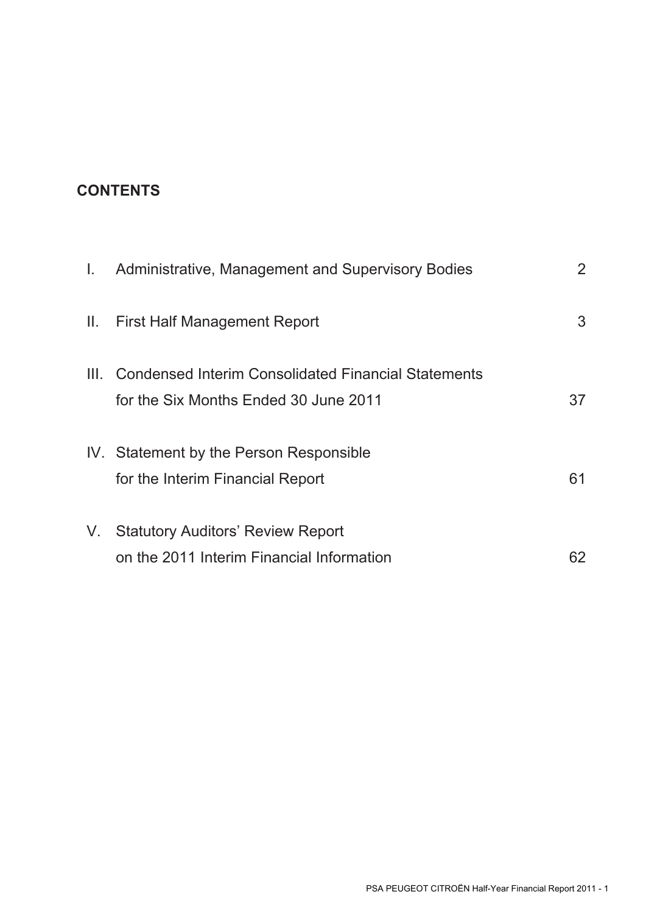## CONTENTS

| | | |
|---|---|---|
| I. | Administrative, Management and Supervisory Bodies | 2 |
| II. | First Half Management Report | 3 |
| III. | Condensed Interim Consolidated Financial Statements for the Six Months Ended 30 June 2011 | 37 |
| IV. | Statement by the Person Responsible for the Interim Financial Report | 61 |
| V. | Statutory Auditors' Review Report on the 2011 Interim Financial Information | 62 |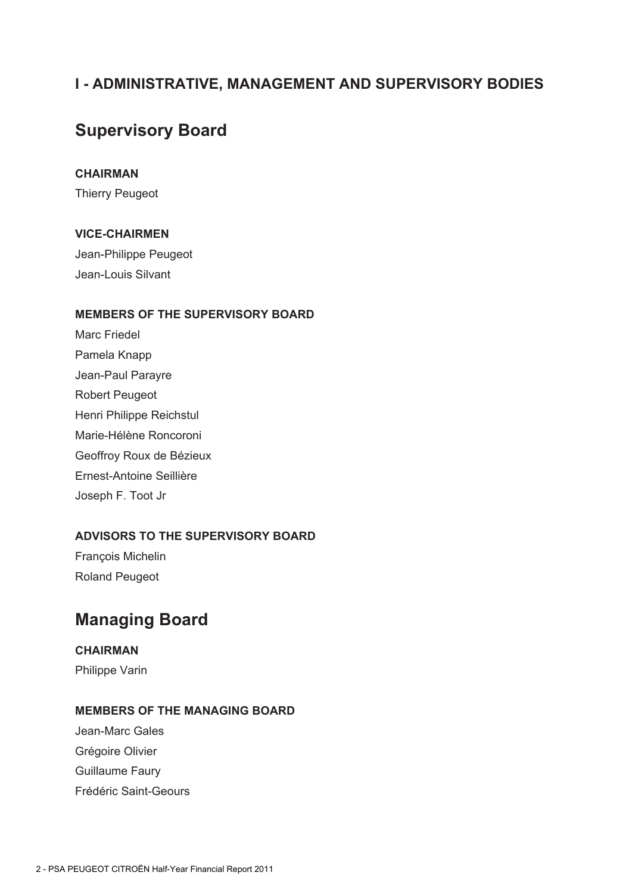# I - ADMINISTRATIVE, MANAGEMENT AND SUPERVISORY BODIES

## Supervisory Board

**CHAIRMAN**

Thierry Peugeot

**VICE-CHAIRMEN**

Jean-Philippe Peugeot

Jean-Louis Silvant

**MEMBERS OF THE SUPERVISORY BOARD**

Marc Friedel

Pamela Knapp

Jean-Paul Parayre

Robert Peugeot

Henri Philippe Reichstul

Marie-Hélène Roncoroni

Geoffroy Roux de Bézieux

Ernest-Antoine Seillière

Joseph F. Toot Jr

**ADVISORS TO THE SUPERVISORY BOARD**

François Michelin

Roland Peugeot

## Managing Board

**CHAIRMAN**

Philippe Varin

**MEMBERS OF THE MANAGING BOARD**

Jean-Marc Gales

Grégoire Olivier

Guillaume Faury

Frédéric Saint-Geours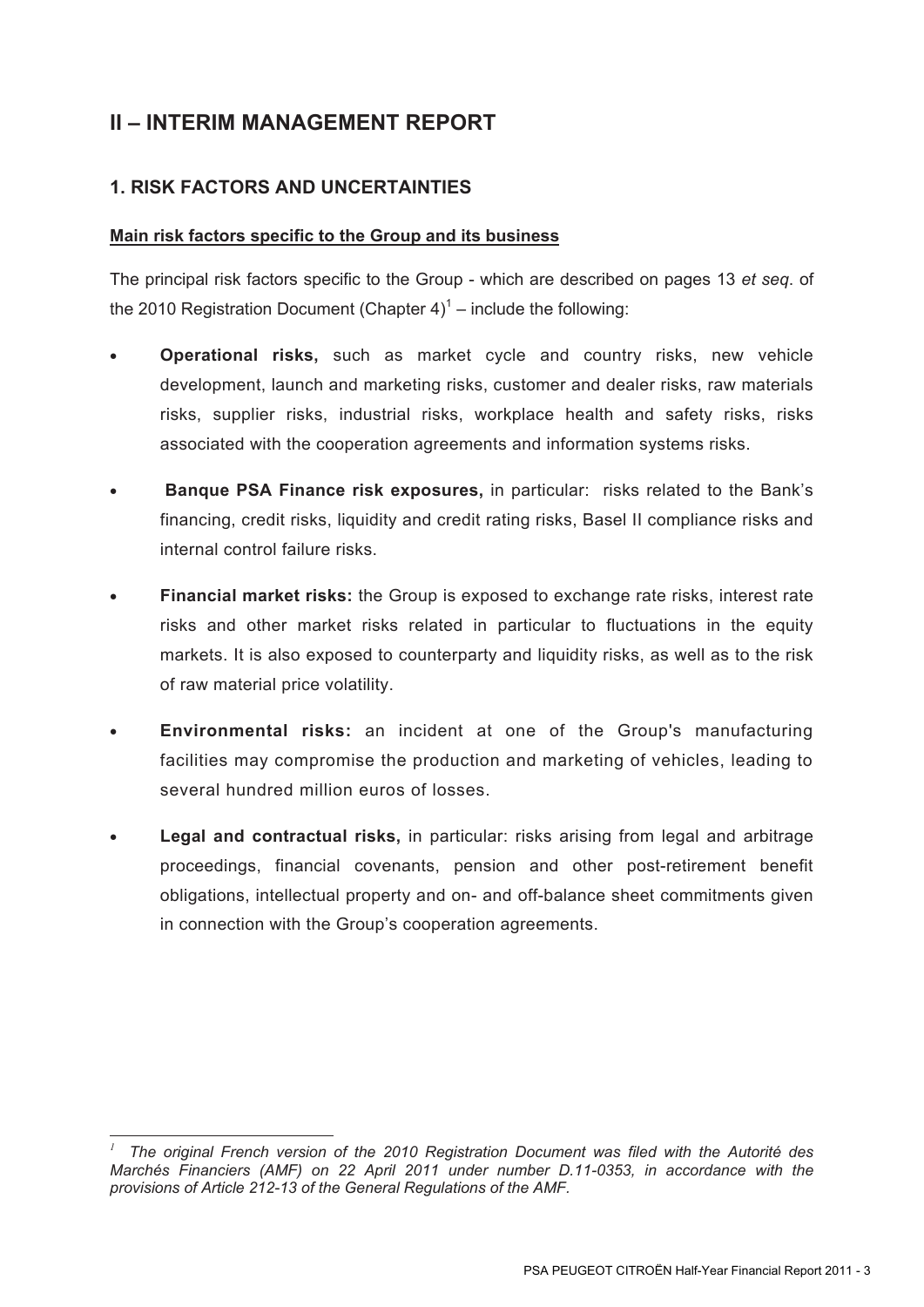# II – INTERIM MANAGEMENT REPORT

## 1. RISK FACTORS AND UNCERTAINTIES

### Main risk factors specific to the Group and its business

The principal risk factors specific to the Group - which are described on pages 13 *et seq*. of the 2010 Registration Document (Chapter 4)[1] – include the following:

- **Operational risks,** such as market cycle and country risks, new vehicle development, launch and marketing risks, customer and dealer risks, raw materials risks, supplier risks, industrial risks, workplace health and safety risks, risks associated with the cooperation agreements and information systems risks.
- **Banque PSA Finance risk exposures,** in particular: risks related to the Bank's financing, credit risks, liquidity and credit rating risks, Basel II compliance risks and internal control failure risks.
- **Financial market risks:** the Group is exposed to exchange rate risks, interest rate risks and other market risks related in particular to fluctuations in the equity markets. It is also exposed to counterparty and liquidity risks, as well as to the risk of raw material price volatility.
- **Environmental risks:** an incident at one of the Group's manufacturing facilities may compromise the production and marketing of vehicles, leading to several hundred million euros of losses.
- **Legal and contractual risks,** in particular: risks arising from legal and arbitrage proceedings, financial covenants, pension and other post-retirement benefit obligations, intellectual property and on- and off-balance sheet commitments given in connection with the Group's cooperation agreements.

---

[1] *The original French version of the 2010 Registration Document was filed with the Autorité des Marchés Financiers (AMF) on 22 April 2011 under number D.11-0353, in accordance with the provisions of Article 212-13 of the General Regulations of the AMF.*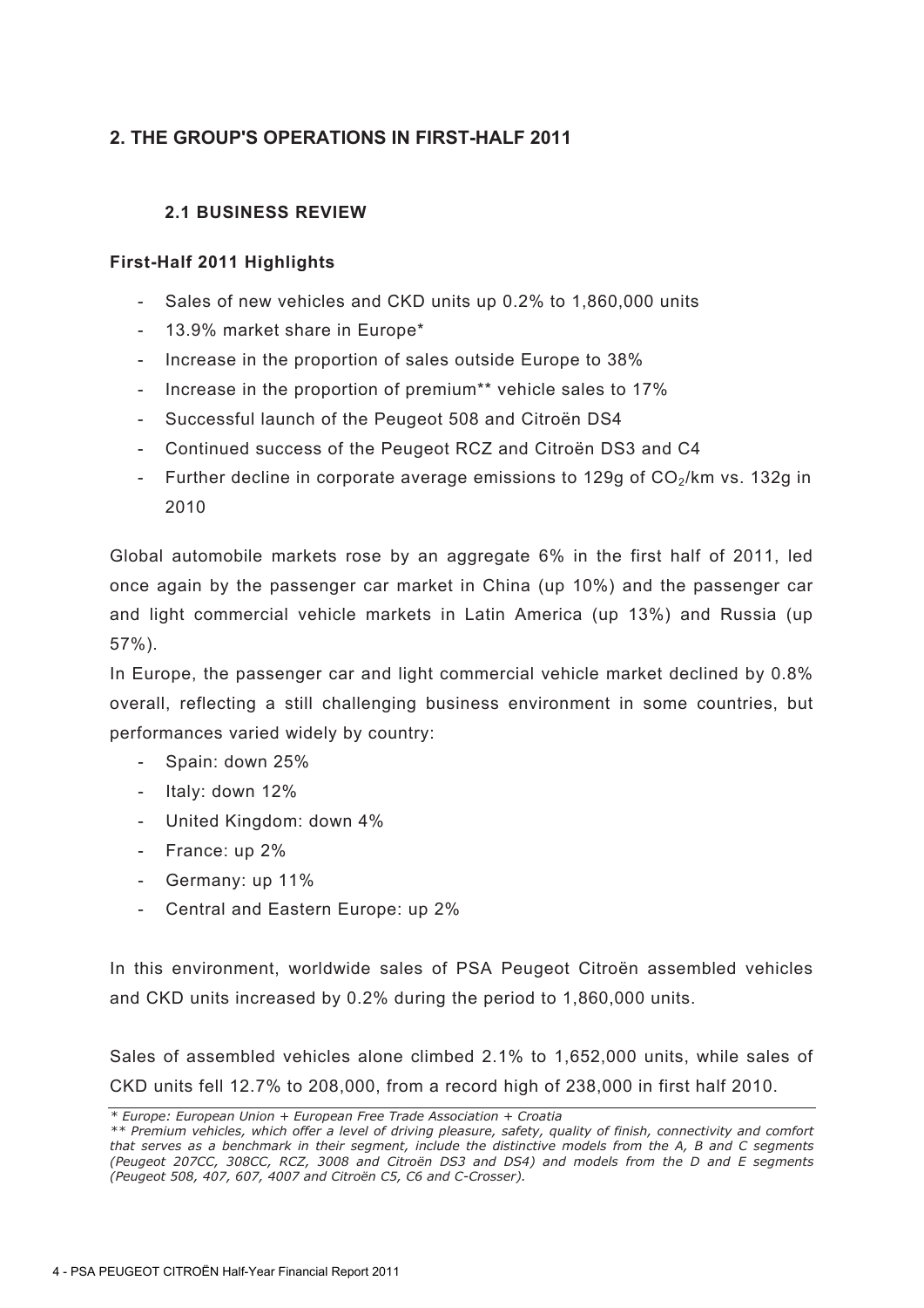## 2. THE GROUP'S OPERATIONS IN FIRST-HALF 2011

### 2.1 BUSINESS REVIEW

**First-Half 2011 Highlights**

- Sales of new vehicles and CKD units up 0.2% to 1,860,000 units
- 13.9% market share in Europe*
- Increase in the proportion of sales outside Europe to 38%
- Increase in the proportion of premium** vehicle sales to 17%
- Successful launch of the Peugeot 508 and Citroën DS4
- Continued success of the Peugeot RCZ and Citroën DS3 and C4
- Further decline in corporate average emissions to 129g of $CO_2$/km vs. 132g in 2010

Global automobile markets rose by an aggregate 6% in the first half of 2011, led once again by the passenger car market in China (up 10%) and the passenger car and light commercial vehicle markets in Latin America (up 13%) and Russia (up 57%).

In Europe, the passenger car and light commercial vehicle market declined by 0.8% overall, reflecting a still challenging business environment in some countries, but performances varied widely by country:

- Spain: down 25%
- Italy: down 12%
- United Kingdom: down 4%
- France: up 2%
- Germany: up 11%
- Central and Eastern Europe: up 2%

In this environment, worldwide sales of PSA Peugeot Citroën assembled vehicles and CKD units increased by 0.2% during the period to 1,860,000 units.

Sales of assembled vehicles alone climbed 2.1% to 1,652,000 units, while sales of CKD units fell 12.7% to 208,000, from a record high of 238,000 in first half 2010.

*\* Europe: European Union + European Free Trade Association + Croatia*

*\*\* Premium vehicles, which offer a level of driving pleasure, safety, quality of finish, connectivity and comfort that serves as a benchmark in their segment, include the distinctive models from the A, B and C segments (Peugeot 207CC, 308CC, RCZ, 3008 and Citroën DS3 and DS4) and models from the D and E segments (Peugeot 508, 407, 607, 4007 and Citroën C5, C6 and C-Crosser).*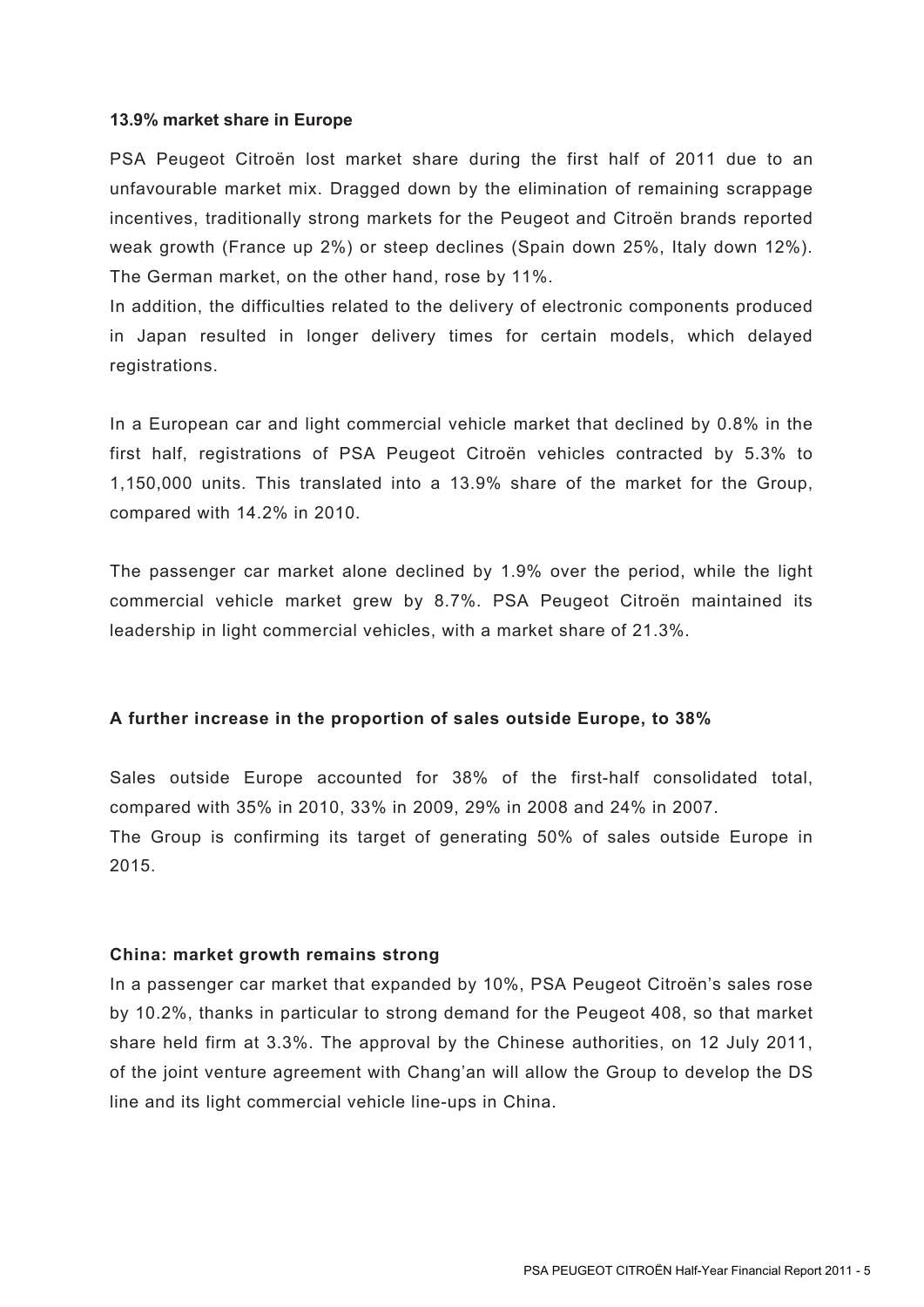**13.9% market share in Europe**

PSA Peugeot Citroën lost market share during the first half of 2011 due to an unfavourable market mix. Dragged down by the elimination of remaining scrappage incentives, traditionally strong markets for the Peugeot and Citroën brands reported weak growth (France up 2%) or steep declines (Spain down 25%, Italy down 12%). The German market, on the other hand, rose by 11%.

In addition, the difficulties related to the delivery of electronic components produced in Japan resulted in longer delivery times for certain models, which delayed registrations.

In a European car and light commercial vehicle market that declined by 0.8% in the first half, registrations of PSA Peugeot Citroën vehicles contracted by 5.3% to 1,150,000 units. This translated into a 13.9% share of the market for the Group, compared with 14.2% in 2010.

The passenger car market alone declined by 1.9% over the period, while the light commercial vehicle market grew by 8.7%. PSA Peugeot Citroën maintained its leadership in light commercial vehicles, with a market share of 21.3%.

**A further increase in the proportion of sales outside Europe, to 38%**

Sales outside Europe accounted for 38% of the first-half consolidated total, compared with 35% in 2010, 33% in 2009, 29% in 2008 and 24% in 2007.

The Group is confirming its target of generating 50% of sales outside Europe in 2015.

**China: market growth remains strong**

In a passenger car market that expanded by 10%, PSA Peugeot Citroën's sales rose by 10.2%, thanks in particular to strong demand for the Peugeot 408, so that market share held firm at 3.3%. The approval by the Chinese authorities, on 12 July 2011, of the joint venture agreement with Chang'an will allow the Group to develop the DS line and its light commercial vehicle line-ups in China.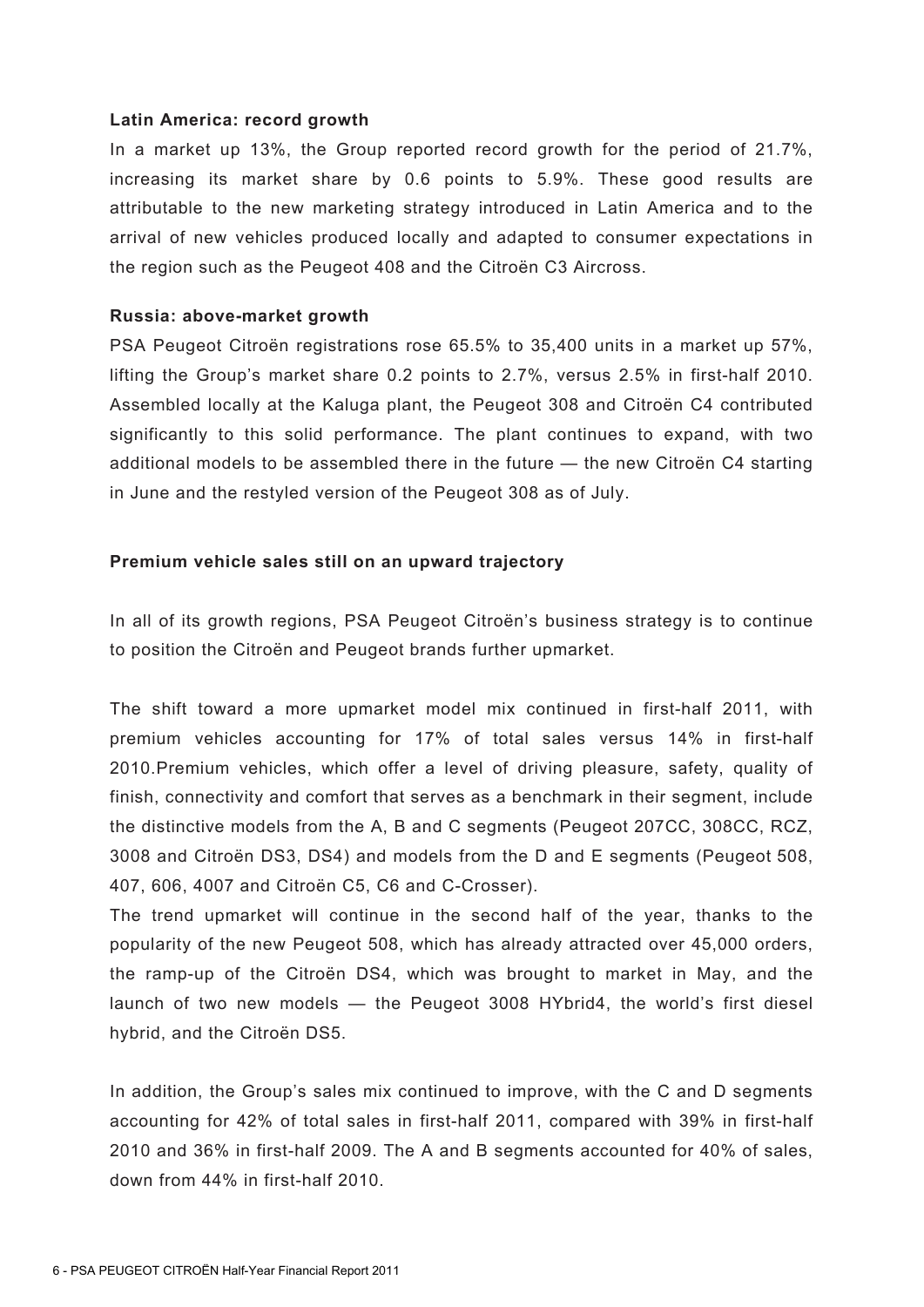**Latin America: record growth**

In a market up 13%, the Group reported record growth for the period of 21.7%, increasing its market share by 0.6 points to 5.9%. These good results are attributable to the new marketing strategy introduced in Latin America and to the arrival of new vehicles produced locally and adapted to consumer expectations in the region such as the Peugeot 408 and the Citroën C3 Aircross.

**Russia: above-market growth**

PSA Peugeot Citroën registrations rose 65.5% to 35,400 units in a market up 57%, lifting the Group's market share 0.2 points to 2.7%, versus 2.5% in first-half 2010. Assembled locally at the Kaluga plant, the Peugeot 308 and Citroën C4 contributed significantly to this solid performance. The plant continues to expand, with two additional models to be assembled there in the future — the new Citroën C4 starting in June and the restyled version of the Peugeot 308 as of July.

**Premium vehicle sales still on an upward trajectory**

In all of its growth regions, PSA Peugeot Citroën's business strategy is to continue to position the Citroën and Peugeot brands further upmarket.

The shift toward a more upmarket model mix continued in first-half 2011, with premium vehicles accounting for 17% of total sales versus 14% in first-half 2010.Premium vehicles, which offer a level of driving pleasure, safety, quality of finish, connectivity and comfort that serves as a benchmark in their segment, include the distinctive models from the A, B and C segments (Peugeot 207CC, 308CC, RCZ, 3008 and Citroën DS3, DS4) and models from the D and E segments (Peugeot 508, 407, 606, 4007 and Citroën C5, C6 and C-Crosser).
The trend upmarket will continue in the second half of the year, thanks to the popularity of the new Peugeot 508, which has already attracted over 45,000 orders, the ramp-up of the Citroën DS4, which was brought to market in May, and the launch of two new models — the Peugeot 3008 HYbrid4, the world's first diesel hybrid, and the Citroën DS5.

In addition, the Group's sales mix continued to improve, with the C and D segments accounting for 42% of total sales in first-half 2011, compared with 39% in first-half 2010 and 36% in first-half 2009. The A and B segments accounted for 40% of sales, down from 44% in first-half 2010.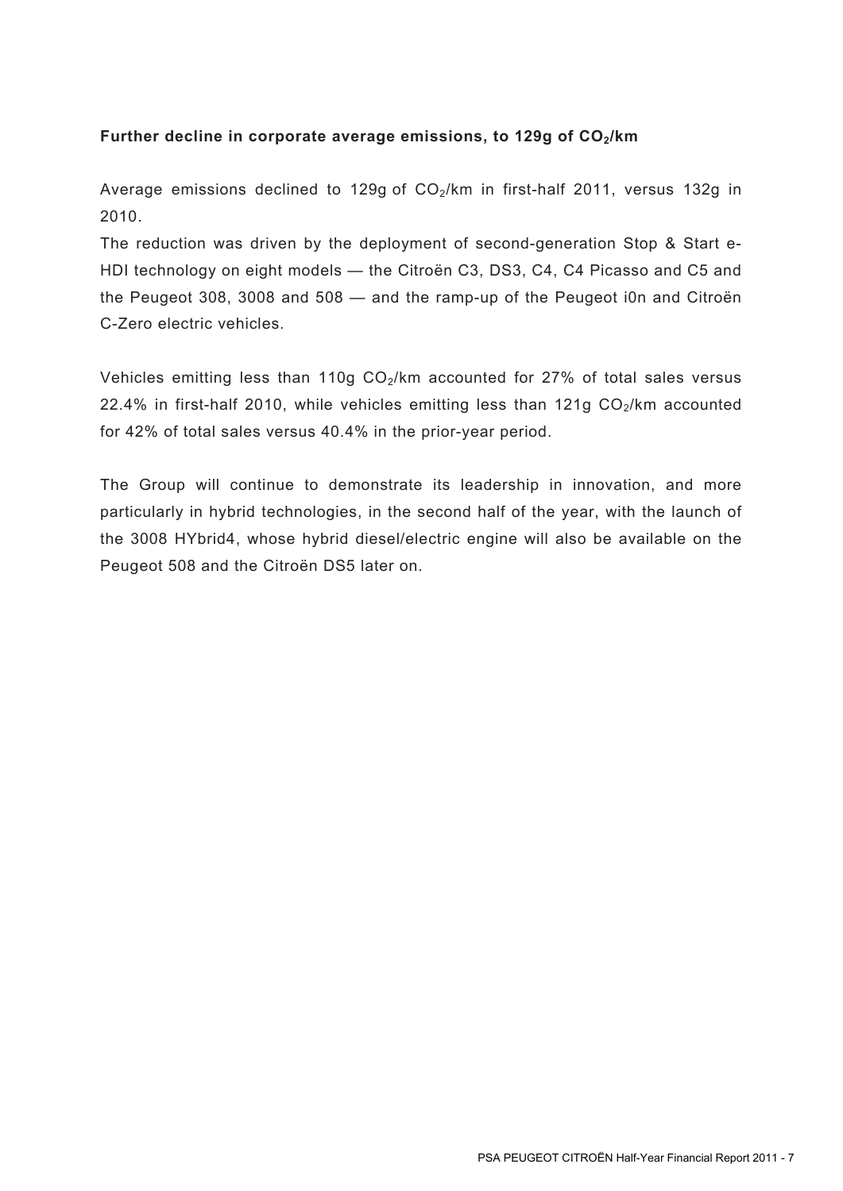### Further decline in corporate average emissions, to 129g of $CO_2$/km

Average emissions declined to 129g of $CO_2$/km in first-half 2011, versus 132g in 2010.

The reduction was driven by the deployment of second-generation Stop & Start e-HDI technology on eight models — the Citroën C3, DS3, C4, C4 Picasso and C5 and the Peugeot 308, 3008 and 508 — and the ramp-up of the Peugeot i0n and Citroën C-Zero electric vehicles.

Vehicles emitting less than 110g $CO_2$/km accounted for 27% of total sales versus 22.4% in first-half 2010, while vehicles emitting less than 121g $CO_2$/km accounted for 42% of total sales versus 40.4% in the prior-year period.

The Group will continue to demonstrate its leadership in innovation, and more particularly in hybrid technologies, in the second half of the year, with the launch of the 3008 HYbrid4, whose hybrid diesel/electric engine will also be available on the Peugeot 508 and the Citroën DS5 later on.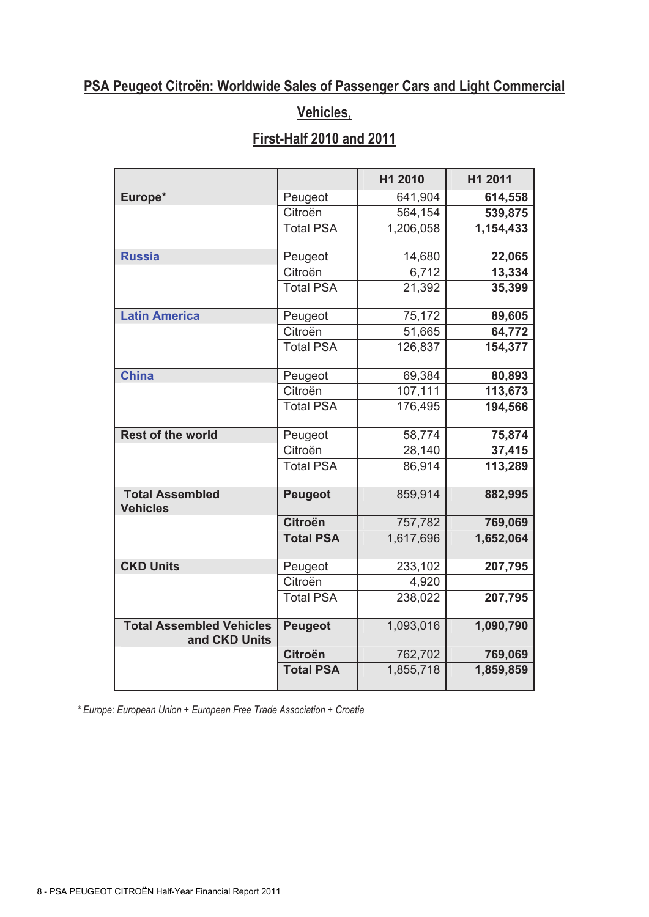## PSA Peugeot Citroën: Worldwide Sales of Passenger Cars and Light Commercial Vehicles, First-Half 2010 and 2011

| | | H1 2010 | H1 2011 |
|---|---|---|---|
| **Europe*** | Peugeot | 641,904 | **614,558** |
| | Citroën | 564,154 | **539,875** |
| | Total PSA | 1,206,058 | **1,154,433** |
| **Russia** | Peugeot | 14,680 | **22,065** |
| | Citroën | 6,712 | **13,334** |
| | Total PSA | 21,392 | **35,399** |
| **Latin America** | Peugeot | 75,172 | **89,605** |
| | Citroën | 51,665 | **64,772** |
| | Total PSA | 126,837 | **154,377** |
| **China** | Peugeot | 69,384 | **80,893** |
| | Citroën | 107,111 | **113,673** |
| | Total PSA | 176,495 | **194,566** |
| **Rest of the world** | Peugeot | 58,774 | **75,874** |
| | Citroën | 28,140 | **37,415** |
| | Total PSA | 86,914 | **113,289** |
| **Total Assembled Vehicles** | **Peugeot** | 859,914 | **882,995** |
| | **Citroën** | 757,782 | **769,069** |
| | **Total PSA** | 1,617,696 | **1,652,064** |
| **CKD Units** | Peugeot | 233,102 | **207,795** |
| | Citroën | 4,920 | |
| | Total PSA | 238,022 | **207,795** |
| **Total Assembled Vehicles and CKD Units** | **Peugeot** | 1,093,016 | **1,090,790** |
| | **Citroën** | 762,702 | **769,069** |
| | **Total PSA** | 1,855,718 | **1,859,859** |

*\* Europe: European Union + European Free Trade Association + Croatia*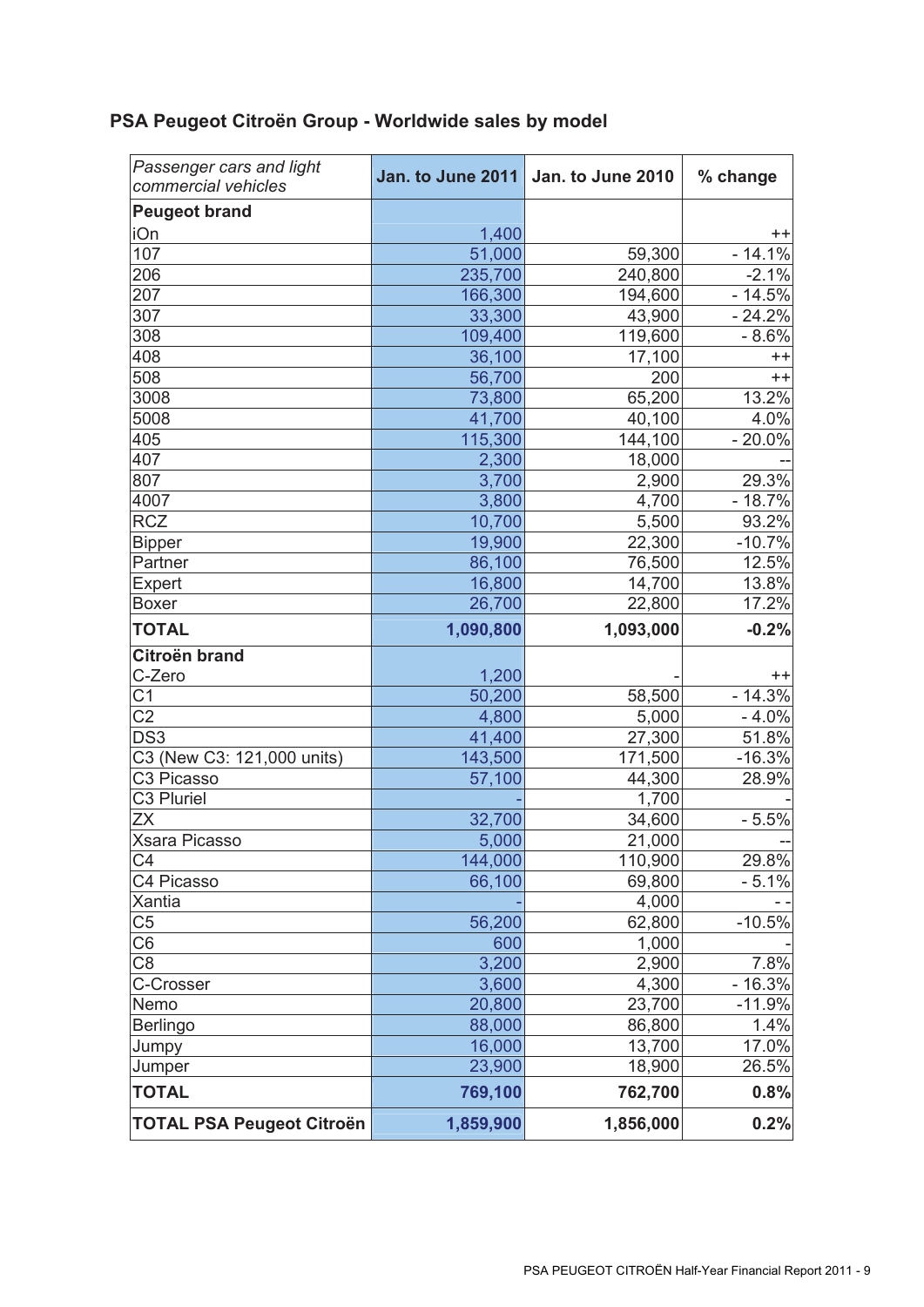## PSA Peugeot Citroën Group - Worldwide sales by model

| *Passenger cars and light commercial vehicles* | Jan. to June 2011 | Jan. to June 2010 | % change |
|---|---|---|---|
| **Peugeot brand** | | | |
| iOn | 1,400 | | ++ |
| 107 | 51,000 | 59,300 | - 14.1% |
| 206 | 235,700 | 240,800 | -2.1% |
| 207 | 166,300 | 194,600 | - 14.5% |
| 307 | 33,300 | 43,900 | - 24.2% |
| 308 | 109,400 | 119,600 | - 8.6% |
| 408 | 36,100 | 17,100 | ++ |
| 508 | 56,700 | 200 | ++ |
| 3008 | 73,800 | 65,200 | 13.2% |
| 5008 | 41,700 | 40,100 | 4.0% |
| 405 | 115,300 | 144,100 | - 20.0% |
| 407 | 2,300 | 18,000 | -- |
| 807 | 3,700 | 2,900 | 29.3% |
| 4007 | 3,800 | 4,700 | - 18.7% |
| RCZ | 10,700 | 5,500 | 93.2% |
| Bipper | 19,900 | 22,300 | -10.7% |
| Partner | 86,100 | 76,500 | 12.5% |
| Expert | 16,800 | 14,700 | 13.8% |
| Boxer | 26,700 | 22,800 | 17.2% |
| **TOTAL** | **1,090,800** | **1,093,000** | **-0.2%** |
| **Citroën brand** | | | |
| C-Zero | 1,200 | - | ++ |
| C1 | 50,200 | 58,500 | - 14.3% |
| C2 | 4,800 | 5,000 | - 4.0% |
| DS3 | 41,400 | 27,300 | 51.8% |
| C3 (New C3: 121,000 units) | 143,500 | 171,500 | -16.3% |
| C3 Picasso | 57,100 | 44,300 | 28.9% |
| C3 Pluriel | - | 1,700 | - |
| ZX | 32,700 | 34,600 | - 5.5% |
| Xsara Picasso | 5,000 | 21,000 | -- |
| C4 | 144,000 | 110,900 | 29.8% |
| C4 Picasso | 66,100 | 69,800 | - 5.1% |
| Xantia | - | 4,000 | - - |
| C5 | 56,200 | 62,800 | -10.5% |
| C6 | 600 | 1,000 | - |
| C8 | 3,200 | 2,900 | 7.8% |
| C-Crosser | 3,600 | 4,300 | - 16.3% |
| Nemo | 20,800 | 23,700 | -11.9% |
| Berlingo | 88,000 | 86,800 | 1.4% |
| Jumpy | 16,000 | 13,700 | 17.0% |
| Jumper | 23,900 | 18,900 | 26.5% |
| **TOTAL** | **769,100** | **762,700** | **0.8%** |
| **TOTAL PSA Peugeot Citroën** | **1,859,900** | **1,856,000** | **0.2%** |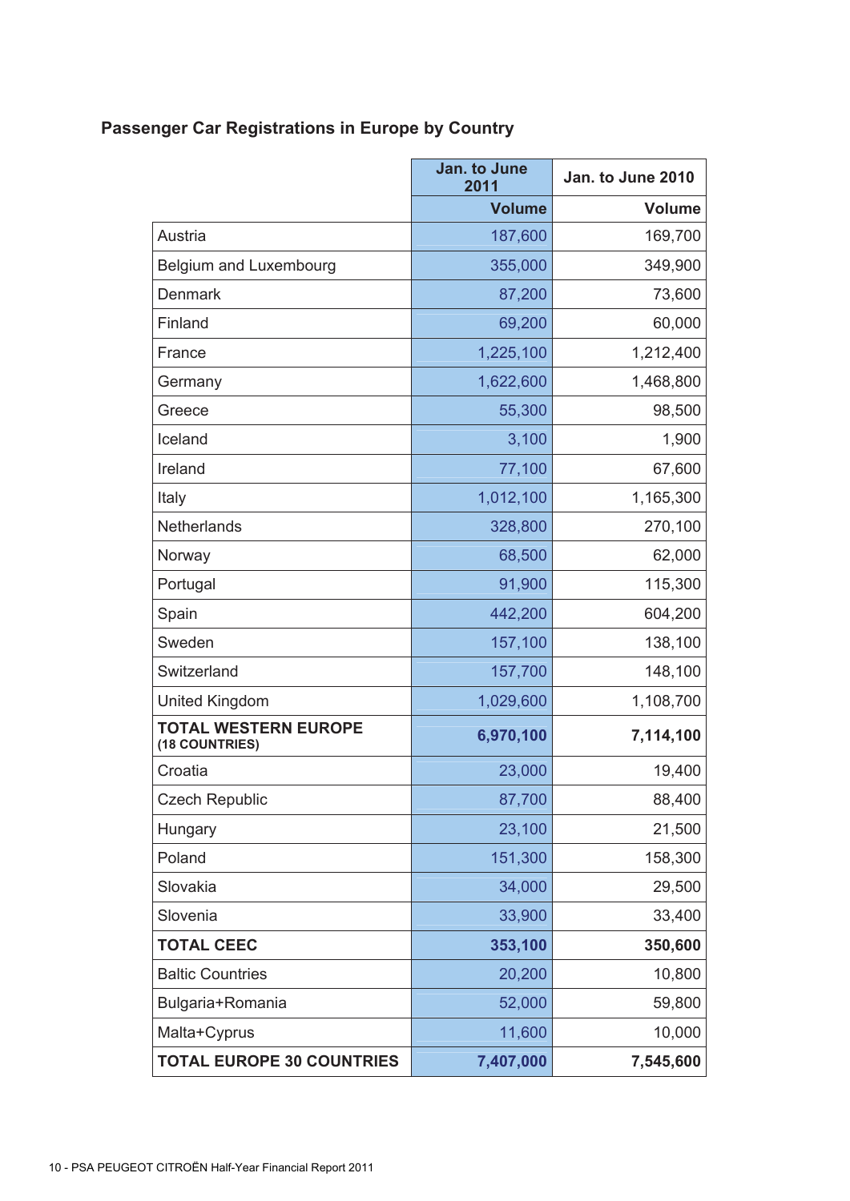## Passenger Car Registrations in Europe by Country

| | Jan. to June 2011 | Jan. to June 2010 |
|---|---|---|
| | **Volume** | **Volume** |
| Austria | 187,600 | 169,700 |
| Belgium and Luxembourg | 355,000 | 349,900 |
| Denmark | 87,200 | 73,600 |
| Finland | 69,200 | 60,000 |
| France | 1,225,100 | 1,212,400 |
| Germany | 1,622,600 | 1,468,800 |
| Greece | 55,300 | 98,500 |
| Iceland | 3,100 | 1,900 |
| Ireland | 77,100 | 67,600 |
| Italy | 1,012,100 | 1,165,300 |
| Netherlands | 328,800 | 270,100 |
| Norway | 68,500 | 62,000 |
| Portugal | 91,900 | 115,300 |
| Spain | 442,200 | 604,200 |
| Sweden | 157,100 | 138,100 |
| Switzerland | 157,700 | 148,100 |
| United Kingdom | 1,029,600 | 1,108,700 |
| **TOTAL WESTERN EUROPE (18 COUNTRIES)** | **6,970,100** | **7,114,100** |
| Croatia | 23,000 | 19,400 |
| Czech Republic | 87,700 | 88,400 |
| Hungary | 23,100 | 21,500 |
| Poland | 151,300 | 158,300 |
| Slovakia | 34,000 | 29,500 |
| Slovenia | 33,900 | 33,400 |
| **TOTAL CEEC** | **353,100** | **350,600** |
| Baltic Countries | 20,200 | 10,800 |
| Bulgaria+Romania | 52,000 | 59,800 |
| Malta+Cyprus | 11,600 | 10,000 |
| **TOTAL EUROPE 30 COUNTRIES** | **7,407,000** | **7,545,600** |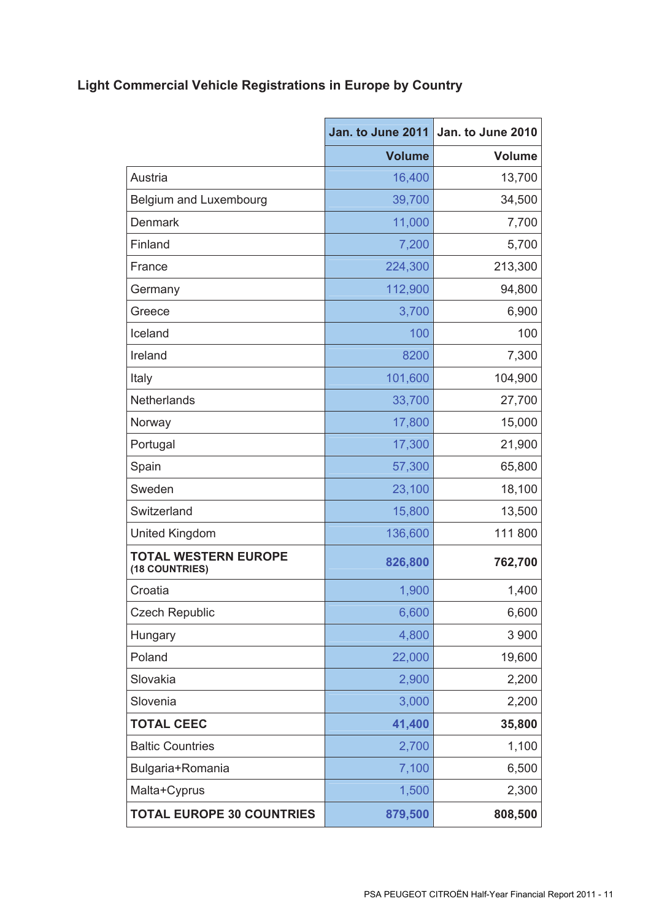## Light Commercial Vehicle Registrations in Europe by Country

| | Jan. to June 2011 | Jan. to June 2010 |
|---|---|---|
| | **Volume** | **Volume** |
| Austria | 16,400 | 13,700 |
| Belgium and Luxembourg | 39,700 | 34,500 |
| Denmark | 11,000 | 7,700 |
| Finland | 7,200 | 5,700 |
| France | 224,300 | 213,300 |
| Germany | 112,900 | 94,800 |
| Greece | 3,700 | 6,900 |
| Iceland | 100 | 100 |
| Ireland | 8200 | 7,300 |
| Italy | 101,600 | 104,900 |
| Netherlands | 33,700 | 27,700 |
| Norway | 17,800 | 15,000 |
| Portugal | 17,300 | 21,900 |
| Spain | 57,300 | 65,800 |
| Sweden | 23,100 | 18,100 |
| Switzerland | 15,800 | 13,500 |
| United Kingdom | 136,600 | 111 800 |
| **TOTAL WESTERN EUROPE (18 COUNTRIES)** | **826,800** | **762,700** |
| Croatia | 1,900 | 1,400 |
| Czech Republic | 6,600 | 6,600 |
| Hungary | 4,800 | 3 900 |
| Poland | 22,000 | 19,600 |
| Slovakia | 2,900 | 2,200 |
| Slovenia | 3,000 | 2,200 |
| **TOTAL CEEC** | **41,400** | **35,800** |
| Baltic Countries | 2,700 | 1,100 |
| Bulgaria+Romania | 7,100 | 6,500 |
| Malta+Cyprus | 1,500 | 2,300 |
| **TOTAL EUROPE 30 COUNTRIES** | **879,500** | **808,500** |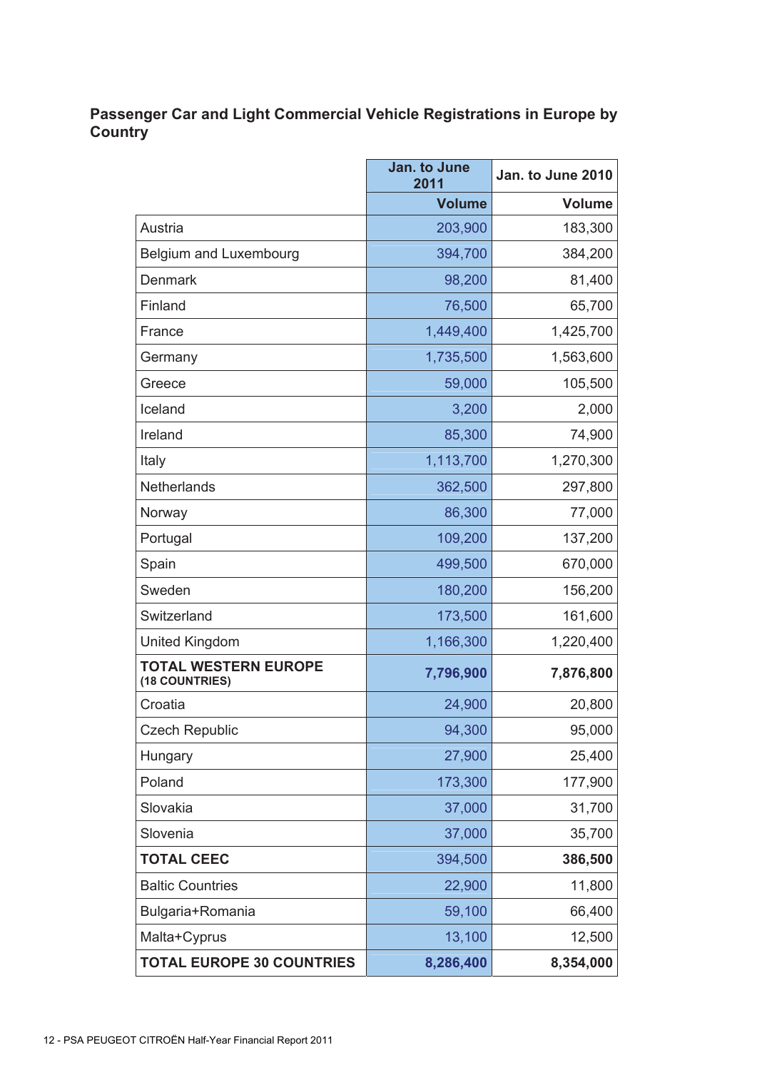## Passenger Car and Light Commercial Vehicle Registrations in Europe by Country

| | Jan. to June 2011 | Jan. to June 2010 |
|---|---|---|
| | **Volume** | **Volume** |
| Austria | 203,900 | 183,300 |
| Belgium and Luxembourg | 394,700 | 384,200 |
| Denmark | 98,200 | 81,400 |
| Finland | 76,500 | 65,700 |
| France | 1,449,400 | 1,425,700 |
| Germany | 1,735,500 | 1,563,600 |
| Greece | 59,000 | 105,500 |
| Iceland | 3,200 | 2,000 |
| Ireland | 85,300 | 74,900 |
| Italy | 1,113,700 | 1,270,300 |
| Netherlands | 362,500 | 297,800 |
| Norway | 86,300 | 77,000 |
| Portugal | 109,200 | 137,200 |
| Spain | 499,500 | 670,000 |
| Sweden | 180,200 | 156,200 |
| Switzerland | 173,500 | 161,600 |
| United Kingdom | 1,166,300 | 1,220,400 |
| **TOTAL WESTERN EUROPE (18 COUNTRIES)** | **7,796,900** | **7,876,800** |
| Croatia | 24,900 | 20,800 |
| Czech Republic | 94,300 | 95,000 |
| Hungary | 27,900 | 25,400 |
| Poland | 173,300 | 177,900 |
| Slovakia | 37,000 | 31,700 |
| Slovenia | 37,000 | 35,700 |
| **TOTAL CEEC** | 394,500 | **386,500** |
| Baltic Countries | 22,900 | 11,800 |
| Bulgaria+Romania | 59,100 | 66,400 |
| Malta+Cyprus | 13,100 | 12,500 |
| **TOTAL EUROPE 30 COUNTRIES** | **8,286,400** | **8,354,000** |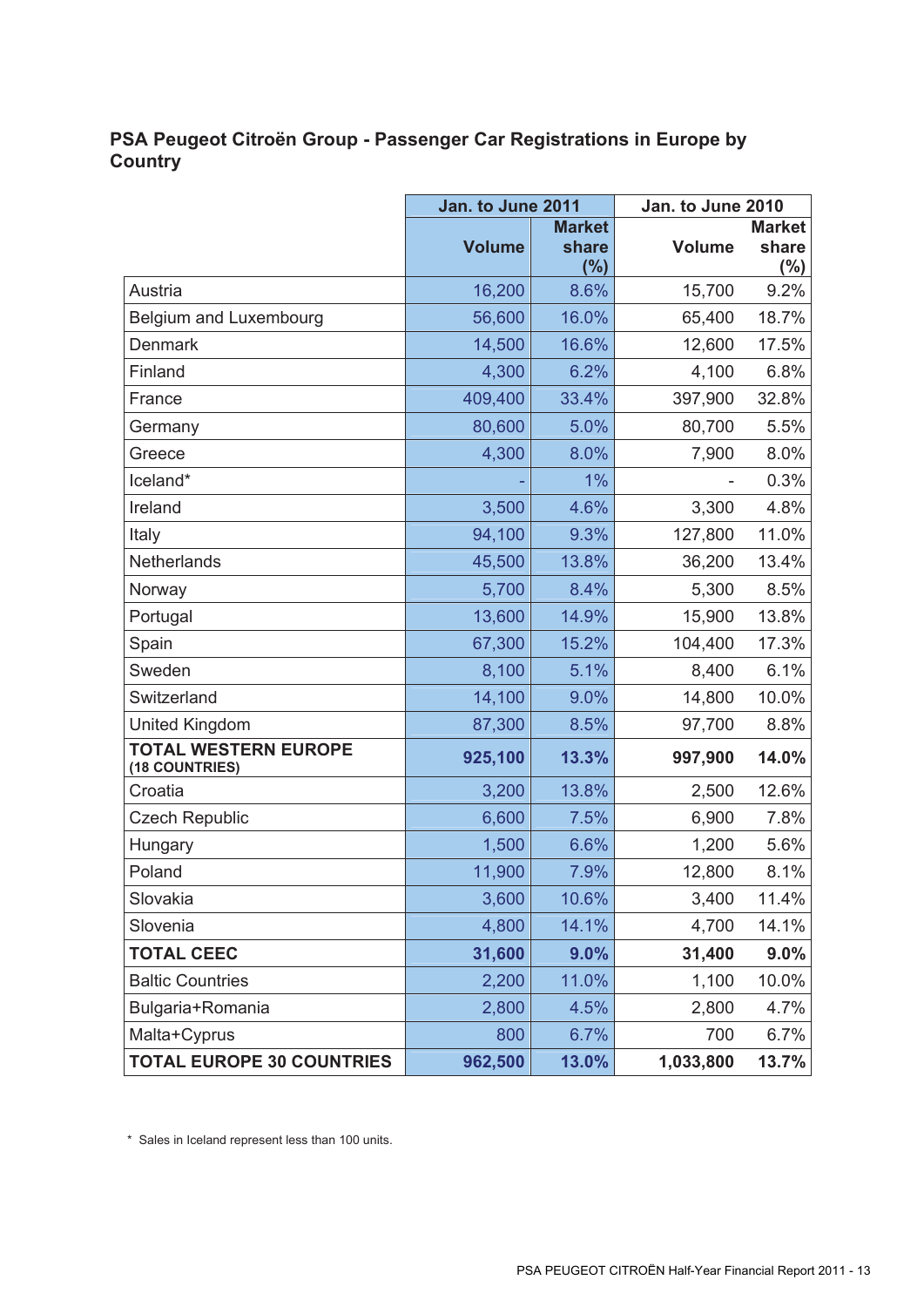## PSA Peugeot Citroën Group - Passenger Car Registrations in Europe by Country

| | Jan. to June 2011 | | Jan. to June 2010 | |
|---|---|---|---|---|
| | Volume | Market share (%) | Volume | Market share (%) |
| Austria | 16,200 | 8.6% | 15,700 | 9.2% |
| Belgium and Luxembourg | 56,600 | 16.0% | 65,400 | 18.7% |
| Denmark | 14,500 | 16.6% | 12,600 | 17.5% |
| Finland | 4,300 | 6.2% | 4,100 | 6.8% |
| France | 409,400 | 33.4% | 397,900 | 32.8% |
| Germany | 80,600 | 5.0% | 80,700 | 5.5% |
| Greece | 4,300 | 8.0% | 7,900 | 8.0% |
| Iceland* | - | 1% | - | 0.3% |
| Ireland | 3,500 | 4.6% | 3,300 | 4.8% |
| Italy | 94,100 | 9.3% | 127,800 | 11.0% |
| Netherlands | 45,500 | 13.8% | 36,200 | 13.4% |
| Norway | 5,700 | 8.4% | 5,300 | 8.5% |
| Portugal | 13,600 | 14.9% | 15,900 | 13.8% |
| Spain | 67,300 | 15.2% | 104,400 | 17.3% |
| Sweden | 8,100 | 5.1% | 8,400 | 6.1% |
| Switzerland | 14,100 | 9.0% | 14,800 | 10.0% |
| United Kingdom | 87,300 | 8.5% | 97,700 | 8.8% |
| **TOTAL WESTERN EUROPE (18 COUNTRIES)** | **925,100** | **13.3%** | **997,900** | **14.0%** |
| Croatia | 3,200 | 13.8% | 2,500 | 12.6% |
| Czech Republic | 6,600 | 7.5% | 6,900 | 7.8% |
| Hungary | 1,500 | 6.6% | 1,200 | 5.6% |
| Poland | 11,900 | 7.9% | 12,800 | 8.1% |
| Slovakia | 3,600 | 10.6% | 3,400 | 11.4% |
| Slovenia | 4,800 | 14.1% | 4,700 | 14.1% |
| **TOTAL CEEC** | **31,600** | **9.0%** | **31,400** | **9.0%** |
| Baltic Countries | 2,200 | 11.0% | 1,100 | 10.0% |
| Bulgaria+Romania | 2,800 | 4.5% | 2,800 | 4.7% |
| Malta+Cyprus | 800 | 6.7% | 700 | 6.7% |
| **TOTAL EUROPE 30 COUNTRIES** | **962,500** | **13.0%** | **1,033,800** | **13.7%** |

* Sales in Iceland represent less than 100 units.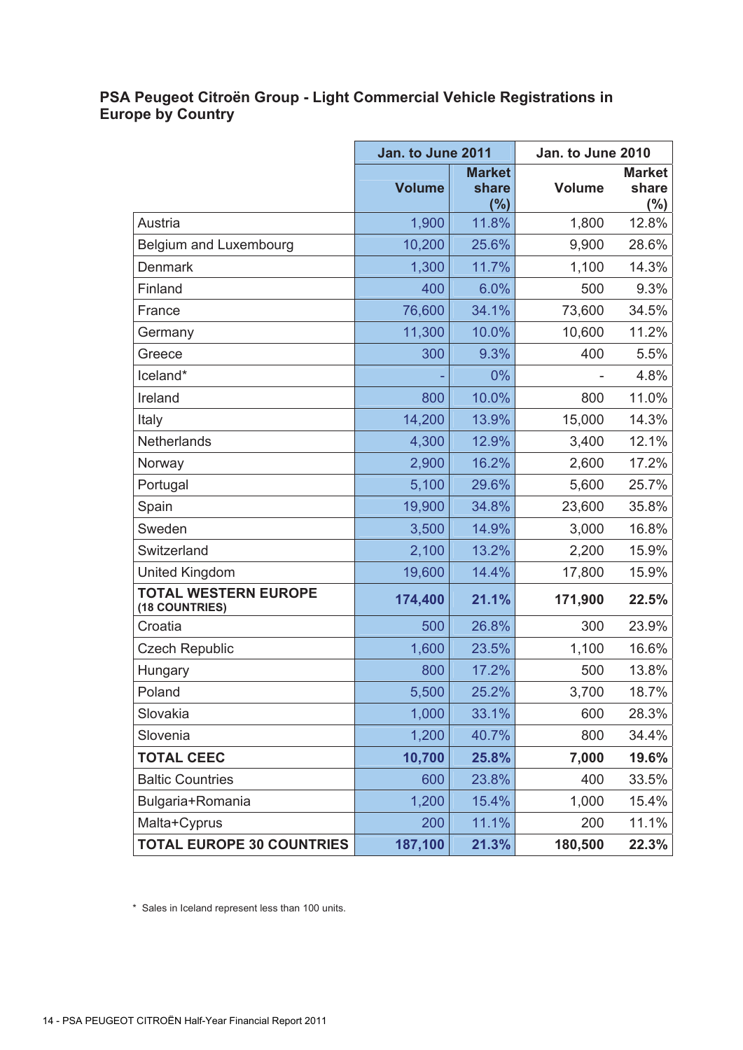## PSA Peugeot Citroën Group - Light Commercial Vehicle Registrations in Europe by Country

| | Jan. to June 2011 | | Jan. to June 2010 | |
|---|---|---|---|---|
| | Volume | Market share (%) | Volume | Market share (%) |
| Austria | 1,900 | 11.8% | 1,800 | 12.8% |
| Belgium and Luxembourg | 10,200 | 25.6% | 9,900 | 28.6% |
| Denmark | 1,300 | 11.7% | 1,100 | 14.3% |
| Finland | 400 | 6.0% | 500 | 9.3% |
| France | 76,600 | 34.1% | 73,600 | 34.5% |
| Germany | 11,300 | 10.0% | 10,600 | 11.2% |
| Greece | 300 | 9.3% | 400 | 5.5% |
| Iceland* | - | 0% | - | 4.8% |
| Ireland | 800 | 10.0% | 800 | 11.0% |
| Italy | 14,200 | 13.9% | 15,000 | 14.3% |
| Netherlands | 4,300 | 12.9% | 3,400 | 12.1% |
| Norway | 2,900 | 16.2% | 2,600 | 17.2% |
| Portugal | 5,100 | 29.6% | 5,600 | 25.7% |
| Spain | 19,900 | 34.8% | 23,600 | 35.8% |
| Sweden | 3,500 | 14.9% | 3,000 | 16.8% |
| Switzerland | 2,100 | 13.2% | 2,200 | 15.9% |
| United Kingdom | 19,600 | 14.4% | 17,800 | 15.9% |
| **TOTAL WESTERN EUROPE (18 COUNTRIES)** | **174,400** | **21.1%** | **171,900** | **22.5%** |
| Croatia | 500 | 26.8% | 300 | 23.9% |
| Czech Republic | 1,600 | 23.5% | 1,100 | 16.6% |
| Hungary | 800 | 17.2% | 500 | 13.8% |
| Poland | 5,500 | 25.2% | 3,700 | 18.7% |
| Slovakia | 1,000 | 33.1% | 600 | 28.3% |
| Slovenia | 1,200 | 40.7% | 800 | 34.4% |
| **TOTAL CEEC** | **10,700** | **25.8%** | **7,000** | **19.6%** |
| Baltic Countries | 600 | 23.8% | 400 | 33.5% |
| Bulgaria+Romania | 1,200 | 15.4% | 1,000 | 15.4% |
| Malta+Cyprus | 200 | 11.1% | 200 | 11.1% |
| **TOTAL EUROPE 30 COUNTRIES** | **187,100** | **21.3%** | **180,500** | **22.3%** |

\* Sales in Iceland represent less than 100 units.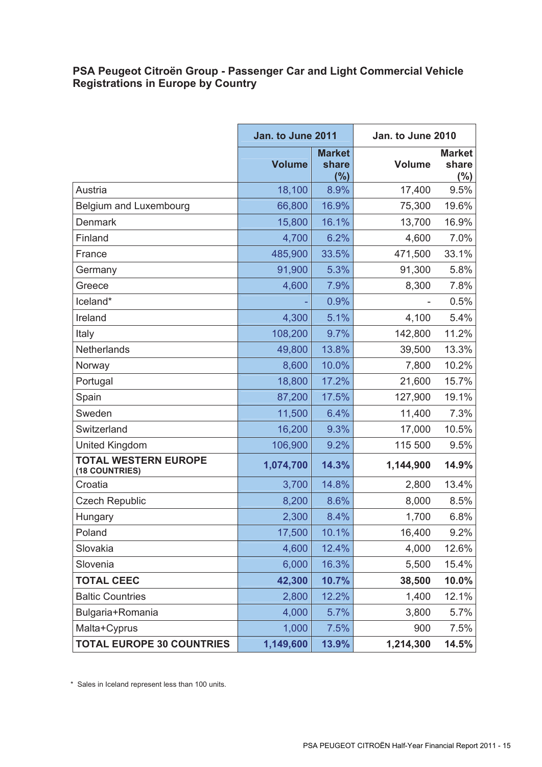## PSA Peugeot Citroën Group - Passenger Car and Light Commercial Vehicle Registrations in Europe by Country

| | Jan. to June 2011 | | Jan. to June 2010 | |
|---|---|---|---|---|
| | Volume | Market share (%) | Volume | Market share (%) |
| Austria | 18,100 | 8.9% | 17,400 | 9.5% |
| Belgium and Luxembourg | 66,800 | 16.9% | 75,300 | 19.6% |
| Denmark | 15,800 | 16.1% | 13,700 | 16.9% |
| Finland | 4,700 | 6.2% | 4,600 | 7.0% |
| France | 485,900 | 33.5% | 471,500 | 33.1% |
| Germany | 91,900 | 5.3% | 91,300 | 5.8% |
| Greece | 4,600 | 7.9% | 8,300 | 7.8% |
| Iceland* | - | 0.9% | - | 0.5% |
| Ireland | 4,300 | 5.1% | 4,100 | 5.4% |
| Italy | 108,200 | 9.7% | 142,800 | 11.2% |
| Netherlands | 49,800 | 13.8% | 39,500 | 13.3% |
| Norway | 8,600 | 10.0% | 7,800 | 10.2% |
| Portugal | 18,800 | 17.2% | 21,600 | 15.7% |
| Spain | 87,200 | 17.5% | 127,900 | 19.1% |
| Sweden | 11,500 | 6.4% | 11,400 | 7.3% |
| Switzerland | 16,200 | 9.3% | 17,000 | 10.5% |
| United Kingdom | 106,900 | 9.2% | 115 500 | 9.5% |
| **TOTAL WESTERN EUROPE (18 COUNTRIES)** | **1,074,700** | **14.3%** | **1,144,900** | **14.9%** |
| Croatia | 3,700 | 14.8% | 2,800 | 13.4% |
| Czech Republic | 8,200 | 8.6% | 8,000 | 8.5% |
| Hungary | 2,300 | 8.4% | 1,700 | 6.8% |
| Poland | 17,500 | 10.1% | 16,400 | 9.2% |
| Slovakia | 4,600 | 12.4% | 4,000 | 12.6% |
| Slovenia | 6,000 | 16.3% | 5,500 | 15.4% |
| **TOTAL CEEC** | **42,300** | **10.7%** | **38,500** | **10.0%** |
| Baltic Countries | 2,800 | 12.2% | 1,400 | 12.1% |
| Bulgaria+Romania | 4,000 | 5.7% | 3,800 | 5.7% |
| Malta+Cyprus | 1,000 | 7.5% | 900 | 7.5% |
| **TOTAL EUROPE 30 COUNTRIES** | **1,149,600** | **13.9%** | **1,214,300** | **14.5%** |

\* Sales in Iceland represent less than 100 units.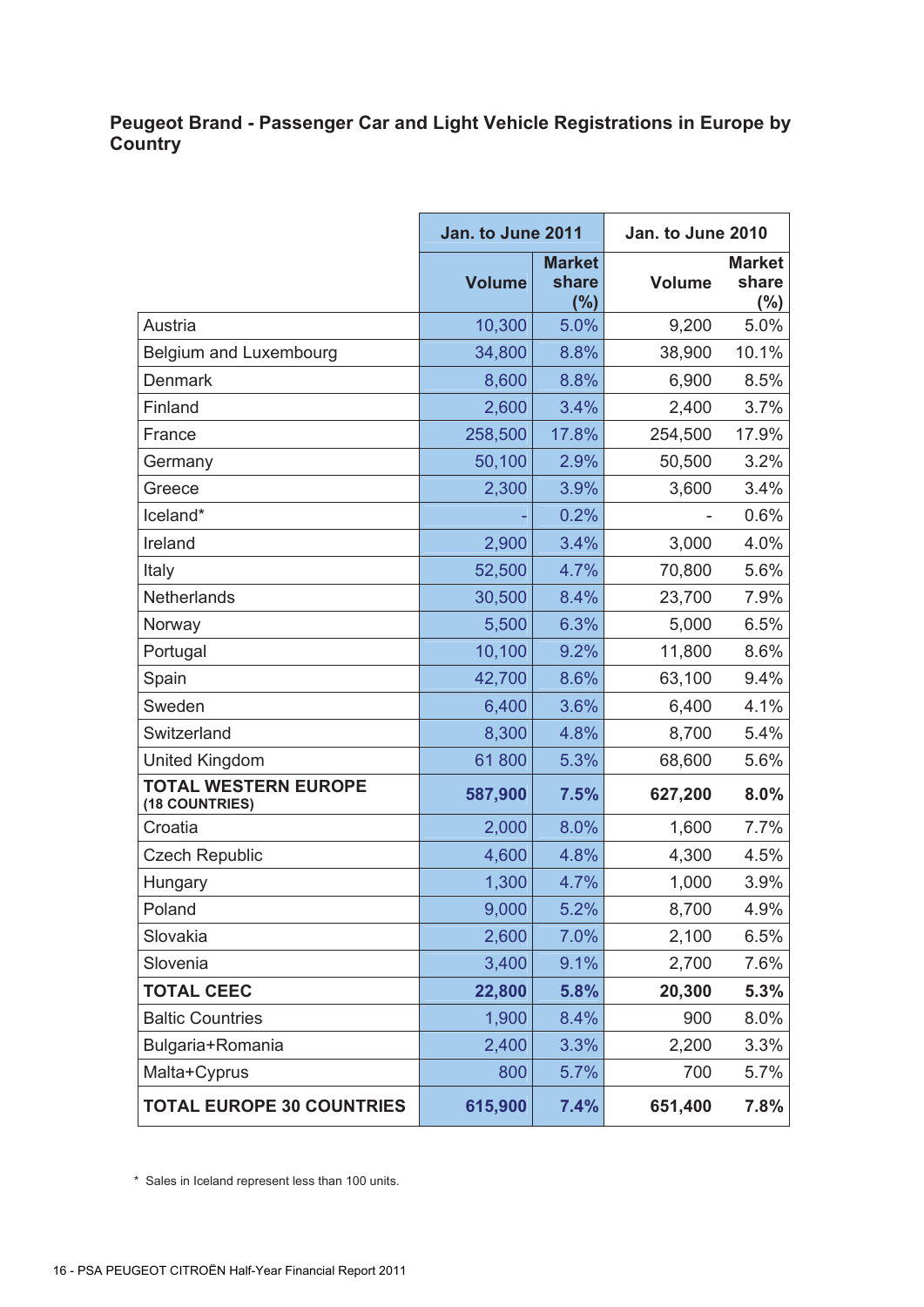### Peugeot Brand - Passenger Car and Light Vehicle Registrations in Europe by Country

| | Jan. to June 2011 | | Jan. to June 2010 | |
|---|---|---|---|---|
| | Volume | Market share (%) | Volume | Market share (%) |
| Austria | 10,300 | 5.0% | 9,200 | 5.0% |
| Belgium and Luxembourg | 34,800 | 8.8% | 38,900 | 10.1% |
| Denmark | 8,600 | 8.8% | 6,900 | 8.5% |
| Finland | 2,600 | 3.4% | 2,400 | 3.7% |
| France | 258,500 | 17.8% | 254,500 | 17.9% |
| Germany | 50,100 | 2.9% | 50,500 | 3.2% |
| Greece | 2,300 | 3.9% | 3,600 | 3.4% |
| Iceland* | - | 0.2% | - | 0.6% |
| Ireland | 2,900 | 3.4% | 3,000 | 4.0% |
| Italy | 52,500 | 4.7% | 70,800 | 5.6% |
| Netherlands | 30,500 | 8.4% | 23,700 | 7.9% |
| Norway | 5,500 | 6.3% | 5,000 | 6.5% |
| Portugal | 10,100 | 9.2% | 11,800 | 8.6% |
| Spain | 42,700 | 8.6% | 63,100 | 9.4% |
| Sweden | 6,400 | 3.6% | 6,400 | 4.1% |
| Switzerland | 8,300 | 4.8% | 8,700 | 5.4% |
| United Kingdom | 61 800 | 5.3% | 68,600 | 5.6% |
| **TOTAL WESTERN EUROPE (18 COUNTRIES)** | **587,900** | **7.5%** | **627,200** | **8.0%** |
| Croatia | 2,000 | 8.0% | 1,600 | 7.7% |
| Czech Republic | 4,600 | 4.8% | 4,300 | 4.5% |
| Hungary | 1,300 | 4.7% | 1,000 | 3.9% |
| Poland | 9,000 | 5.2% | 8,700 | 4.9% |
| Slovakia | 2,600 | 7.0% | 2,100 | 6.5% |
| Slovenia | 3,400 | 9.1% | 2,700 | 7.6% |
| **TOTAL CEEC** | **22,800** | **5.8%** | **20,300** | **5.3%** |
| Baltic Countries | 1,900 | 8.4% | 900 | 8.0% |
| Bulgaria+Romania | 2,400 | 3.3% | 2,200 | 3.3% |
| Malta+Cyprus | 800 | 5.7% | 700 | 5.7% |
| **TOTAL EUROPE 30 COUNTRIES** | **615,900** | **7.4%** | **651,400** | **7.8%** |

\* Sales in Iceland represent less than 100 units.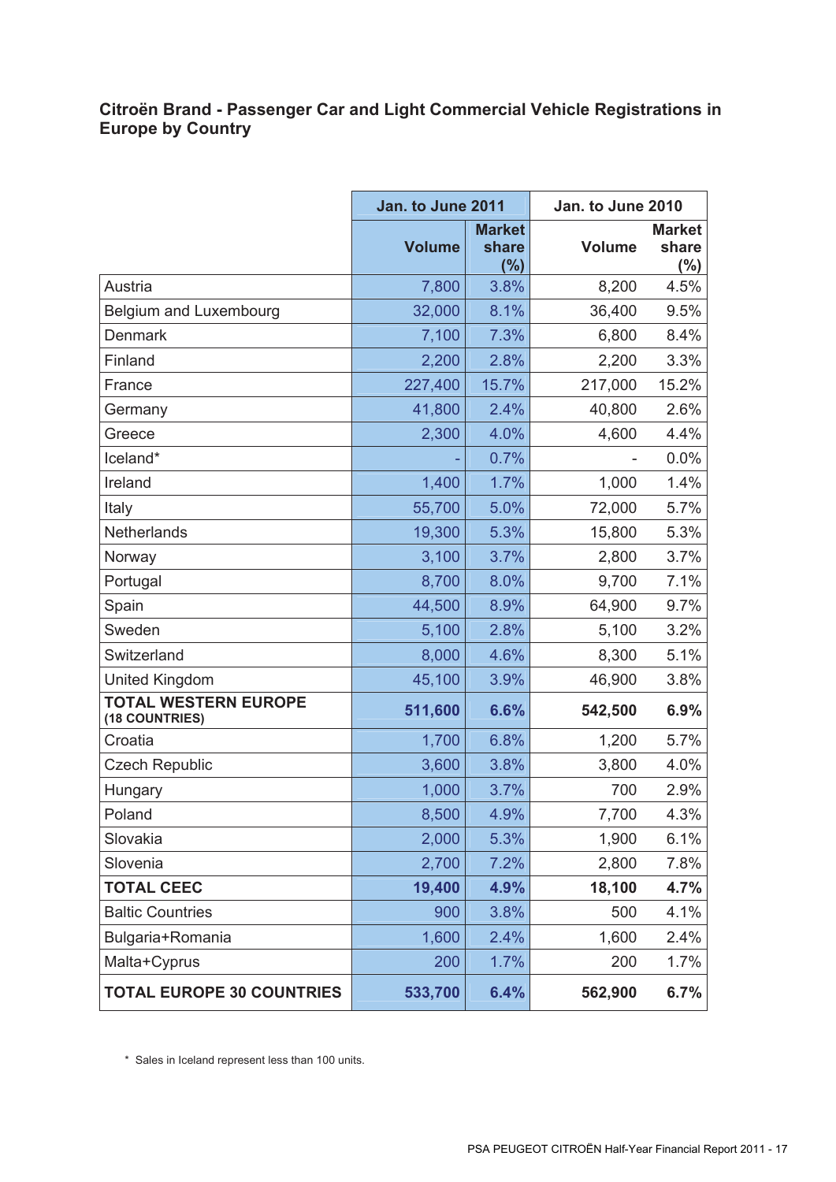## Citroën Brand - Passenger Car and Light Commercial Vehicle Registrations in Europe by Country

| | Jan. to June 2011 | | Jan. to June 2010 | |
|---|---|---|---|---|
| | Volume | Market share (%) | Volume | Market share (%) |
| Austria | 7,800 | 3.8% | 8,200 | 4.5% |
| Belgium and Luxembourg | 32,000 | 8.1% | 36,400 | 9.5% |
| Denmark | 7,100 | 7.3% | 6,800 | 8.4% |
| Finland | 2,200 | 2.8% | 2,200 | 3.3% |
| France | 227,400 | 15.7% | 217,000 | 15.2% |
| Germany | 41,800 | 2.4% | 40,800 | 2.6% |
| Greece | 2,300 | 4.0% | 4,600 | 4.4% |
| Iceland* | - | 0.7% | - | 0.0% |
| Ireland | 1,400 | 1.7% | 1,000 | 1.4% |
| Italy | 55,700 | 5.0% | 72,000 | 5.7% |
| Netherlands | 19,300 | 5.3% | 15,800 | 5.3% |
| Norway | 3,100 | 3.7% | 2,800 | 3.7% |
| Portugal | 8,700 | 8.0% | 9,700 | 7.1% |
| Spain | 44,500 | 8.9% | 64,900 | 9.7% |
| Sweden | 5,100 | 2.8% | 5,100 | 3.2% |
| Switzerland | 8,000 | 4.6% | 8,300 | 5.1% |
| United Kingdom | 45,100 | 3.9% | 46,900 | 3.8% |
| **TOTAL WESTERN EUROPE (18 COUNTRIES)** | **511,600** | **6.6%** | **542,500** | **6.9%** |
| Croatia | 1,700 | 6.8% | 1,200 | 5.7% |
| Czech Republic | 3,600 | 3.8% | 3,800 | 4.0% |
| Hungary | 1,000 | 3.7% | 700 | 2.9% |
| Poland | 8,500 | 4.9% | 7,700 | 4.3% |
| Slovakia | 2,000 | 5.3% | 1,900 | 6.1% |
| Slovenia | 2,700 | 7.2% | 2,800 | 7.8% |
| **TOTAL CEEC** | **19,400** | **4.9%** | **18,100** | **4.7%** |
| Baltic Countries | 900 | 3.8% | 500 | 4.1% |
| Bulgaria+Romania | 1,600 | 2.4% | 1,600 | 2.4% |
| Malta+Cyprus | 200 | 1.7% | 200 | 1.7% |
| **TOTAL EUROPE 30 COUNTRIES** | **533,700** | **6.4%** | **562,900** | **6.7%** |

\* Sales in Iceland represent less than 100 units.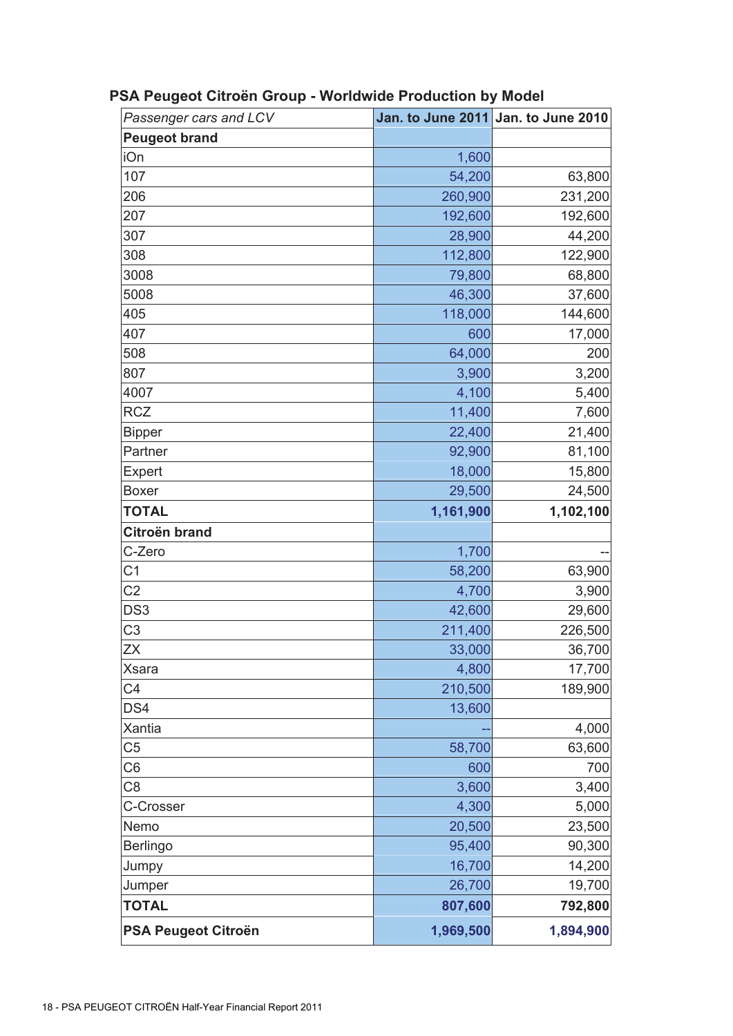## PSA Peugeot Citroën Group - Worldwide Production by Model

| *Passenger cars and LCV* | Jan. to June 2011 | Jan. to June 2010 |
|---|---|---|
| **Peugeot brand** | | |
| iOn | 1,600 | |
| 107 | 54,200 | 63,800 |
| 206 | 260,900 | 231,200 |
| 207 | 192,600 | 192,600 |
| 307 | 28,900 | 44,200 |
| 308 | 112,800 | 122,900 |
| 3008 | 79,800 | 68,800 |
| 5008 | 46,300 | 37,600 |
| 405 | 118,000 | 144,600 |
| 407 | 600 | 17,000 |
| 508 | 64,000 | 200 |
| 807 | 3,900 | 3,200 |
| 4007 | 4,100 | 5,400 |
| RCZ | 11,400 | 7,600 |
| Bipper | 22,400 | 21,400 |
| Partner | 92,900 | 81,100 |
| Expert | 18,000 | 15,800 |
| Boxer | 29,500 | 24,500 |
| **TOTAL** | **1,161,900** | **1,102,100** |
| **Citroën brand** | | |
| C-Zero | 1,700 | -- |
| C1 | 58,200 | 63,900 |
| C2 | 4,700 | 3,900 |
| DS3 | 42,600 | 29,600 |
| C3 | 211,400 | 226,500 |
| ZX | 33,000 | 36,700 |
| Xsara | 4,800 | 17,700 |
| C4 | 210,500 | 189,900 |
| DS4 | 13,600 | |
| Xantia | -- | 4,000 |
| C5 | 58,700 | 63,600 |
| C6 | 600 | 700 |
| C8 | 3,600 | 3,400 |
| C-Crosser | 4,300 | 5,000 |
| Nemo | 20,500 | 23,500 |
| Berlingo | 95,400 | 90,300 |
| Jumpy | 16,700 | 14,200 |
| Jumper | 26,700 | 19,700 |
| **TOTAL** | **807,600** | **792,800** |
| **PSA Peugeot Citroën** | **1,969,500** | **1,894,900** |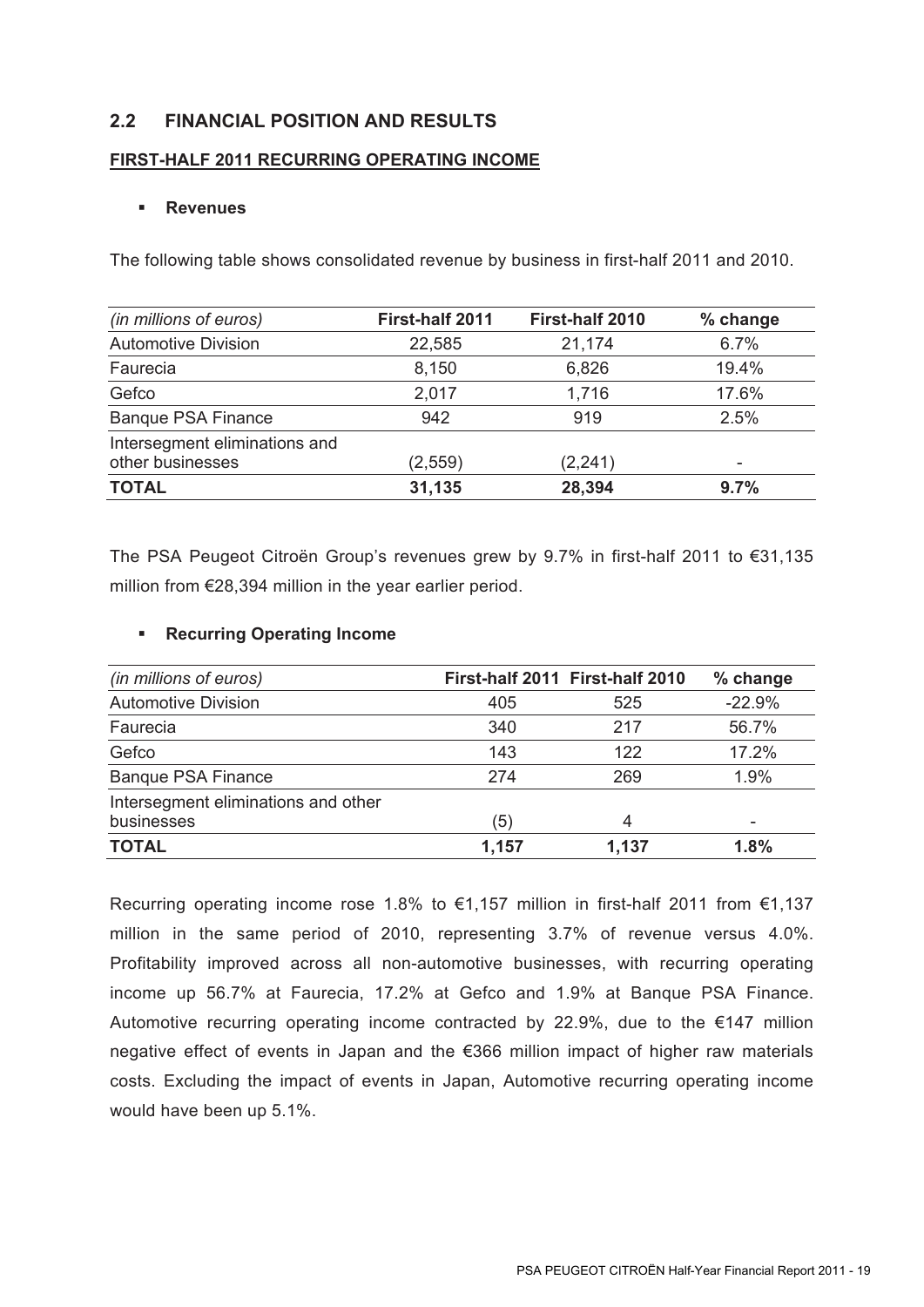## 2.2 FINANCIAL POSITION AND RESULTS

### FIRST-HALF 2011 RECURRING OPERATING INCOME

- **Revenues**

The following table shows consolidated revenue by business in first-half 2011 and 2010.

| *(in millions of euros)* | **First-half 2011** | **First-half 2010** | **% change** |
|---|---|---|---|
| Automotive Division | 22,585 | 21,174 | 6.7% |
| Faurecia | 8,150 | 6,826 | 19.4% |
| Gefco | 2,017 | 1,716 | 17.6% |
| Banque PSA Finance | 942 | 919 | 2.5% |
| Intersegment eliminations and other businesses | (2,559) | (2,241) | - |
| **TOTAL** | **31,135** | **28,394** | **9.7%** |

The PSA Peugeot Citroën Group's revenues grew by 9.7% in first-half 2011 to €31,135 million from €28,394 million in the year earlier period.

- **Recurring Operating Income**

| *(in millions of euros)* | **First-half 2011** | **First-half 2010** | **% change** |
|---|---|---|---|
| Automotive Division | 405 | 525 | -22.9% |
| Faurecia | 340 | 217 | 56.7% |
| Gefco | 143 | 122 | 17.2% |
| Banque PSA Finance | 274 | 269 | 1.9% |
| Intersegment eliminations and other businesses | (5) | 4 | - |
| **TOTAL** | **1,157** | **1,137** | **1.8%** |

Recurring operating income rose 1.8% to €1,157 million in first-half 2011 from €1,137 million in the same period of 2010, representing 3.7% of revenue versus 4.0%. Profitability improved across all non-automotive businesses, with recurring operating income up 56.7% at Faurecia, 17.2% at Gefco and 1.9% at Banque PSA Finance. Automotive recurring operating income contracted by 22.9%, due to the €147 million negative effect of events in Japan and the €366 million impact of higher raw materials costs. Excluding the impact of events in Japan, Automotive recurring operating income would have been up 5.1%.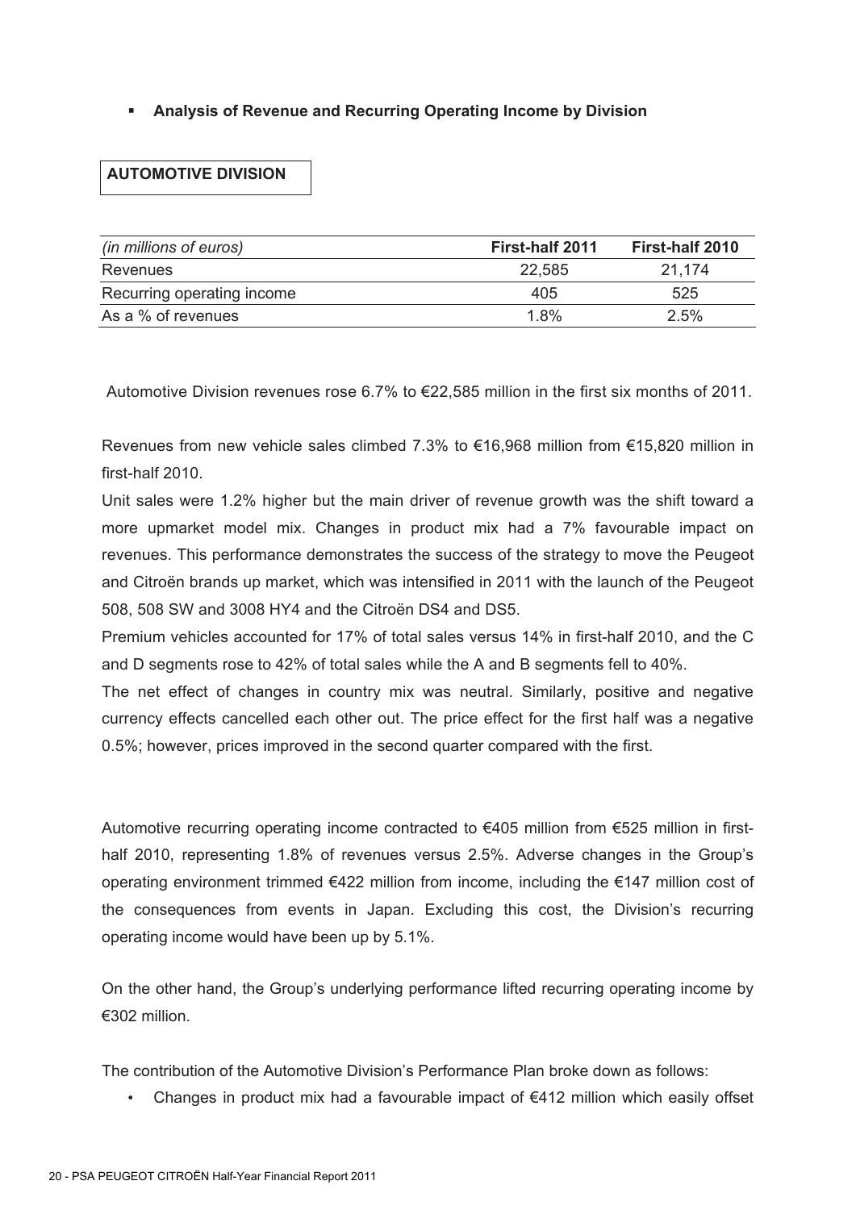- **Analysis of Revenue and Recurring Operating Income by Division**

## AUTOMOTIVE DIVISION

| *(in millions of euros)* | **First-half 2011** | **First-half 2010** |
|---|---|---|
| Revenues | 22,585 | 21,174 |
| Recurring operating income | 405 | 525 |
| As a % of revenues | 1.8% | 2.5% |

Automotive Division revenues rose 6.7% to €22,585 million in the first six months of 2011.

Revenues from new vehicle sales climbed 7.3% to €16,968 million from €15,820 million in first-half 2010.

Unit sales were 1.2% higher but the main driver of revenue growth was the shift toward a more upmarket model mix. Changes in product mix had a 7% favourable impact on revenues. This performance demonstrates the success of the strategy to move the Peugeot and Citroën brands up market, which was intensified in 2011 with the launch of the Peugeot 508, 508 SW and 3008 HY4 and the Citroën DS4 and DS5.

Premium vehicles accounted for 17% of total sales versus 14% in first-half 2010, and the C and D segments rose to 42% of total sales while the A and B segments fell to 40%.

The net effect of changes in country mix was neutral. Similarly, positive and negative currency effects cancelled each other out. The price effect for the first half was a negative 0.5%; however, prices improved in the second quarter compared with the first.

Automotive recurring operating income contracted to €405 million from €525 million in first-half 2010, representing 1.8% of revenues versus 2.5%. Adverse changes in the Group's operating environment trimmed €422 million from income, including the €147 million cost of the consequences from events in Japan. Excluding this cost, the Division's recurring operating income would have been up by 5.1%.

On the other hand, the Group's underlying performance lifted recurring operating income by €302 million.

The contribution of the Automotive Division's Performance Plan broke down as follows:

- Changes in product mix had a favourable impact of €412 million which easily offset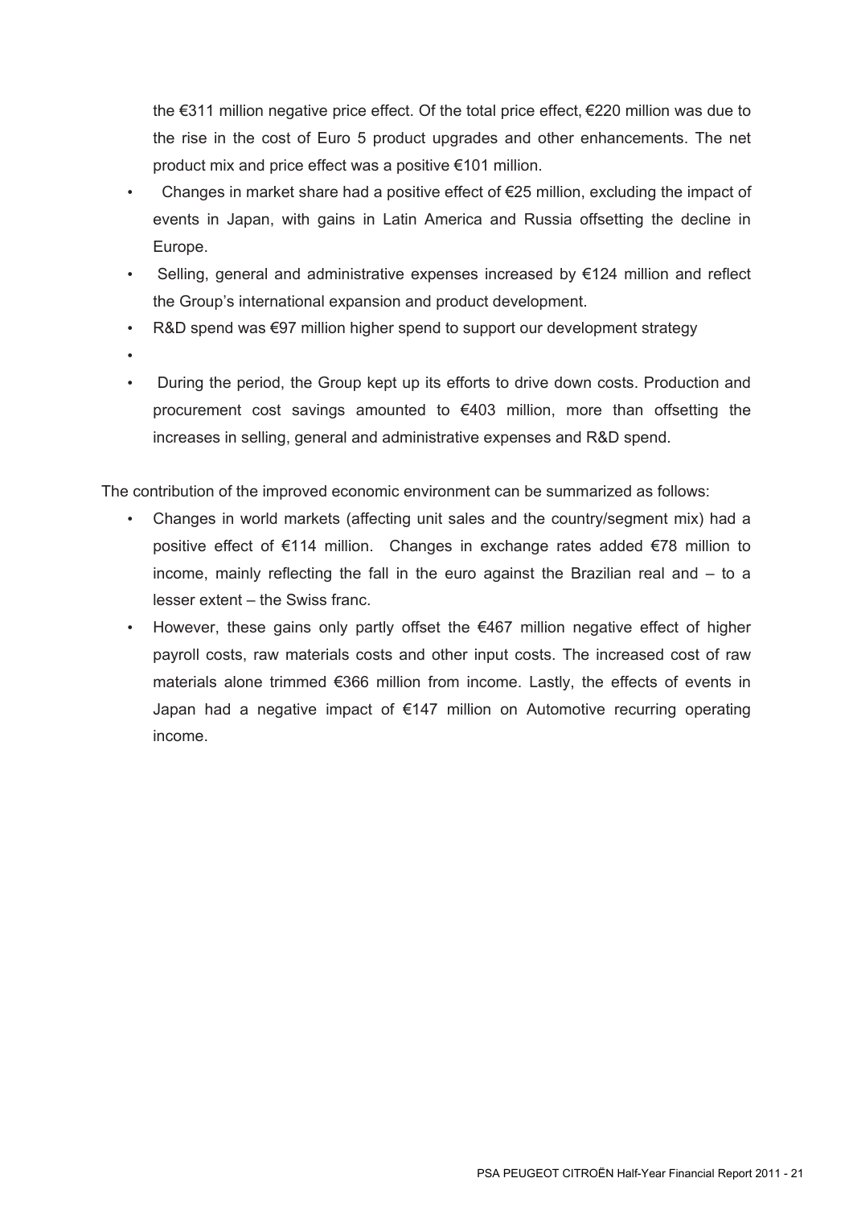the €311 million negative price effect. Of the total price effect, €220 million was due to the rise in the cost of Euro 5 product upgrades and other enhancements. The net product mix and price effect was a positive €101 million.

- Changes in market share had a positive effect of €25 million, excluding the impact of events in Japan, with gains in Latin America and Russia offsetting the decline in Europe.
- Selling, general and administrative expenses increased by €124 million and reflect the Group's international expansion and product development.
- R&D spend was €97 million higher spend to support our development strategy
- During the period, the Group kept up its efforts to drive down costs. Production and procurement cost savings amounted to €403 million, more than offsetting the increases in selling, general and administrative expenses and R&D spend.

The contribution of the improved economic environment can be summarized as follows:

- Changes in world markets (affecting unit sales and the country/segment mix) had a positive effect of €114 million. Changes in exchange rates added €78 million to income, mainly reflecting the fall in the euro against the Brazilian real and – to a lesser extent – the Swiss franc.
- However, these gains only partly offset the €467 million negative effect of higher payroll costs, raw materials costs and other input costs. The increased cost of raw materials alone trimmed €366 million from income. Lastly, the effects of events in Japan had a negative impact of €147 million on Automotive recurring operating income.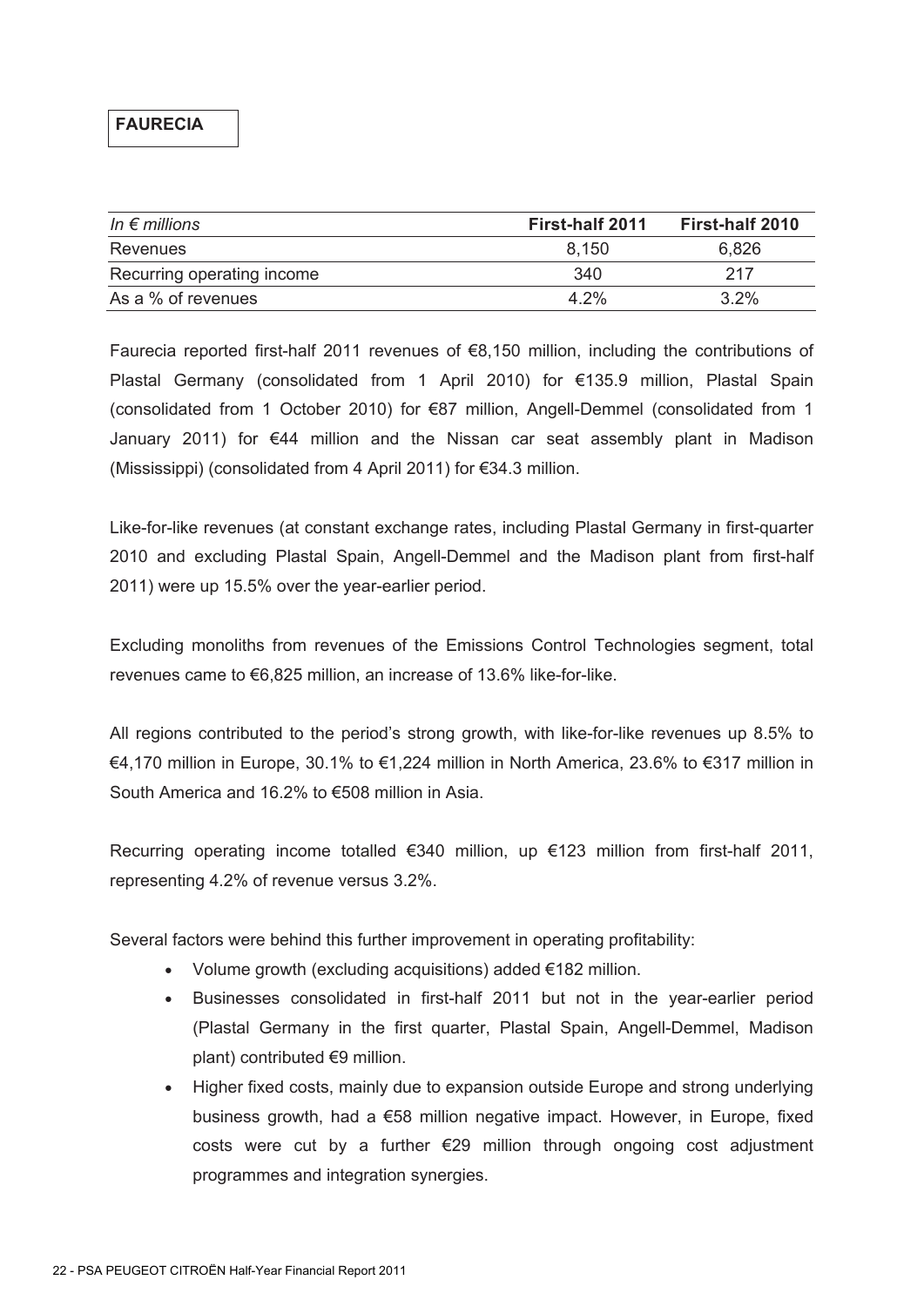## FAURECIA

| *In € millions* | First-half 2011 | First-half 2010 |
|---|---|---|
| Revenues | 8,150 | 6,826 |
| Recurring operating income | 340 | 217 |
| As a % of revenues | 4.2% | 3.2% |

Faurecia reported first-half 2011 revenues of €8,150 million, including the contributions of Plastal Germany (consolidated from 1 April 2010) for €135.9 million, Plastal Spain (consolidated from 1 October 2010) for €87 million, Angell-Demmel (consolidated from 1 January 2011) for €44 million and the Nissan car seat assembly plant in Madison (Mississippi) (consolidated from 4 April 2011) for €34.3 million.

Like-for-like revenues (at constant exchange rates, including Plastal Germany in first-quarter 2010 and excluding Plastal Spain, Angell-Demmel and the Madison plant from first-half 2011) were up 15.5% over the year-earlier period.

Excluding monoliths from revenues of the Emissions Control Technologies segment, total revenues came to €6,825 million, an increase of 13.6% like-for-like.

All regions contributed to the period's strong growth, with like-for-like revenues up 8.5% to €4,170 million in Europe, 30.1% to €1,224 million in North America, 23.6% to €317 million in South America and 16.2% to €508 million in Asia.

Recurring operating income totalled €340 million, up €123 million from first-half 2011, representing 4.2% of revenue versus 3.2%.

Several factors were behind this further improvement in operating profitability:

- Volume growth (excluding acquisitions) added €182 million.
- Businesses consolidated in first-half 2011 but not in the year-earlier period (Plastal Germany in the first quarter, Plastal Spain, Angell-Demmel, Madison plant) contributed €9 million.
- Higher fixed costs, mainly due to expansion outside Europe and strong underlying business growth, had a €58 million negative impact. However, in Europe, fixed costs were cut by a further €29 million through ongoing cost adjustment programmes and integration synergies.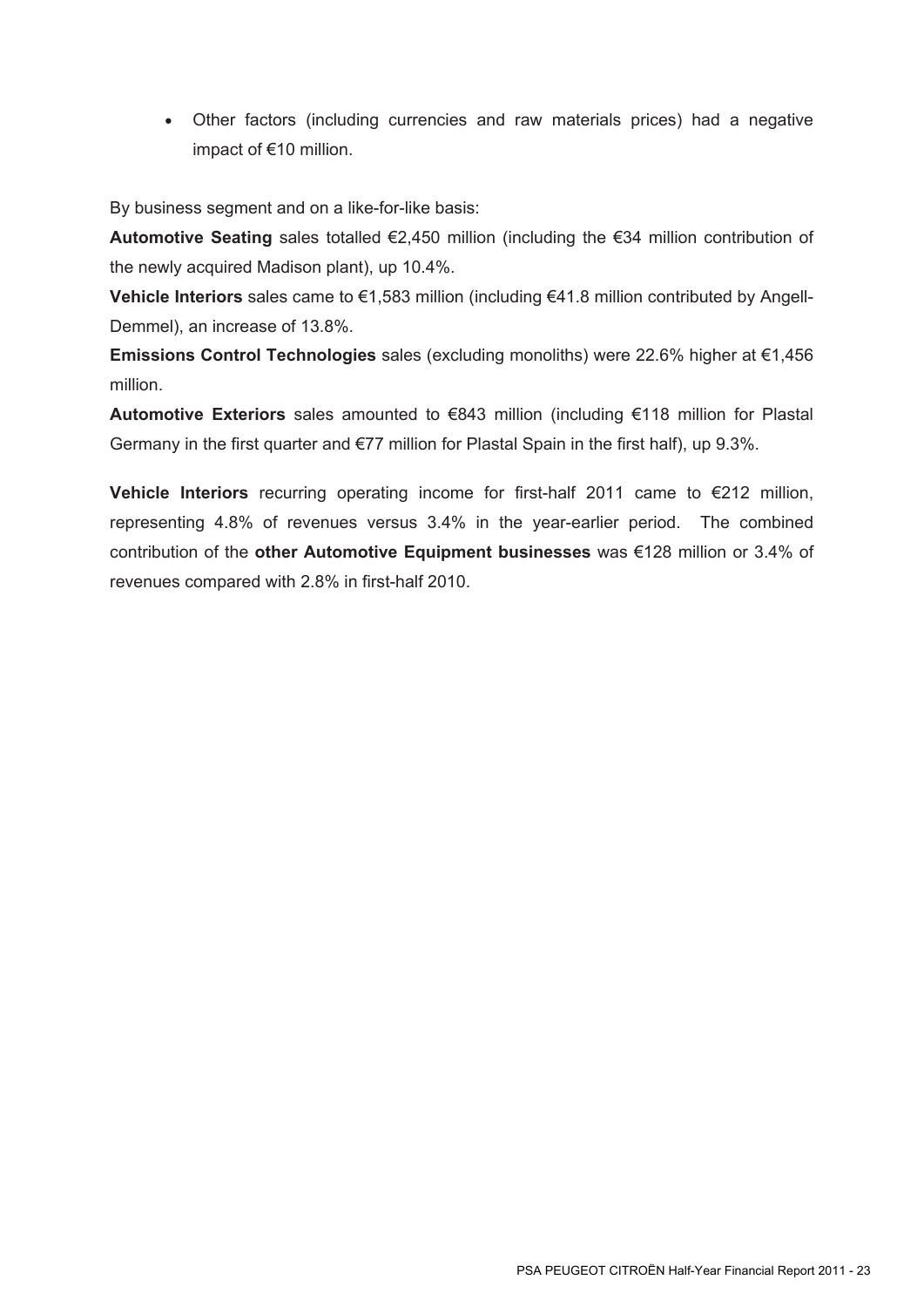- Other factors (including currencies and raw materials prices) had a negative impact of €10 million.

By business segment and on a like-for-like basis:

**Automotive Seating** sales totalled €2,450 million (including the €34 million contribution of the newly acquired Madison plant), up 10.4%.

**Vehicle Interiors** sales came to €1,583 million (including €41.8 million contributed by Angell-Demmel), an increase of 13.8%.

**Emissions Control Technologies** sales (excluding monoliths) were 22.6% higher at €1,456 million.

**Automotive Exteriors** sales amounted to €843 million (including €118 million for Plastal Germany in the first quarter and €77 million for Plastal Spain in the first half), up 9.3%.

**Vehicle Interiors** recurring operating income for first-half 2011 came to €212 million, representing 4.8% of revenues versus 3.4% in the year-earlier period. The combined contribution of the **other Automotive Equipment businesses** was €128 million or 3.4% of revenues compared with 2.8% in first-half 2010.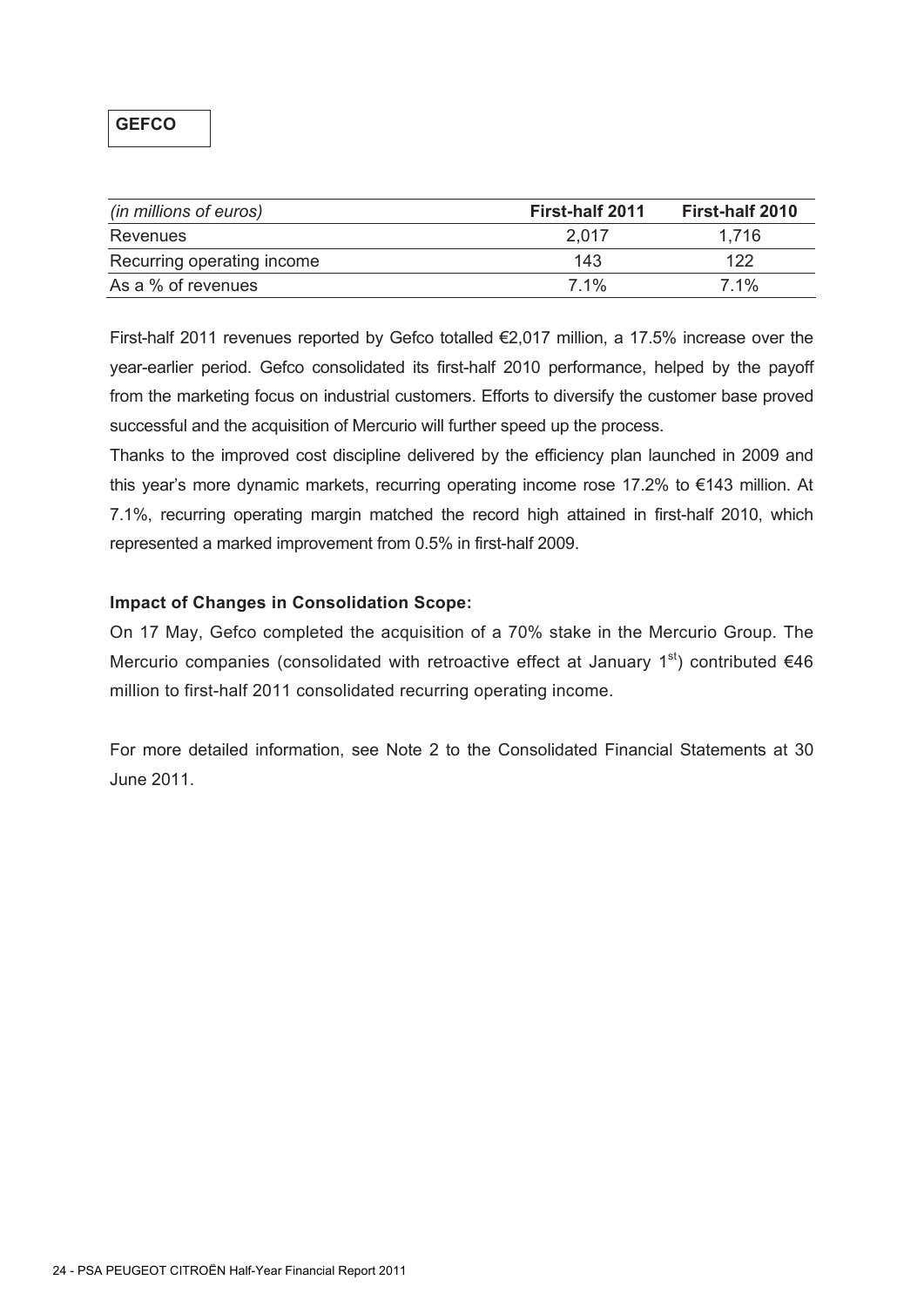## GEFCO

| *(in millions of euros)* | **First-half 2011** | **First-half 2010** |
|---|---|---|
| Revenues | 2,017 | 1,716 |
| Recurring operating income | 143 | 122 |
| As a % of revenues | 7.1% | 7.1% |

First-half 2011 revenues reported by Gefco totalled €2,017 million, a 17.5% increase over the year-earlier period. Gefco consolidated its first-half 2010 performance, helped by the payoff from the marketing focus on industrial customers. Efforts to diversify the customer base proved successful and the acquisition of Mercurio will further speed up the process.

Thanks to the improved cost discipline delivered by the efficiency plan launched in 2009 and this year's more dynamic markets, recurring operating income rose 17.2% to €143 million. At 7.1%, recurring operating margin matched the record high attained in first-half 2010, which represented a marked improvement from 0.5% in first-half 2009.

**Impact of Changes in Consolidation Scope:**

On 17 May, Gefco completed the acquisition of a 70% stake in the Mercurio Group. The Mercurio companies (consolidated with retroactive effect at January 1st) contributed €46 million to first-half 2011 consolidated recurring operating income.

For more detailed information, see Note 2 to the Consolidated Financial Statements at 30 June 2011.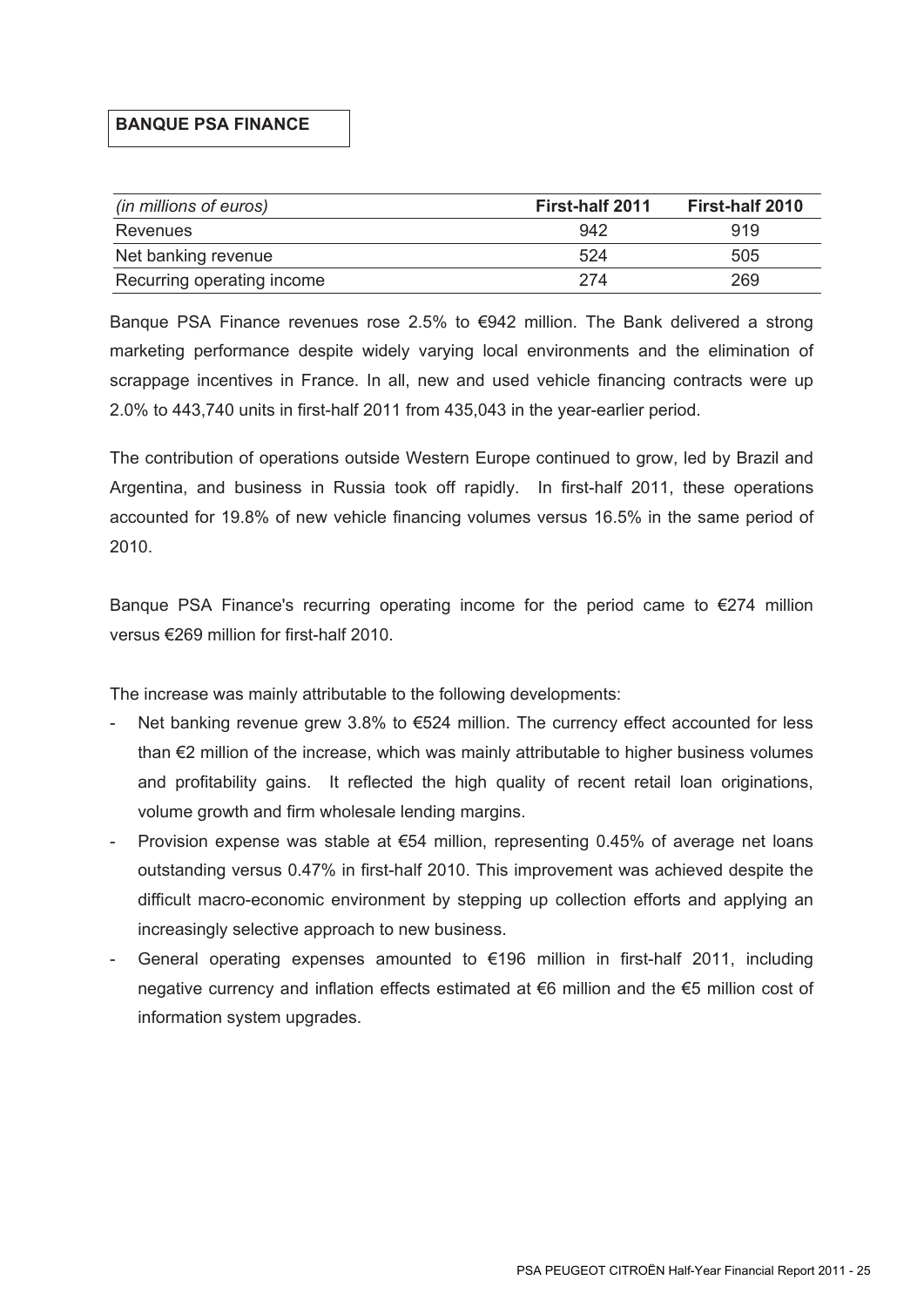## BANQUE PSA FINANCE

| *(in millions of euros)* | First-half 2011 | First-half 2010 |
| --- | --- | --- |
| Revenues | 942 | 919 |
| Net banking revenue | 524 | 505 |
| Recurring operating income | 274 | 269 |

Banque PSA Finance revenues rose 2.5% to €942 million. The Bank delivered a strong marketing performance despite widely varying local environments and the elimination of scrappage incentives in France. In all, new and used vehicle financing contracts were up 2.0% to 443,740 units in first-half 2011 from 435,043 in the year-earlier period.

The contribution of operations outside Western Europe continued to grow, led by Brazil and Argentina, and business in Russia took off rapidly. In first-half 2011, these operations accounted for 19.8% of new vehicle financing volumes versus 16.5% in the same period of 2010.

Banque PSA Finance's recurring operating income for the period came to €274 million versus €269 million for first-half 2010.

The increase was mainly attributable to the following developments:

- Net banking revenue grew 3.8% to €524 million. The currency effect accounted for less than €2 million of the increase, which was mainly attributable to higher business volumes and profitability gains. It reflected the high quality of recent retail loan originations, volume growth and firm wholesale lending margins.
- Provision expense was stable at €54 million, representing 0.45% of average net loans outstanding versus 0.47% in first-half 2010. This improvement was achieved despite the difficult macro-economic environment by stepping up collection efforts and applying an increasingly selective approach to new business.
- General operating expenses amounted to €196 million in first-half 2011, including negative currency and inflation effects estimated at €6 million and the €5 million cost of information system upgrades.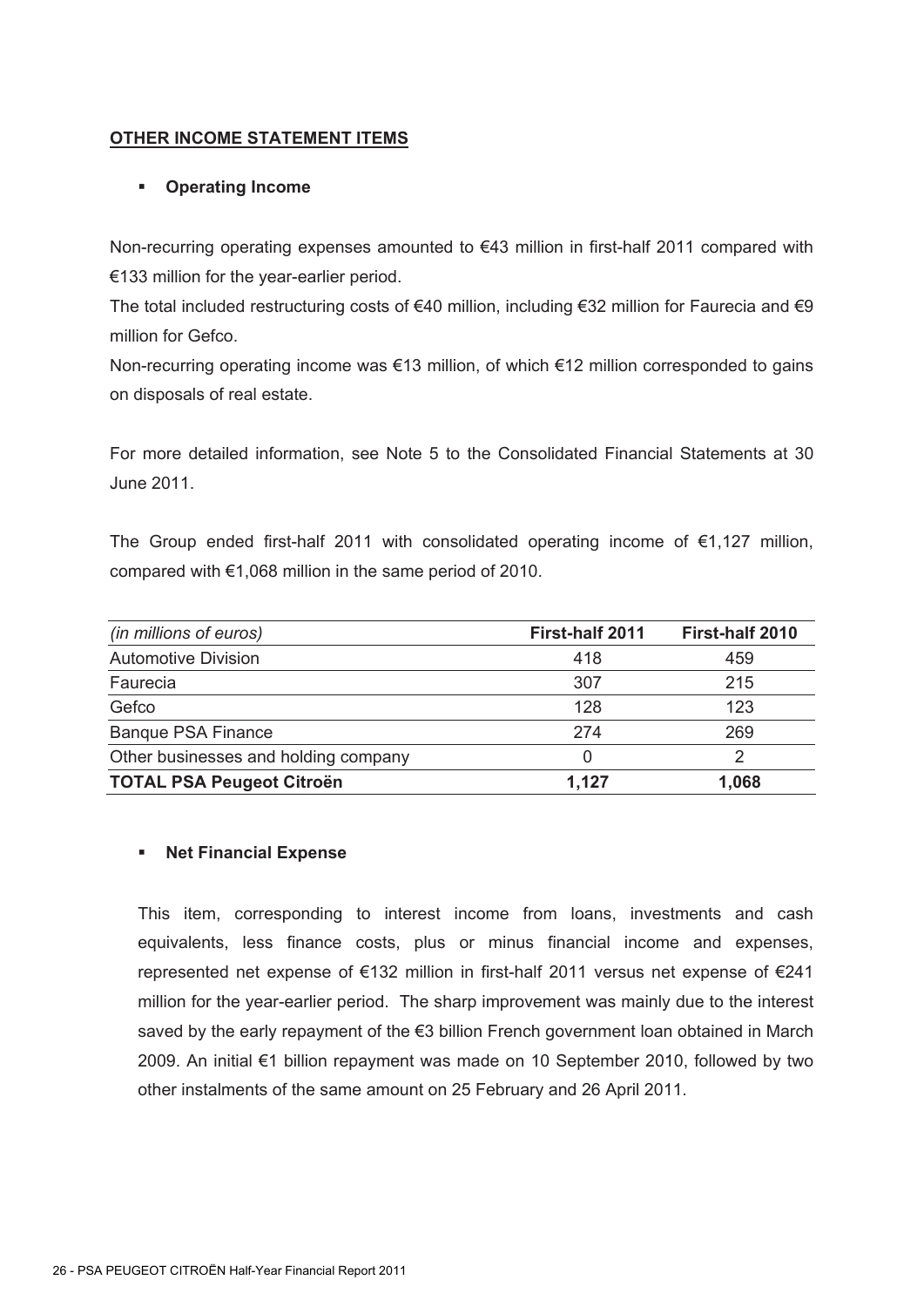## OTHER INCOME STATEMENT ITEMS

- **Operating Income**

Non-recurring operating expenses amounted to €43 million in first-half 2011 compared with €133 million for the year-earlier period.

The total included restructuring costs of €40 million, including €32 million for Faurecia and €9 million for Gefco.

Non-recurring operating income was €13 million, of which €12 million corresponded to gains on disposals of real estate.

For more detailed information, see Note 5 to the Consolidated Financial Statements at 30 June 2011.

The Group ended first-half 2011 with consolidated operating income of €1,127 million, compared with €1,068 million in the same period of 2010.

| *(in millions of euros)* | **First-half 2011** | **First-half 2010** |
|---|---|---|
| Automotive Division | 418 | 459 |
| Faurecia | 307 | 215 |
| Gefco | 128 | 123 |
| Banque PSA Finance | 274 | 269 |
| Other businesses and holding company | 0 | 2 |
| **TOTAL PSA Peugeot Citroën** | **1,127** | **1,068** |

- **Net Financial Expense**

This item, corresponding to interest income from loans, investments and cash equivalents, less finance costs, plus or minus financial income and expenses, represented net expense of €132 million in first-half 2011 versus net expense of €241 million for the year-earlier period. The sharp improvement was mainly due to the interest saved by the early repayment of the €3 billion French government loan obtained in March 2009. An initial €1 billion repayment was made on 10 September 2010, followed by two other instalments of the same amount on 25 February and 26 April 2011.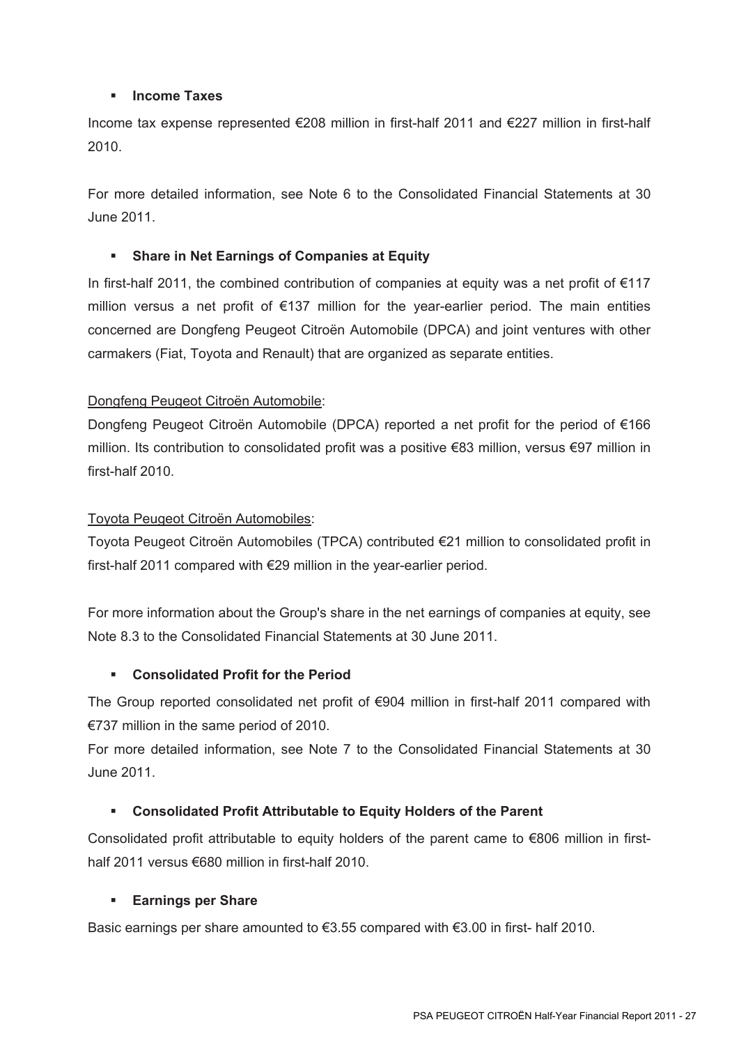- **Income Taxes**

Income tax expense represented €208 million in first-half 2011 and €227 million in first-half 2010.

For more detailed information, see Note 6 to the Consolidated Financial Statements at 30 June 2011.

- **Share in Net Earnings of Companies at Equity**

In first-half 2011, the combined contribution of companies at equity was a net profit of €117 million versus a net profit of €137 million for the year-earlier period. The main entities concerned are Dongfeng Peugeot Citroën Automobile (DPCA) and joint ventures with other carmakers (Fiat, Toyota and Renault) that are organized as separate entities.

Dongfeng Peugeot Citroën Automobile:

Dongfeng Peugeot Citroën Automobile (DPCA) reported a net profit for the period of €166 million. Its contribution to consolidated profit was a positive €83 million, versus €97 million in first-half 2010.

Toyota Peugeot Citroën Automobiles:

Toyota Peugeot Citroën Automobiles (TPCA) contributed €21 million to consolidated profit in first-half 2011 compared with €29 million in the year-earlier period.

For more information about the Group's share in the net earnings of companies at equity, see Note 8.3 to the Consolidated Financial Statements at 30 June 2011.

- **Consolidated Profit for the Period**

The Group reported consolidated net profit of €904 million in first-half 2011 compared with €737 million in the same period of 2010.

For more detailed information, see Note 7 to the Consolidated Financial Statements at 30 June 2011.

- **Consolidated Profit Attributable to Equity Holders of the Parent**

Consolidated profit attributable to equity holders of the parent came to €806 million in first-half 2011 versus €680 million in first-half 2010.

- **Earnings per Share**

Basic earnings per share amounted to €3.55 compared with €3.00 in first- half 2010.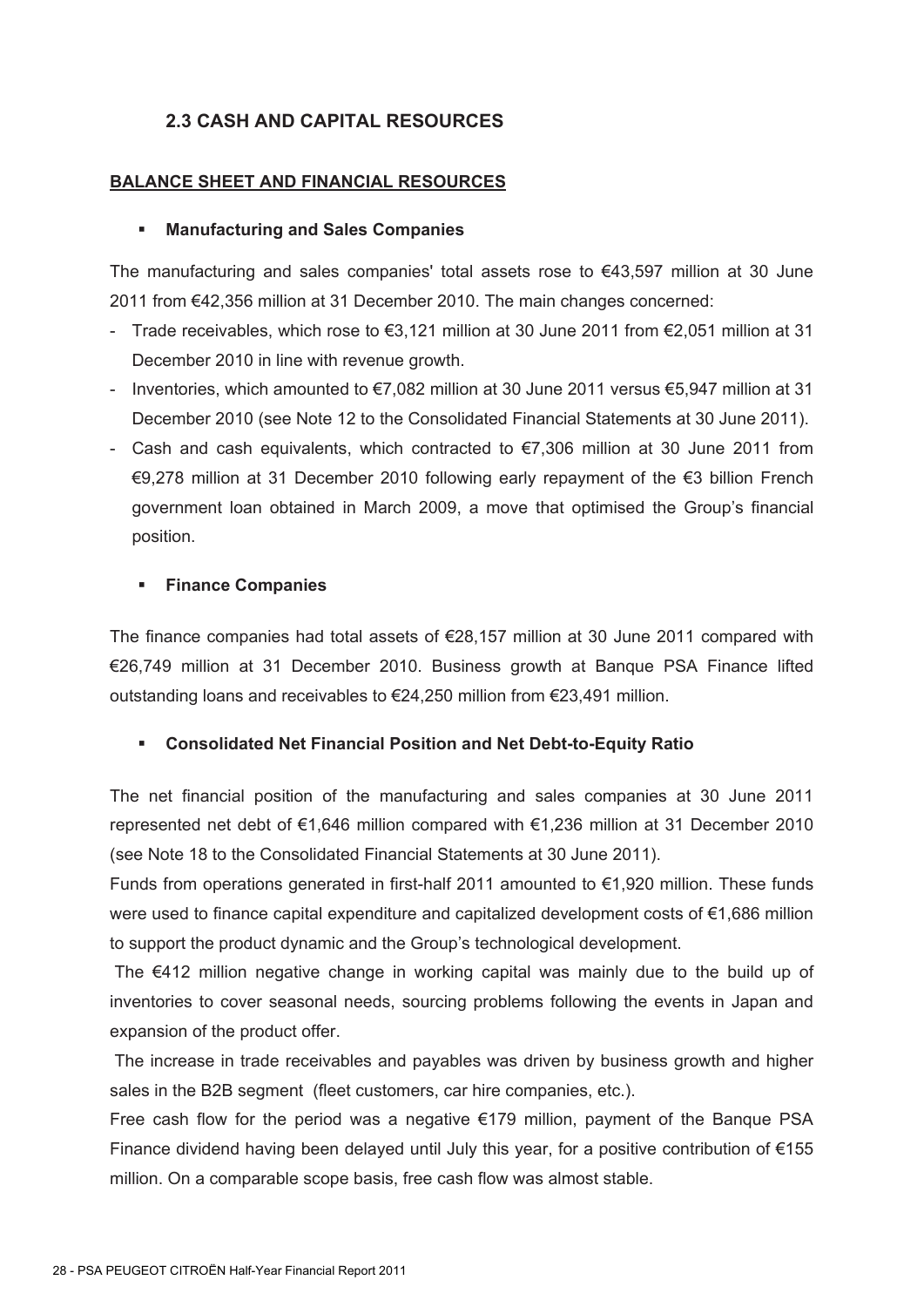## 2.3 CASH AND CAPITAL RESOURCES

### BALANCE SHEET AND FINANCIAL RESOURCES

- **Manufacturing and Sales Companies**

The manufacturing and sales companies' total assets rose to €43,597 million at 30 June 2011 from €42,356 million at 31 December 2010. The main changes concerned:

- Trade receivables, which rose to €3,121 million at 30 June 2011 from €2,051 million at 31 December 2010 in line with revenue growth.
- Inventories, which amounted to €7,082 million at 30 June 2011 versus €5,947 million at 31 December 2010 (see Note 12 to the Consolidated Financial Statements at 30 June 2011).
- Cash and cash equivalents, which contracted to €7,306 million at 30 June 2011 from €9,278 million at 31 December 2010 following early repayment of the €3 billion French government loan obtained in March 2009, a move that optimised the Group's financial position.

- **Finance Companies**

The finance companies had total assets of €28,157 million at 30 June 2011 compared with €26,749 million at 31 December 2010. Business growth at Banque PSA Finance lifted outstanding loans and receivables to €24,250 million from €23,491 million.

- **Consolidated Net Financial Position and Net Debt-to-Equity Ratio**

The net financial position of the manufacturing and sales companies at 30 June 2011 represented net debt of €1,646 million compared with €1,236 million at 31 December 2010 (see Note 18 to the Consolidated Financial Statements at 30 June 2011).

Funds from operations generated in first-half 2011 amounted to €1,920 million. These funds were used to finance capital expenditure and capitalized development costs of €1,686 million to support the product dynamic and the Group's technological development.

The €412 million negative change in working capital was mainly due to the build up of inventories to cover seasonal needs, sourcing problems following the events in Japan and expansion of the product offer.

The increase in trade receivables and payables was driven by business growth and higher sales in the B2B segment (fleet customers, car hire companies, etc.).

Free cash flow for the period was a negative €179 million, payment of the Banque PSA Finance dividend having been delayed until July this year, for a positive contribution of €155 million. On a comparable scope basis, free cash flow was almost stable.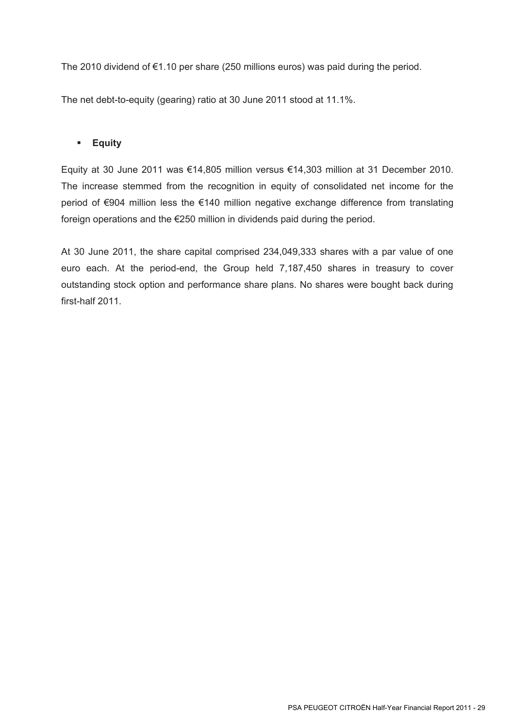The 2010 dividend of €1.10 per share (250 millions euros) was paid during the period.

The net debt-to-equity (gearing) ratio at 30 June 2011 stood at 11.1%.

- **Equity**

Equity at 30 June 2011 was €14,805 million versus €14,303 million at 31 December 2010. The increase stemmed from the recognition in equity of consolidated net income for the period of €904 million less the €140 million negative exchange difference from translating foreign operations and the €250 million in dividends paid during the period.

At 30 June 2011, the share capital comprised 234,049,333 shares with a par value of one euro each. At the period-end, the Group held 7,187,450 shares in treasury to cover outstanding stock option and performance share plans. No shares were bought back during first-half 2011.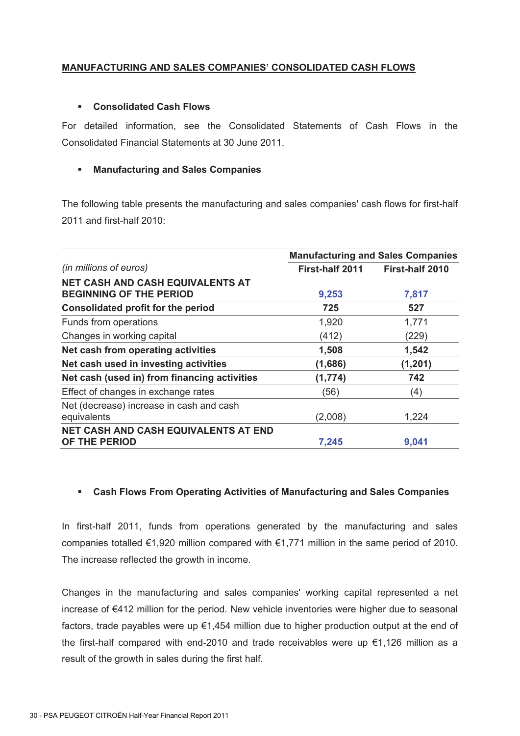## MANUFACTURING AND SALES COMPANIES' CONSOLIDATED CASH FLOWS

- **Consolidated Cash Flows**

For detailed information, see the Consolidated Statements of Cash Flows in the Consolidated Financial Statements at 30 June 2011.

- **Manufacturing and Sales Companies**

The following table presents the manufacturing and sales companies' cash flows for first-half 2011 and first-half 2010:

| | **Manufacturing and Sales Companies** | |
|---|---|---|
| *(in millions of euros)* | **First-half 2011** | **First-half 2010** |
| **NET CASH AND CASH EQUIVALENTS AT BEGINNING OF THE PERIOD** | **9,253** | **7,817** |
| **Consolidated profit for the period** | **725** | **527** |
| Funds from operations | 1,920 | 1,771 |
| Changes in working capital | (412) | (229) |
| **Net cash from operating activities** | **1,508** | **1,542** |
| **Net cash used in investing activities** | **(1,686)** | **(1,201)** |
| **Net cash (used in) from financing activities** | **(1,774)** | **742** |
| Effect of changes in exchange rates | (56) | (4) |
| Net (decrease) increase in cash and cash equivalents | (2,008) | 1,224 |
| **NET CASH AND CASH EQUIVALENTS AT END OF THE PERIOD** | **7,245** | **9,041** |

- **Cash Flows From Operating Activities of Manufacturing and Sales Companies**

In first-half 2011, funds from operations generated by the manufacturing and sales companies totalled €1,920 million compared with €1,771 million in the same period of 2010. The increase reflected the growth in income.

Changes in the manufacturing and sales companies' working capital represented a net increase of €412 million for the period. New vehicle inventories were higher due to seasonal factors, trade payables were up €1,454 million due to higher production output at the end of the first-half compared with end-2010 and trade receivables were up €1,126 million as a result of the growth in sales during the first half.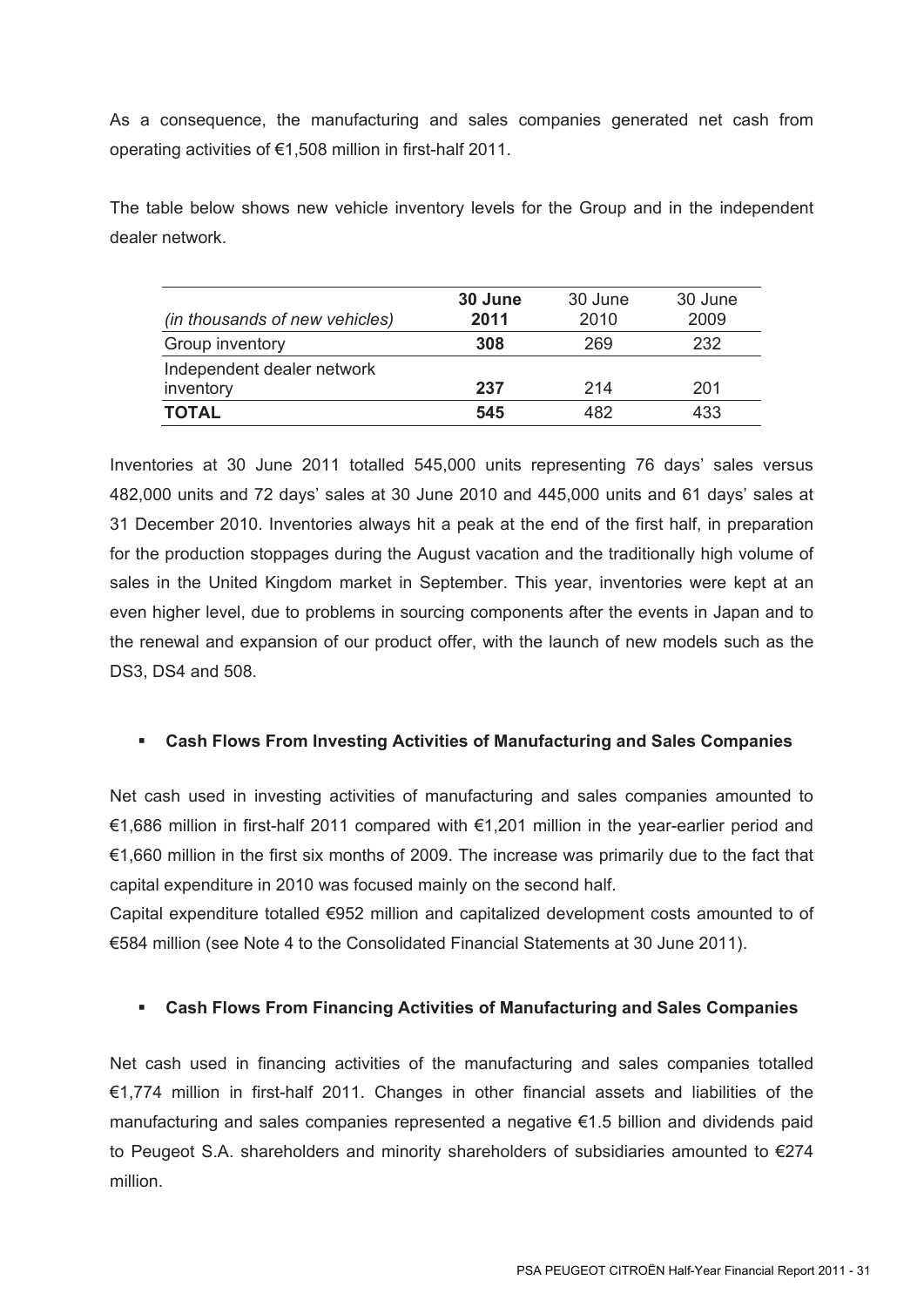As a consequence, the manufacturing and sales companies generated net cash from operating activities of €1,508 million in first-half 2011.

The table below shows new vehicle inventory levels for the Group and in the independent dealer network.

| *(in thousands of new vehicles)* | **30 June 2011** | 30 June 2010 | 30 June 2009 |
|---|---|---|---|
| Group inventory | **308** | 269 | 232 |
| Independent dealer network inventory | **237** | 214 | 201 |
| **TOTAL** | **545** | 482 | 433 |

Inventories at 30 June 2011 totalled 545,000 units representing 76 days' sales versus 482,000 units and 72 days' sales at 30 June 2010 and 445,000 units and 61 days' sales at 31 December 2010. Inventories always hit a peak at the end of the first half, in preparation for the production stoppages during the August vacation and the traditionally high volume of sales in the United Kingdom market in September. This year, inventories were kept at an even higher level, due to problems in sourcing components after the events in Japan and to the renewal and expansion of our product offer, with the launch of new models such as the DS3, DS4 and 508.

- **Cash Flows From Investing Activities of Manufacturing and Sales Companies**

Net cash used in investing activities of manufacturing and sales companies amounted to €1,686 million in first-half 2011 compared with €1,201 million in the year-earlier period and €1,660 million in the first six months of 2009. The increase was primarily due to the fact that capital expenditure in 2010 was focused mainly on the second half.

Capital expenditure totalled €952 million and capitalized development costs amounted to of €584 million (see Note 4 to the Consolidated Financial Statements at 30 June 2011).

- **Cash Flows From Financing Activities of Manufacturing and Sales Companies**

Net cash used in financing activities of the manufacturing and sales companies totalled €1,774 million in first-half 2011. Changes in other financial assets and liabilities of the manufacturing and sales companies represented a negative €1.5 billion and dividends paid to Peugeot S.A. shareholders and minority shareholders of subsidiaries amounted to €274 million.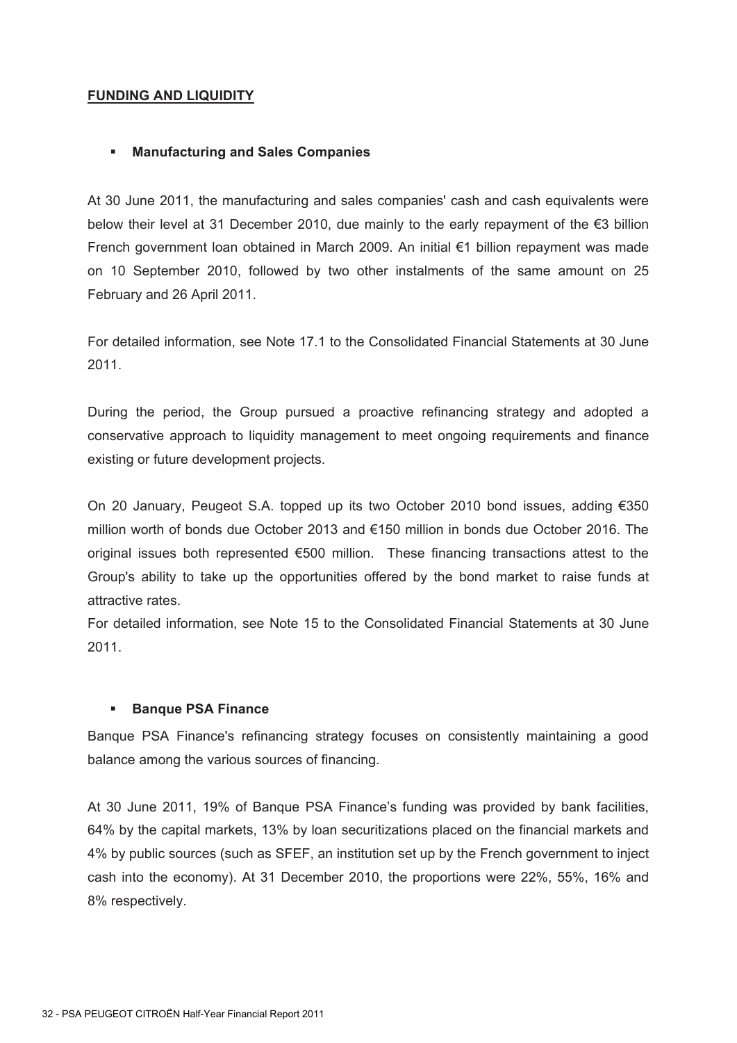## FUNDING AND LIQUIDITY

- **Manufacturing and Sales Companies**

At 30 June 2011, the manufacturing and sales companies' cash and cash equivalents were below their level at 31 December 2010, due mainly to the early repayment of the €3 billion French government loan obtained in March 2009. An initial €1 billion repayment was made on 10 September 2010, followed by two other instalments of the same amount on 25 February and 26 April 2011.

For detailed information, see Note 17.1 to the Consolidated Financial Statements at 30 June 2011.

During the period, the Group pursued a proactive refinancing strategy and adopted a conservative approach to liquidity management to meet ongoing requirements and finance existing or future development projects.

On 20 January, Peugeot S.A. topped up its two October 2010 bond issues, adding €350 million worth of bonds due October 2013 and €150 million in bonds due October 2016. The original issues both represented €500 million. These financing transactions attest to the Group's ability to take up the opportunities offered by the bond market to raise funds at attractive rates.
For detailed information, see Note 15 to the Consolidated Financial Statements at 30 June 2011.

- **Banque PSA Finance**

Banque PSA Finance's refinancing strategy focuses on consistently maintaining a good balance among the various sources of financing.

At 30 June 2011, 19% of Banque PSA Finance's funding was provided by bank facilities, 64% by the capital markets, 13% by loan securitizations placed on the financial markets and 4% by public sources (such as SFEF, an institution set up by the French government to inject cash into the economy). At 31 December 2010, the proportions were 22%, 55%, 16% and 8% respectively.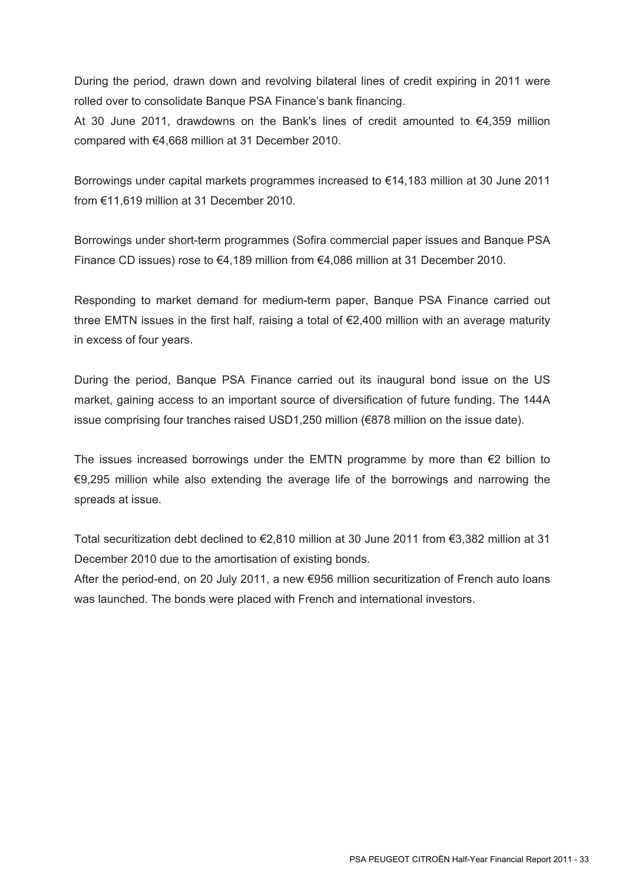During the period, drawn down and revolving bilateral lines of credit expiring in 2011 were rolled over to consolidate Banque PSA Finance's bank financing.
At 30 June 2011, drawdowns on the Bank's lines of credit amounted to €4,359 million compared with €4,668 million at 31 December 2010.

Borrowings under capital markets programmes increased to €14,183 million at 30 June 2011 from €11,619 million at 31 December 2010.

Borrowings under short-term programmes (Sofira commercial paper issues and Banque PSA Finance CD issues) rose to €4,189 million from €4,086 million at 31 December 2010.

Responding to market demand for medium-term paper, Banque PSA Finance carried out three EMTN issues in the first half, raising a total of €2,400 million with an average maturity in excess of four years.

During the period, Banque PSA Finance carried out its inaugural bond issue on the US market, gaining access to an important source of diversification of future funding. The 144A issue comprising four tranches raised USD1,250 million (€878 million on the issue date).

The issues increased borrowings under the EMTN programme by more than €2 billion to €9,295 million while also extending the average life of the borrowings and narrowing the spreads at issue.

Total securitization debt declined to €2,810 million at 30 June 2011 from €3,382 million at 31 December 2010 due to the amortisation of existing bonds.
After the period-end, on 20 July 2011, a new €956 million securitization of French auto loans was launched. The bonds were placed with French and international investors.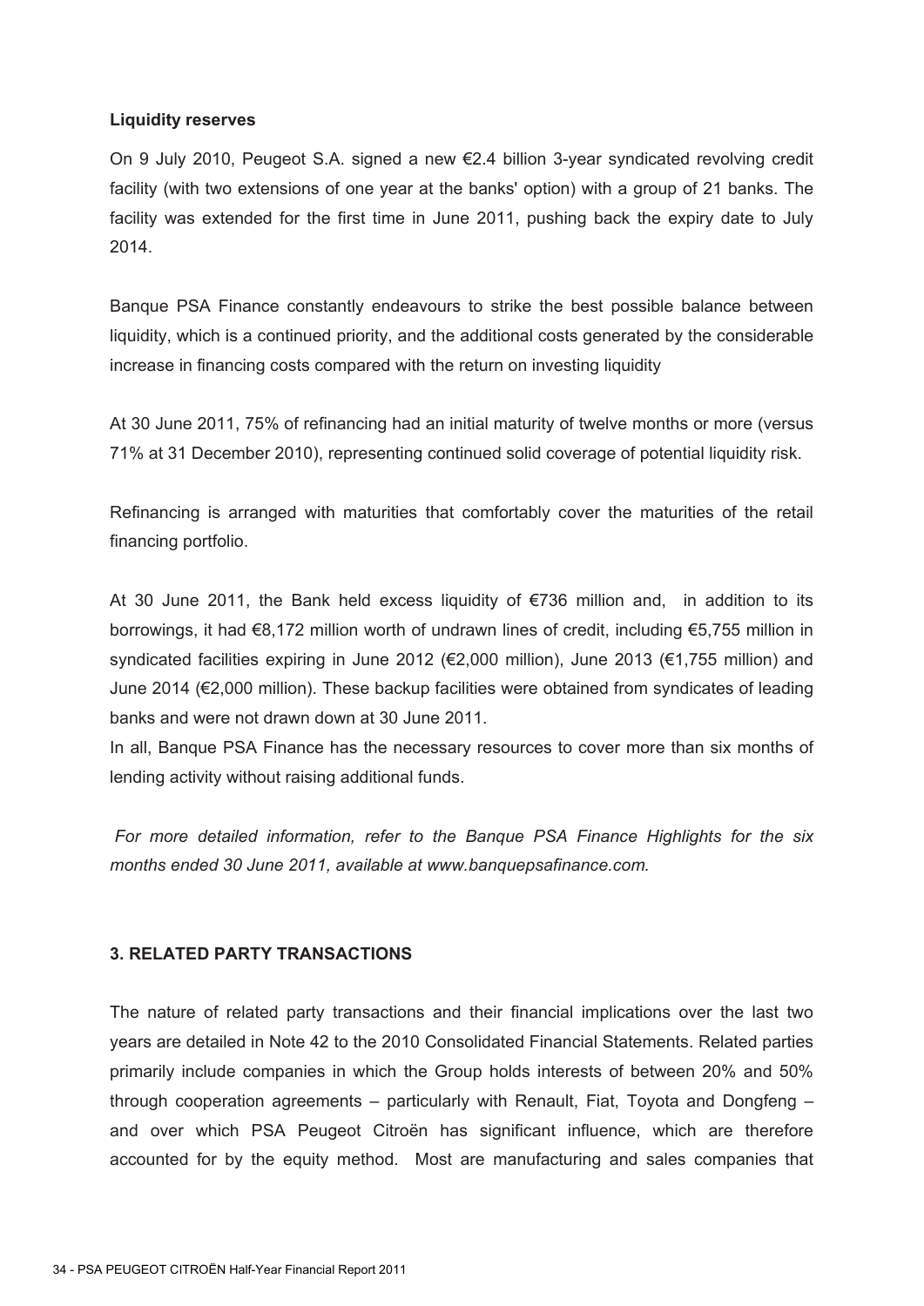**Liquidity reserves**

On 9 July 2010, Peugeot S.A. signed a new €2.4 billion 3-year syndicated revolving credit facility (with two extensions of one year at the banks' option) with a group of 21 banks. The facility was extended for the first time in June 2011, pushing back the expiry date to July 2014.

Banque PSA Finance constantly endeavours to strike the best possible balance between liquidity, which is a continued priority, and the additional costs generated by the considerable increase in financing costs compared with the return on investing liquidity

At 30 June 2011, 75% of refinancing had an initial maturity of twelve months or more (versus 71% at 31 December 2010), representing continued solid coverage of potential liquidity risk.

Refinancing is arranged with maturities that comfortably cover the maturities of the retail financing portfolio.

At 30 June 2011, the Bank held excess liquidity of €736 million and, in addition to its borrowings, it had €8,172 million worth of undrawn lines of credit, including €5,755 million in syndicated facilities expiring in June 2012 (€2,000 million), June 2013 (€1,755 million) and June 2014 (€2,000 million). These backup facilities were obtained from syndicates of leading banks and were not drawn down at 30 June 2011.

In all, Banque PSA Finance has the necessary resources to cover more than six months of lending activity without raising additional funds.

*For more detailed information, refer to the Banque PSA Finance Highlights for the six months ended 30 June 2011, available at www.banquepsafinance.com.*

## 3. RELATED PARTY TRANSACTIONS

The nature of related party transactions and their financial implications over the last two years are detailed in Note 42 to the 2010 Consolidated Financial Statements. Related parties primarily include companies in which the Group holds interests of between 20% and 50% through cooperation agreements – particularly with Renault, Fiat, Toyota and Dongfeng – and over which PSA Peugeot Citroën has significant influence, which are therefore accounted for by the equity method. Most are manufacturing and sales companies that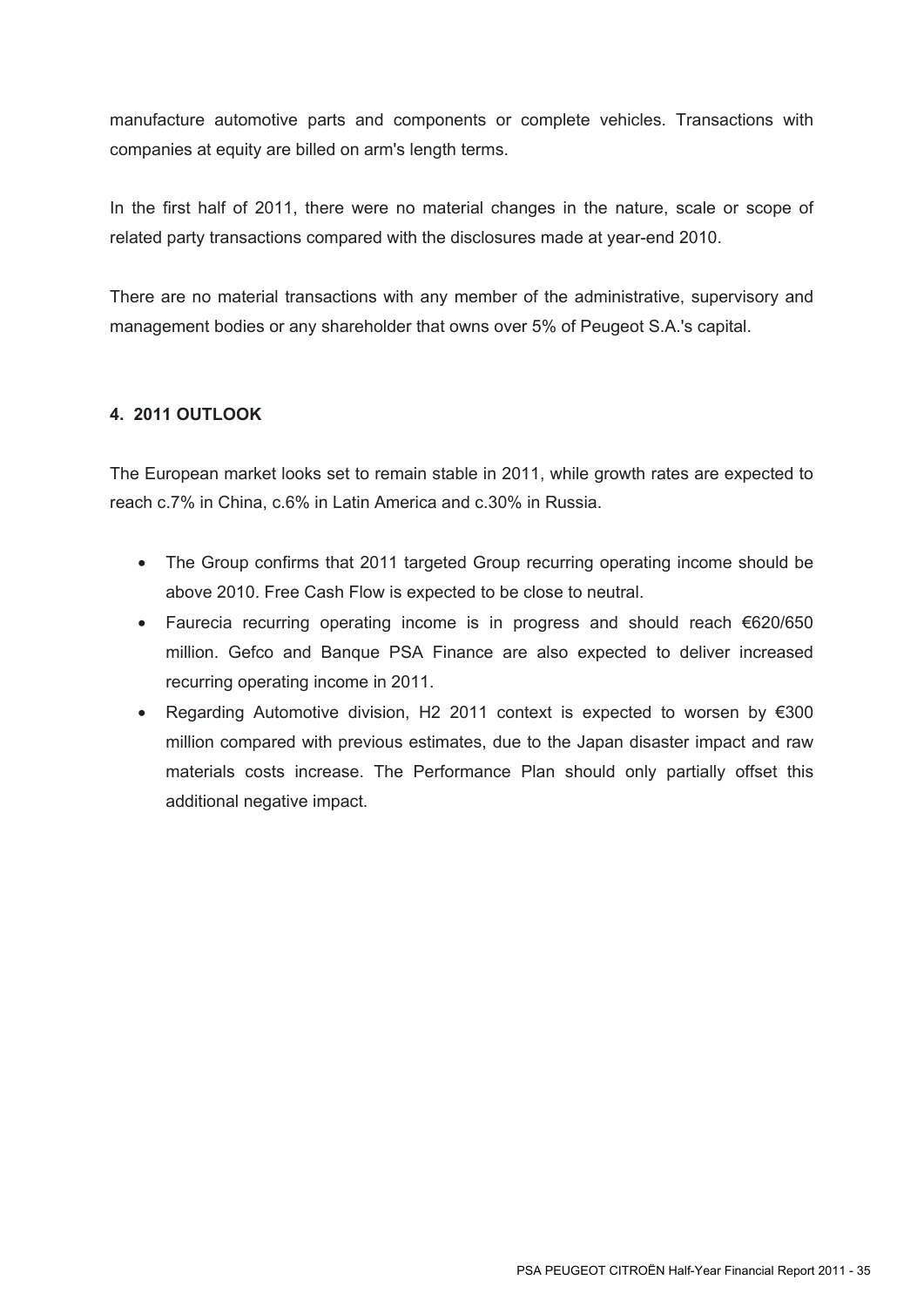manufacture automotive parts and components or complete vehicles. Transactions with companies at equity are billed on arm's length terms.

In the first half of 2011, there were no material changes in the nature, scale or scope of related party transactions compared with the disclosures made at year-end 2010.

There are no material transactions with any member of the administrative, supervisory and management bodies or any shareholder that owns over 5% of Peugeot S.A.'s capital.

## 4. 2011 OUTLOOK

The European market looks set to remain stable in 2011, while growth rates are expected to reach c.7% in China, c.6% in Latin America and c.30% in Russia.

- The Group confirms that 2011 targeted Group recurring operating income should be above 2010. Free Cash Flow is expected to be close to neutral.
- Faurecia recurring operating income is in progress and should reach €620/650 million. Gefco and Banque PSA Finance are also expected to deliver increased recurring operating income in 2011.
- Regarding Automotive division, H2 2011 context is expected to worsen by €300 million compared with previous estimates, due to the Japan disaster impact and raw materials costs increase. The Performance Plan should only partially offset this additional negative impact.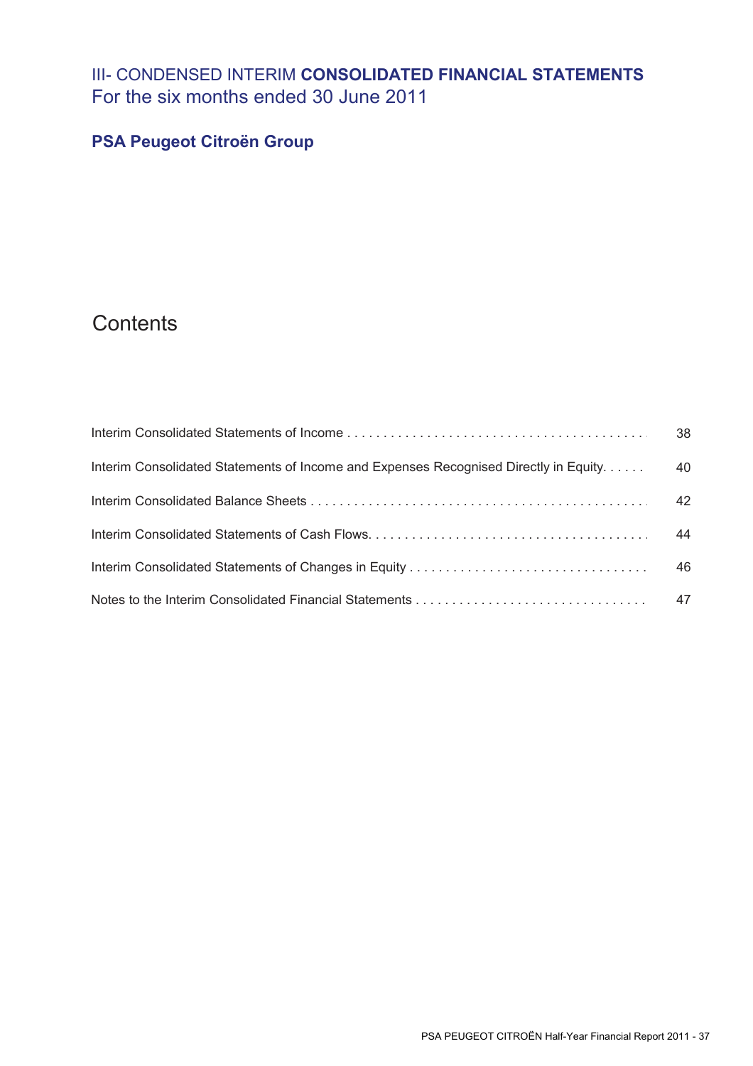# III- CONDENSED INTERIM **CONSOLIDATED FINANCIAL STATEMENTS**
For the six months ended 30 June 2011

## PSA Peugeot Citroën Group

## Contents

| | |
|---|---|
| Interim Consolidated Statements of Income | 38 |
| Interim Consolidated Statements of Income and Expenses Recognised Directly in Equity | 40 |
| Interim Consolidated Balance Sheets | 42 |
| Interim Consolidated Statements of Cash Flows | 44 |
| Interim Consolidated Statements of Changes in Equity | 46 |
| Notes to the Interim Consolidated Financial Statements | 47 |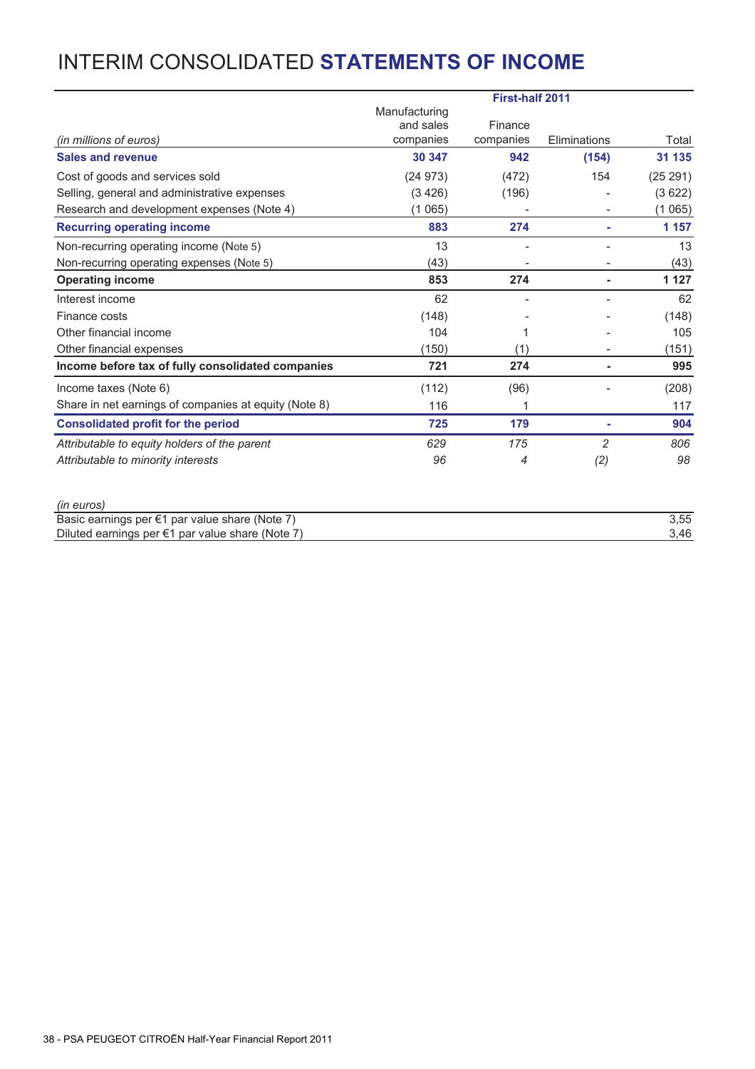# INTERIM CONSOLIDATED **STATEMENTS OF INCOME**

| | First-half 2011 | | | |
|---|---|---|---|---|
| *(in millions of euros)* | Manufacturing and sales companies | Finance companies | Eliminations | Total |
| **Sales and revenue** | **30 347** | **942** | **(154)** | **31 135** |
| Cost of goods and services sold | (24 973) | (472) | 154 | (25 291) |
| Selling, general and administrative expenses | (3 426) | (196) | - | (3 622) |
| Research and development expenses (Note 4) | (1 065) | - | - | (1 065) |
| **Recurring operating income** | **883** | **274** | **-** | **1 157** |
| Non-recurring operating income (Note 5) | 13 | - | - | 13 |
| Non-recurring operating expenses (Note 5) | (43) | - | - | (43) |
| **Operating income** | **853** | **274** | **-** | **1 127** |
| Interest income | 62 | - | - | 62 |
| Finance costs | (148) | - | - | (148) |
| Other financial income | 104 | 1 | - | 105 |
| Other financial expenses | (150) | (1) | - | (151) |
| **Income before tax of fully consolidated companies** | **721** | **274** | **-** | **995** |
| Income taxes (Note 6) | (112) | (96) | - | (208) |
| Share in net earnings of companies at equity (Note 8) | 116 | 1 | | 117 |
| **Consolidated profit for the period** | **725** | **179** | **-** | **904** |
| *Attributable to equity holders of the parent* | *629* | *175* | *2* | *806* |
| *Attributable to minority interests* | *96* | *4* | *(2)* | *98* |

| *(in euros)* | |
|---|---|
| Basic earnings per €1 par value share (Note 7) | 3,55 |
| Diluted earnings per €1 par value share (Note 7) | 3,46 |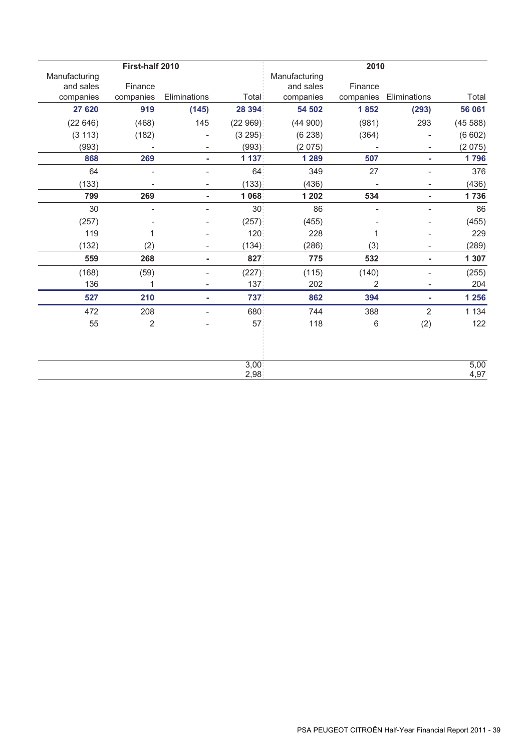| First-half 2010 | | | | 2010 | | | |
|---|---|---|---|---|---|---|---|
| Manufacturing and sales companies | Finance companies | Eliminations | Total | Manufacturing and sales companies | Finance companies | Eliminations | Total |
| **27 620** | **919** | **(145)** | **28 394** | **54 502** | **1 852** | **(293)** | **56 061** |
| (22 646) | (468) | 145 | (22 969) | (44 900) | (981) | 293 | (45 588) |
| (3 113) | (182) | - | (3 295) | (6 238) | (364) | - | (6 602) |
| (993) | - | - | (993) | (2 075) | - | - | (2 075) |
| **868** | **269** | **-** | **1 137** | **1 289** | **507** | **-** | **1 796** |
| 64 | - | - | 64 | 349 | 27 | - | 376 |
| (133) | - | - | (133) | (436) | - | - | (436) |
| **799** | **269** | **-** | **1 068** | **1 202** | **534** | **-** | **1 736** |
| 30 | - | - | 30 | 86 | - | - | 86 |
| (257) | - | - | (257) | (455) | - | - | (455) |
| 119 | 1 | - | 120 | 228 | 1 | - | 229 |
| (132) | (2) | - | (134) | (286) | (3) | - | (289) |
| **559** | **268** | **-** | **827** | **775** | **532** | **-** | **1 307** |
| (168) | (59) | - | (227) | (115) | (140) | - | (255) |
| 136 | 1 | - | 137 | 202 | 2 | - | 204 |
| **527** | **210** | **-** | **737** | **862** | **394** | **-** | **1 256** |
| 472 | 208 | - | 680 | 744 | 388 | 2 | 1 134 |
| 55 | 2 | - | 57 | 118 | 6 | (2) | 122 |
| | | | 3,00 | | | | 5,00 |
| | | | 2,98 | | | | 4,97 |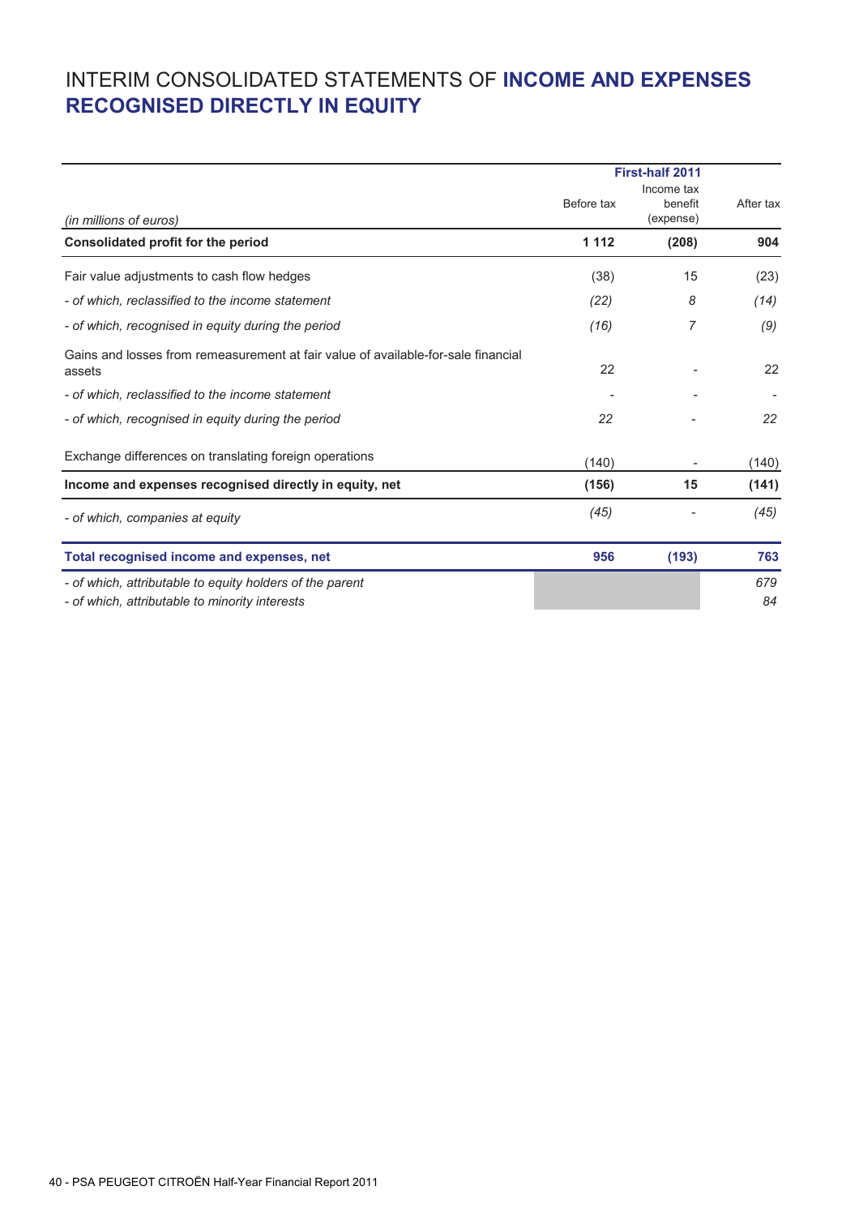# INTERIM CONSOLIDATED STATEMENTS OF **INCOME AND EXPENSES RECOGNISED DIRECTLY IN EQUITY**

| | First-half 2011 | | |
|---|---|---|---|
| *(in millions of euros)* | Before tax | Income tax benefit (expense) | After tax |
| **Consolidated profit for the period** | **1 112** | **(208)** | **904** |
| Fair value adjustments to cash flow hedges | (38) | 15 | (23) |
| *- of which, reclassified to the income statement* | *(22)* | *8* | *(14)* |
| *- of which, recognised in equity during the period* | *(16)* | *7* | *(9)* |
| Gains and losses from remeasurement at fair value of available-for-sale financial assets | 22 | - | 22 |
| *- of which, reclassified to the income statement* | - | - | - |
| *- of which, recognised in equity during the period* | *22* | - | *22* |
| Exchange differences on translating foreign operations | (140) | - | (140) |
| **Income and expenses recognised directly in equity, net** | **(156)** | **15** | **(141)** |
| *- of which, companies at equity* | *(45)* | - | *(45)* |
| **Total recognised income and expenses, net** | **956** | **(193)** | **763** |
| *- of which, attributable to equity holders of the parent* | | | *679* |
| *- of which, attributable to minority interests* | | | *84* |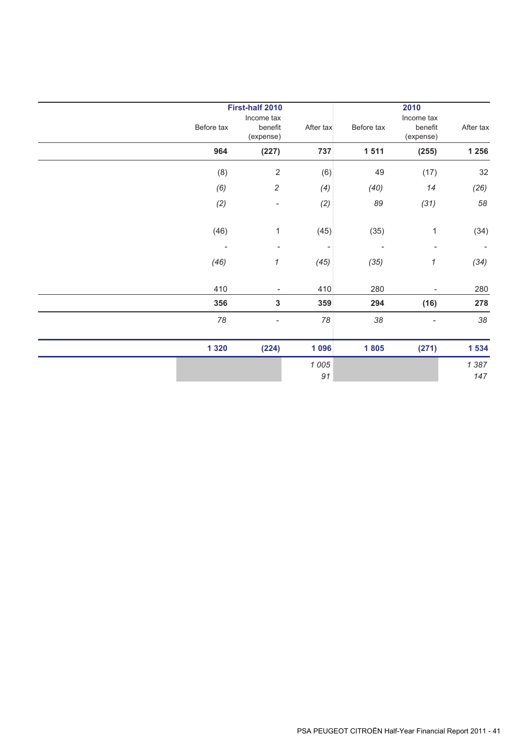| | First-half 2010 | | | 2010 | | |
|---|---|---|---|---|---|---|
| | Before tax | Income tax benefit (expense) | After tax | Before tax | Income tax benefit (expense) | After tax |
| | **964** | **(227)** | **737** | **1 511** | **(255)** | **1 256** |
| | (8) | 2 | (6) | 49 | (17) | 32 |
| | *(6)* | *2* | *(4)* | *(40)* | *14* | *(26)* |
| | *(2)* | - | *(2)* | *89* | *(31)* | *58* |
| | (46) | 1 | (45) | (35) | 1 | (34) |
| | - | - | - | - | - | - |
| | *(46)* | *1* | *(45)* | *(35)* | *1* | *(34)* |
| | 410 | - | 410 | 280 | - | 280 |
| | **356** | **3** | **359** | **294** | **(16)** | **278** |
| | *78* | - | *78* | *38* | - | *38* |
| | **1 320** | **(224)** | **1 096** | **1 805** | **(271)** | **1 534** |
| | | | *1 005* | | | *1 387* |
| | | | *91* | | | *147* |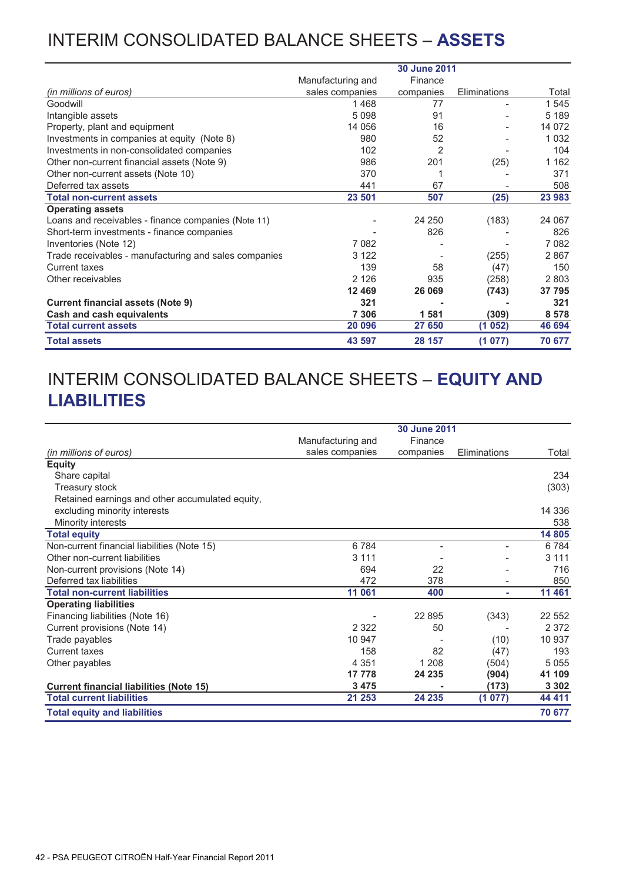# INTERIM CONSOLIDATED BALANCE SHEETS – **ASSETS**

| | 30 June 2011 | | | |
|---|---|---|---|---|
| *(in millions of euros)* | Manufacturing and sales companies | Finance companies | Eliminations | Total |
| Goodwill | 1 468 | 77 | - | 1 545 |
| Intangible assets | 5 098 | 91 | - | 5 189 |
| Property, plant and equipment | 14 056 | 16 | - | 14 072 |
| Investments in companies at equity (Note 8) | 980 | 52 | - | 1 032 |
| Investments in non-consolidated companies | 102 | 2 | - | 104 |
| Other non-current financial assets (Note 9) | 986 | 201 | (25) | 1 162 |
| Other non-current assets (Note 10) | 370 | 1 | - | 371 |
| Deferred tax assets | 441 | 67 | - | 508 |
| **Total non-current assets** | **23 501** | **507** | **(25)** | **23 983** |
| **Operating assets** | | | | |
| Loans and receivables - finance companies (Note 11) | - | 24 250 | (183) | 24 067 |
| Short-term investments - finance companies | - | 826 | - | 826 |
| Inventories (Note 12) | 7 082 | - | - | 7 082 |
| Trade receivables - manufacturing and sales companies | 3 122 | - | (255) | 2 867 |
| Current taxes | 139 | 58 | (47) | 150 |
| Other receivables | 2 126 | 935 | (258) | 2 803 |
| | **12 469** | **26 069** | **(743)** | **37 795** |
| **Current financial assets (Note 9)** | **321** | **-** | **-** | **321** |
| **Cash and cash equivalents** | **7 306** | **1 581** | **(309)** | **8 578** |
| **Total current assets** | **20 096** | **27 650** | **(1 052)** | **46 694** |
| **Total assets** | **43 597** | **28 157** | **(1 077)** | **70 677** |

# INTERIM CONSOLIDATED BALANCE SHEETS – **EQUITY AND LIABILITIES**

| | 30 June 2011 | | | |
|---|---|---|---|---|
| *(in millions of euros)* | Manufacturing and sales companies | Finance companies | Eliminations | Total |
| **Equity** | | | | |
| Share capital | | | | 234 |
| Treasury stock | | | | (303) |
| Retained earnings and other accumulated equity, excluding minority interests | | | | 14 336 |
| Minority interests | | | | 538 |
| **Total equity** | | | | **14 805** |
| Non-current financial liabilities (Note 15) | 6 784 | - | - | 6 784 |
| Other non-current liabilities | 3 111 | - | - | 3 111 |
| Non-current provisions (Note 14) | 694 | 22 | - | 716 |
| Deferred tax liabilities | 472 | 378 | - | 850 |
| **Total non-current liabilities** | **11 061** | **400** | **-** | **11 461** |
| **Operating liabilities** | | | | |
| Financing liabilities (Note 16) | - | 22 895 | (343) | 22 552 |
| Current provisions (Note 14) | 2 322 | 50 | - | 2 372 |
| Trade payables | 10 947 | - | (10) | 10 937 |
| Current taxes | 158 | 82 | (47) | 193 |
| Other payables | 4 351 | 1 208 | (504) | 5 055 |
| | **17 778** | **24 235** | **(904)** | **41 109** |
| **Current financial liabilities (Note 15)** | **3 475** | **-** | **(173)** | **3 302** |
| **Total current liabilities** | **21 253** | **24 235** | **(1 077)** | **44 411** |
| **Total equity and liabilities** | | | | **70 677** |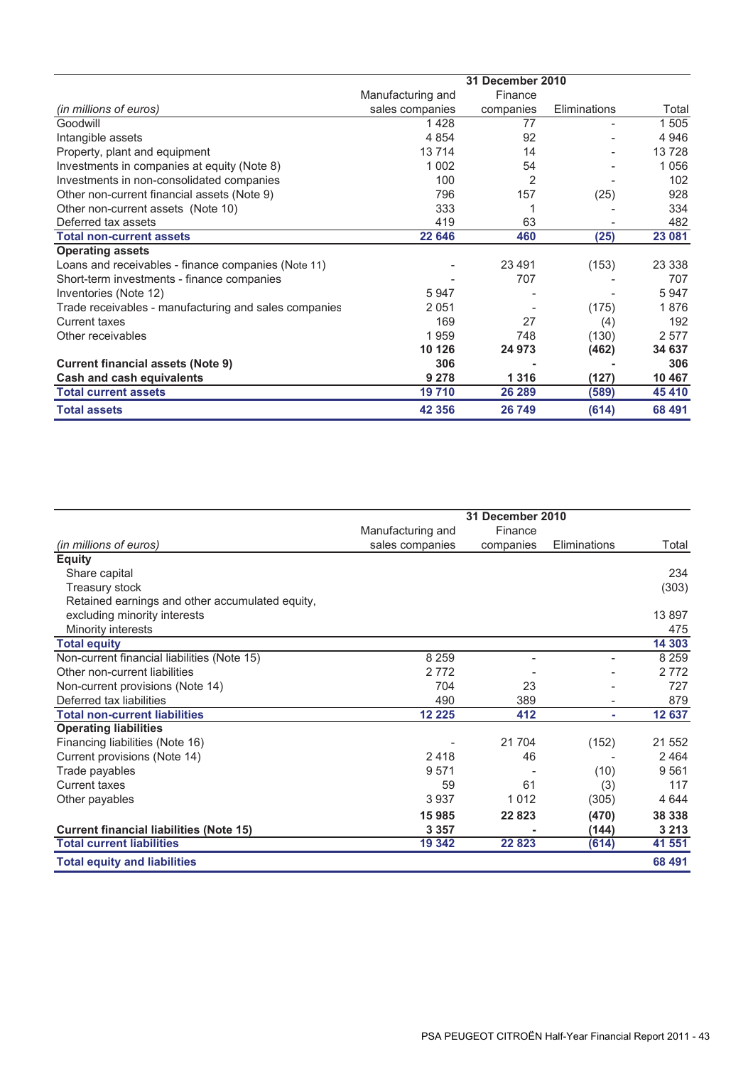| *(in millions of euros)* | 31 December 2010 | | | |
|---|---|---|---|---|
| | Manufacturing and sales companies | Finance companies | Eliminations | Total |
| Goodwill | 1 428 | 77 | - | 1 505 |
| Intangible assets | 4 854 | 92 | - | 4 946 |
| Property, plant and equipment | 13 714 | 14 | - | 13 728 |
| Investments in companies at equity (Note 8) | 1 002 | 54 | - | 1 056 |
| Investments in non-consolidated companies | 100 | 2 | - | 102 |
| Other non-current financial assets (Note 9) | 796 | 157 | (25) | 928 |
| Other non-current assets (Note 10) | 333 | 1 | - | 334 |
| Deferred tax assets | 419 | 63 | - | 482 |
| **Total non-current assets** | **22 646** | **460** | **(25)** | **23 081** |
| **Operating assets** | | | | |
| Loans and receivables - finance companies (Note 11) | - | 23 491 | (153) | 23 338 |
| Short-term investments - finance companies | - | 707 | | 707 |
| Inventories (Note 12) | 5 947 | - | - | 5 947 |
| Trade receivables - manufacturing and sales companies | 2 051 | - | (175) | 1 876 |
| Current taxes | 169 | 27 | (4) | 192 |
| Other receivables | 1 959 | 748 | (130) | 2 577 |
| | **10 126** | **24 973** | **(462)** | **34 637** |
| **Current financial assets (Note 9)** | **306** | **-** | **-** | **306** |
| **Cash and cash equivalents** | **9 278** | **1 316** | **(127)** | **10 467** |
| **Total current assets** | **19 710** | **26 289** | **(589)** | **45 410** |
| **Total assets** | **42 356** | **26 749** | **(614)** | **68 491** |

| *(in millions of euros)* | 31 December 2010 | | | |
|---|---|---|---|---|
| | Manufacturing and sales companies | Finance companies | Eliminations | Total |
| **Equity** | | | | |
| Share capital | | | | 234 |
| Treasury stock | | | | (303) |
| Retained earnings and other accumulated equity, excluding minority interests | | | | 13 897 |
| Minority interests | | | | 475 |
| **Total equity** | | | | **14 303** |
| Non-current financial liabilities (Note 15) | 8 259 | - | - | 8 259 |
| Other non-current liabilities | 2 772 | - | - | 2 772 |
| Non-current provisions (Note 14) | 704 | 23 | - | 727 |
| Deferred tax liabilities | 490 | 389 | - | 879 |
| **Total non-current liabilities** | **12 225** | **412** | **-** | **12 637** |
| **Operating liabilities** | | | | |
| Financing liabilities (Note 16) | - | 21 704 | (152) | 21 552 |
| Current provisions (Note 14) | 2 418 | 46 | - | 2 464 |
| Trade payables | 9 571 | - | (10) | 9 561 |
| Current taxes | 59 | 61 | (3) | 117 |
| Other payables | 3 937 | 1 012 | (305) | 4 644 |
| | **15 985** | **22 823** | **(470)** | **38 338** |
| **Current financial liabilities (Note 15)** | **3 357** | **-** | **(144)** | **3 213** |
| **Total current liabilities** | **19 342** | **22 823** | **(614)** | **41 551** |
| **Total equity and liabilities** | | | | **68 491** |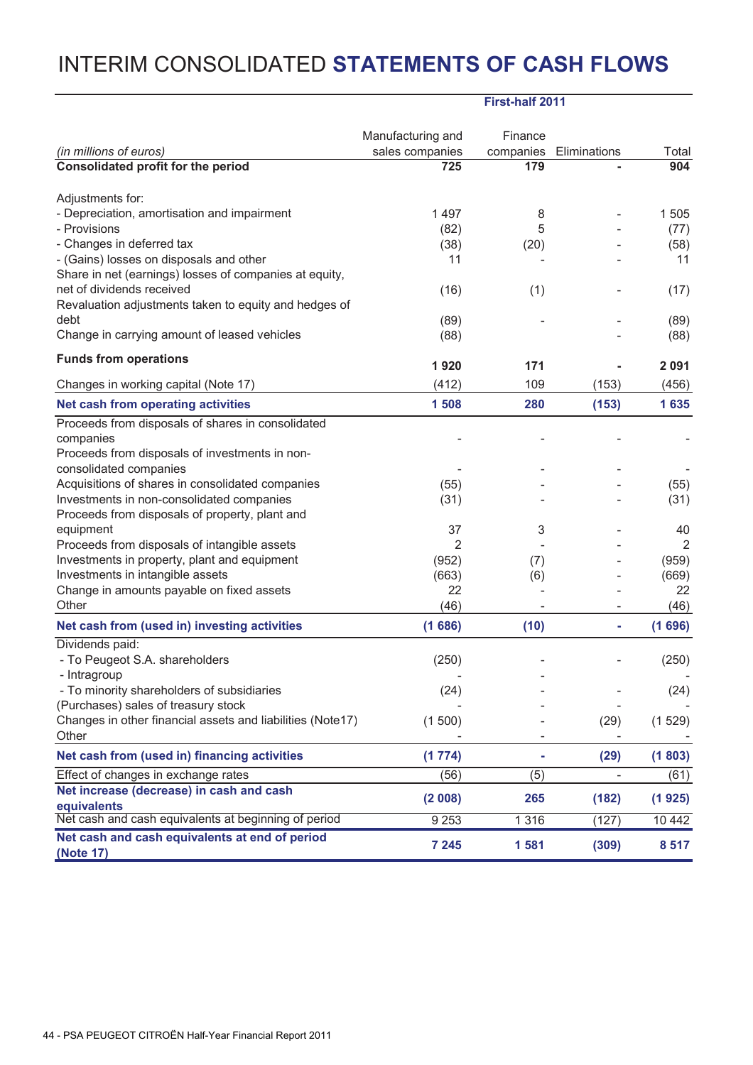# INTERIM CONSOLIDATED **STATEMENTS OF CASH FLOWS**

| | First-half 2011 | | | |
|---|---|---|---|---|
| *(in millions of euros)* | Manufacturing and sales companies | Finance companies | Eliminations | Total |
| **Consolidated profit for the period** | **725** | **179** | **-** | **904** |
| Adjustments for: | | | | |
| - Depreciation, amortisation and impairment | 1 497 | 8 | - | 1 505 |
| - Provisions | (82) | 5 | - | (77) |
| - Changes in deferred tax | (38) | (20) | - | (58) |
| - (Gains) losses on disposals and other | 11 | - | - | 11 |
| Share in net (earnings) losses of companies at equity, net of dividends received | (16) | (1) | - | (17) |
| Revaluation adjustments taken to equity and hedges of debt | (89) | - | - | (89) |
| Change in carrying amount of leased vehicles | (88) | | - | (88) |
| **Funds from operations** | **1 920** | **171** | **-** | **2 091** |
| Changes in working capital (Note 17) | (412) | 109 | (153) | (456) |
| **Net cash from operating activities** | **1 508** | **280** | **(153)** | **1 635** |
| Proceeds from disposals of shares in consolidated companies | - | - | - | - |
| Proceeds from disposals of investments in non-consolidated companies | - | - | - | - |
| Acquisitions of shares in consolidated companies | (55) | - | - | (55) |
| Investments in non-consolidated companies | (31) | - | - | (31) |
| Proceeds from disposals of property, plant and equipment | 37 | 3 | - | 40 |
| Proceeds from disposals of intangible assets | 2 | - | - | 2 |
| Investments in property, plant and equipment | (952) | (7) | - | (959) |
| Investments in intangible assets | (663) | (6) | - | (669) |
| Change in amounts payable on fixed assets | 22 | - | - | 22 |
| Other | (46) | - | - | (46) |
| **Net cash from (used in) investing activities** | **(1 686)** | **(10)** | **-** | **(1 696)** |
| Dividends paid: | | | | |
| - To Peugeot S.A. shareholders | (250) | - | - | (250) |
| - Intragroup | - | - | | - |
| - To minority shareholders of subsidiaries | (24) | - | - | (24) |
| (Purchases) sales of treasury stock | - | - | - | - |
| Changes in other financial assets and liabilities (Note17) | (1 500) | - | (29) | (1 529) |
| Other | - | - | - | - |
| **Net cash from (used in) financing activities** | **(1 774)** | **-** | **(29)** | **(1 803)** |
| Effect of changes in exchange rates | (56) | (5) | - | (61) |
| **Net increase (decrease) in cash and cash equivalents** | **(2 008)** | **265** | **(182)** | **(1 925)** |
| Net cash and cash equivalents at beginning of period | 9 253 | 1 316 | (127) | 10 442 |
| **Net cash and cash equivalents at end of period (Note 17)** | **7 245** | **1 581** | **(309)** | **8 517** |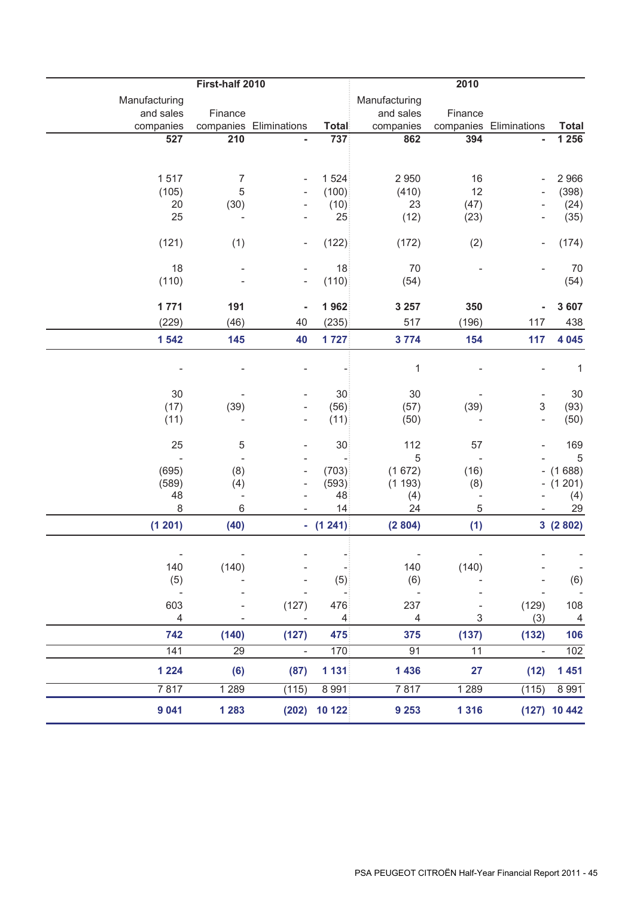| First-half 2010 | | | | 2010 | | | |
|---|---|---|---|---|---|---|---|
| Manufacturing and sales companies | Finance companies | Eliminations | Total | Manufacturing and sales companies | Finance companies | Eliminations | Total |
| **527** | **210** | **-** | **737** | **862** | **394** | **-** | **1 256** |
| | | | | | | | |
| 1 517 | 7 | - | 1 524 | 2 950 | 16 | - | 2 966 |
| (105) | 5 | - | (100) | (410) | 12 | - | (398) |
| 20 | (30) | - | (10) | 23 | (47) | - | (24) |
| 25 | - | - | 25 | (12) | (23) | - | (35) |
| (121) | (1) | - | (122) | (172) | (2) | - | (174) |
| 18 | - | - | 18 | 70 | - | - | 70 |
| (110) | - | - | (110) | (54) | | | (54) |
| **1 771** | **191** | **-** | **1 962** | **3 257** | **350** | **-** | **3 607** |
| (229) | (46) | 40 | (235) | 517 | (196) | 117 | 438 |
| **1 542** | **145** | **40** | **1 727** | **3 774** | **154** | **117** | **4 045** |
| - | - | - | - | 1 | - | - | 1 |
| 30 | - | - | 30 | 30 | - | - | 30 |
| (17) | (39) | - | (56) | (57) | (39) | 3 | (93) |
| (11) | - | - | (11) | (50) | - | - | (50) |
| 25 | 5 | - | 30 | 112 | 57 | - | 169 |
| - | - | - | - | 5 | - | - | 5 |
| (695) | (8) | - | (703) | (1 672) | (16) | - | (1 688) |
| (589) | (4) | - | (593) | (1 193) | (8) | - | (1 201) |
| 48 | - | - | 48 | (4) | - | - | (4) |
| 8 | 6 | - | 14 | 24 | 5 | - | 29 |
| **(1 201)** | **(40)** | **-** | **(1 241)** | **(2 804)** | **(1)** | **3** | **(2 802)** |
| - | - | - | - | - | - | - | - |
| 140 | (140) | - | - | 140 | (140) | - | - |
| (5) | - | - | (5) | (6) | - | - | (6) |
| - | - | - | - | - | - | - | - |
| 603 | - | (127) | 476 | 237 | - | (129) | 108 |
| 4 | - | - | 4 | 4 | 3 | (3) | 4 |
| **742** | **(140)** | **(127)** | **475** | **375** | **(137)** | **(132)** | **106** |
| 141 | 29 | - | 170 | 91 | 11 | - | 102 |
| **1 224** | **(6)** | **(87)** | **1 131** | **1 436** | **27** | **(12)** | **1 451** |
| 7 817 | 1 289 | (115) | 8 991 | 7 817 | 1 289 | (115) | 8 991 |
| **9 041** | **1 283** | **(202)** | **10 122** | **9 253** | **1 316** | **(127)** | **10 442** |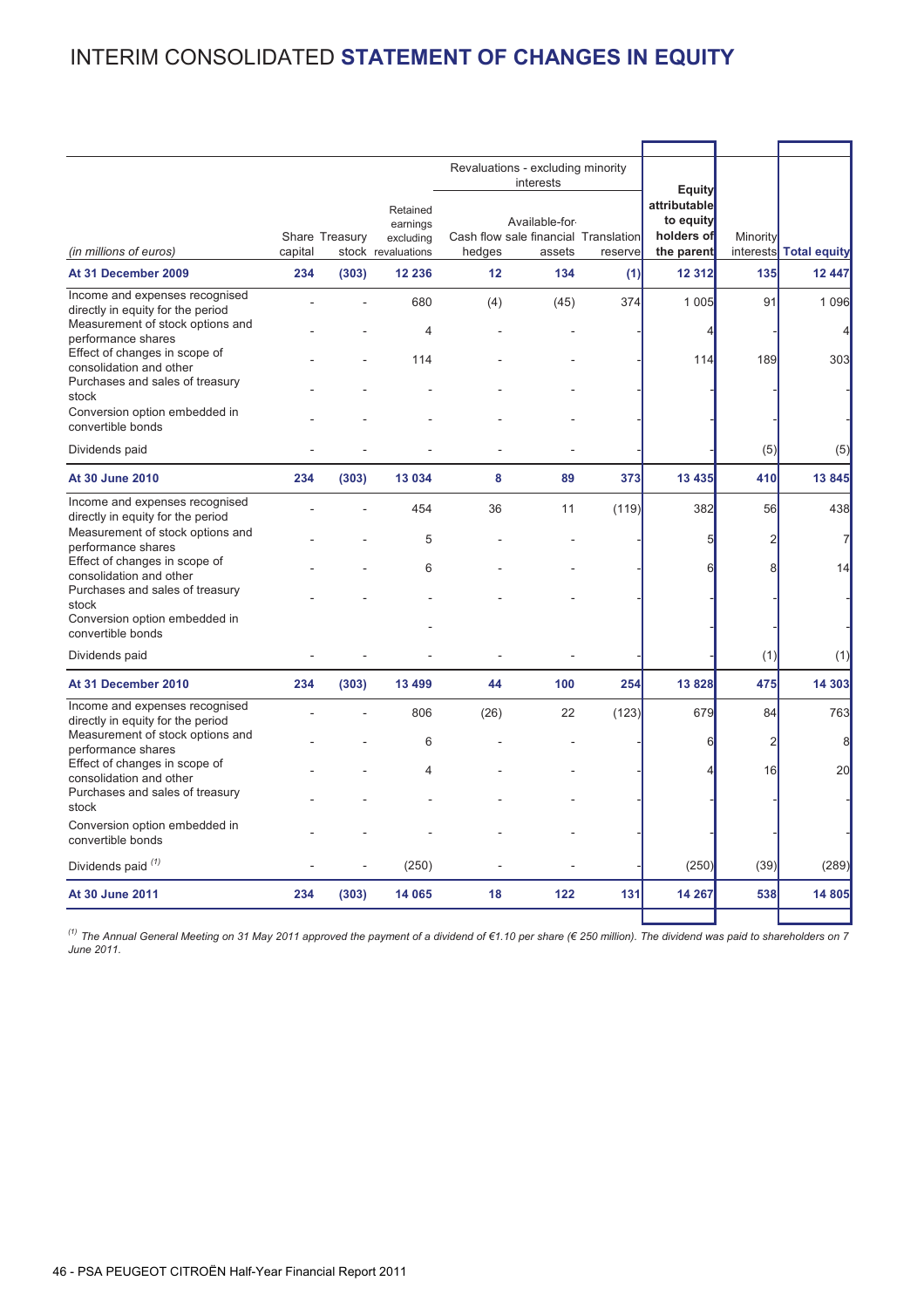# INTERIM CONSOLIDATED **STATEMENT OF CHANGES IN EQUITY**

| (in millions of euros) | Share capital | Treasury stock | Retained earnings excluding revaluations | Revaluations - excluding minority interests | | | Equity attributable to equity holders of the parent | Minority interests | Total equity |
|---|---|---|---|---|---|---|---|---|---|
| | | | | Cash flow hedges | Available-for-sale financial assets | Translation reserve | | | |
| **At 31 December 2009** | **234** | **(303)** | **12 236** | **12** | **134** | **(1)** | **12 312** | **135** | **12 447** |
| Income and expenses recognised directly in equity for the period | - | - | 680 | (4) | (45) | 374 | 1 005 | 91 | 1 096 |
| Measurement of stock options and performance shares | - | - | 4 | - | - | - | 4 | - | 4 |
| Effect of changes in scope of consolidation and other | - | - | 114 | - | - | - | 114 | 189 | 303 |
| Purchases and sales of treasury stock | - | - | - | - | - | - | - | - | - |
| Conversion option embedded in convertible bonds | - | - | - | - | - | - | - | - | - |
| Dividends paid | - | - | - | - | - | - | - | (5) | (5) |
| **At 30 June 2010** | **234** | **(303)** | **13 034** | **8** | **89** | **373** | **13 435** | **410** | **13 845** |
| Income and expenses recognised directly in equity for the period | - | - | 454 | 36 | 11 | (119) | 382 | 56 | 438 |
| Measurement of stock options and performance shares | - | - | 5 | - | - | - | 5 | 2 | 7 |
| Effect of changes in scope of consolidation and other | - | - | 6 | - | - | - | 6 | 8 | 14 |
| Purchases and sales of treasury stock | - | - | - | - | - | - | - | - | - |
| Conversion option embedded in convertible bonds | | | - | | | | - | - | - |
| Dividends paid | - | - | - | - | - | - | - | (1) | (1) |
| **At 31 December 2010** | **234** | **(303)** | **13 499** | **44** | **100** | **254** | **13 828** | **475** | **14 303** |
| Income and expenses recognised directly in equity for the period | - | - | 806 | (26) | 22 | (123) | 679 | 84 | 763 |
| Measurement of stock options and performance shares | - | - | 6 | - | - | - | 6 | 2 | 8 |
| Effect of changes in scope of consolidation and other | - | - | 4 | - | - | - | 4 | 16 | 20 |
| Purchases and sales of treasury stock | - | - | - | - | - | - | - | - | - |
| Conversion option embedded in convertible bonds | - | - | - | - | - | - | - | - | - |
| Dividends paid [(1)] | - | - | (250) | - | - | - | (250) | (39) | (289) |
| **At 30 June 2011** | **234** | **(303)** | **14 065** | **18** | **122** | **131** | **14 267** | **538** | **14 805** |

*[(1)] The Annual General Meeting on 31 May 2011 approved the payment of a dividend of €1.10 per share (€ 250 million). The dividend was paid to shareholders on 7 June 2011.*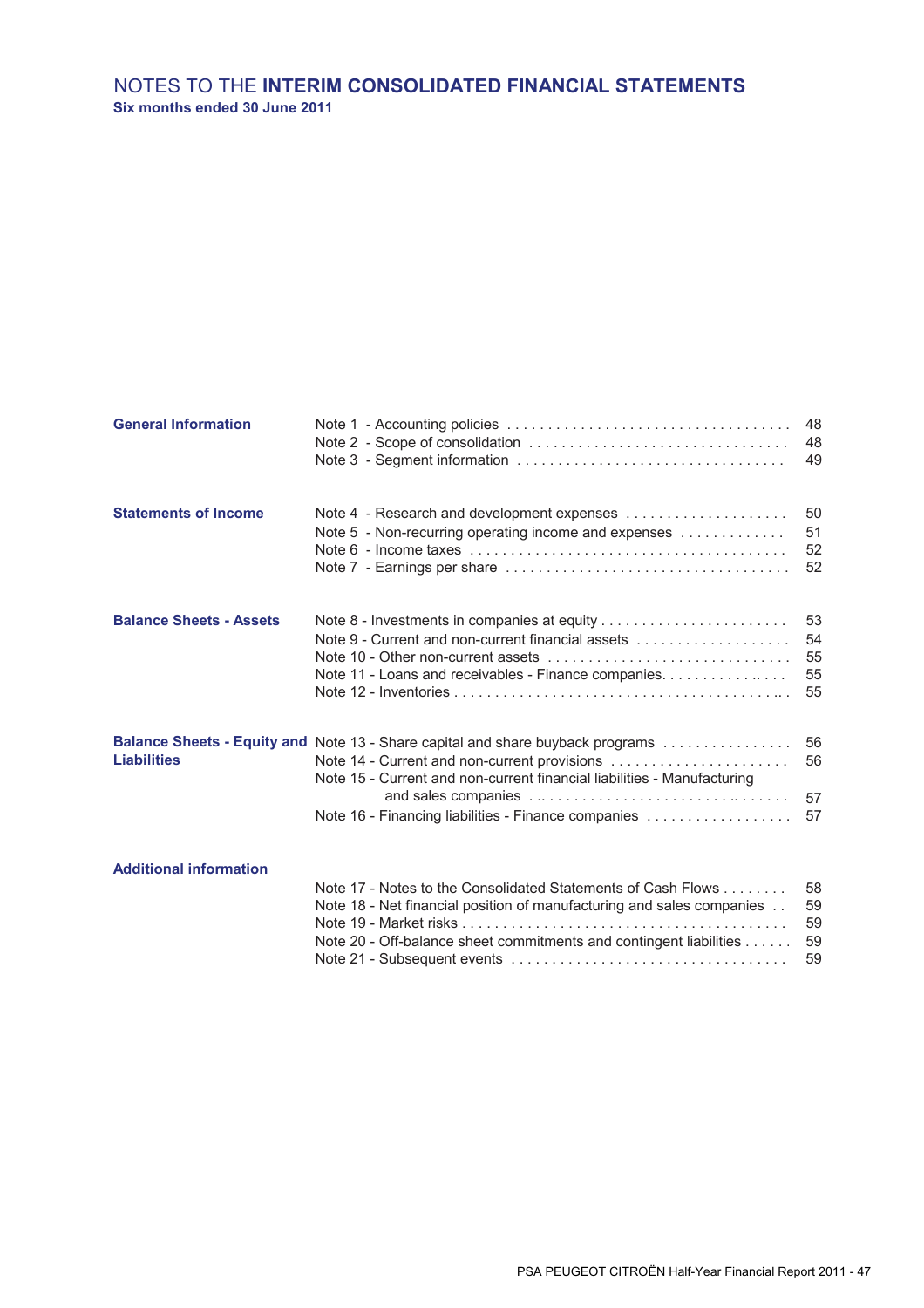# NOTES TO THE **INTERIM CONSOLIDATED FINANCIAL STATEMENTS**

**Six months ended 30 June 2011**

| | | |
|---|---|---|
| **General Information** | Note 1 - Accounting policies | 48 |
| | Note 2 - Scope of consolidation | 48 |
| | Note 3 - Segment information | 49 |
| **Statements of Income** | Note 4 - Research and development expenses | 50 |
| | Note 5 - Non-recurring operating income and expenses | 51 |
| | Note 6 - Income taxes | 52 |
| | Note 7 - Earnings per share | 52 |
| **Balance Sheets - Assets** | Note 8 - Investments in companies at equity | 53 |
| | Note 9 - Current and non-current financial assets | 54 |
| | Note 10 - Other non-current assets | 55 |
| | Note 11 - Loans and receivables - Finance companies | 55 |
| | Note 12 - Inventories | 55 |
| **Balance Sheets - Equity and Liabilities** | Note 13 - Share capital and share buyback programs | 56 |
| | Note 14 - Current and non-current provisions | 56 |
| | Note 15 - Current and non-current financial liabilities - Manufacturing and sales companies | 57 |
| | Note 16 - Financing liabilities - Finance companies | 57 |
| **Additional information** | Note 17 - Notes to the Consolidated Statements of Cash Flows | 58 |
| | Note 18 - Net financial position of manufacturing and sales companies | 59 |
| | Note 19 - Market risks | 59 |
| | Note 20 - Off-balance sheet commitments and contingent liabilities | 59 |
| | Note 21 - Subsequent events | 59 |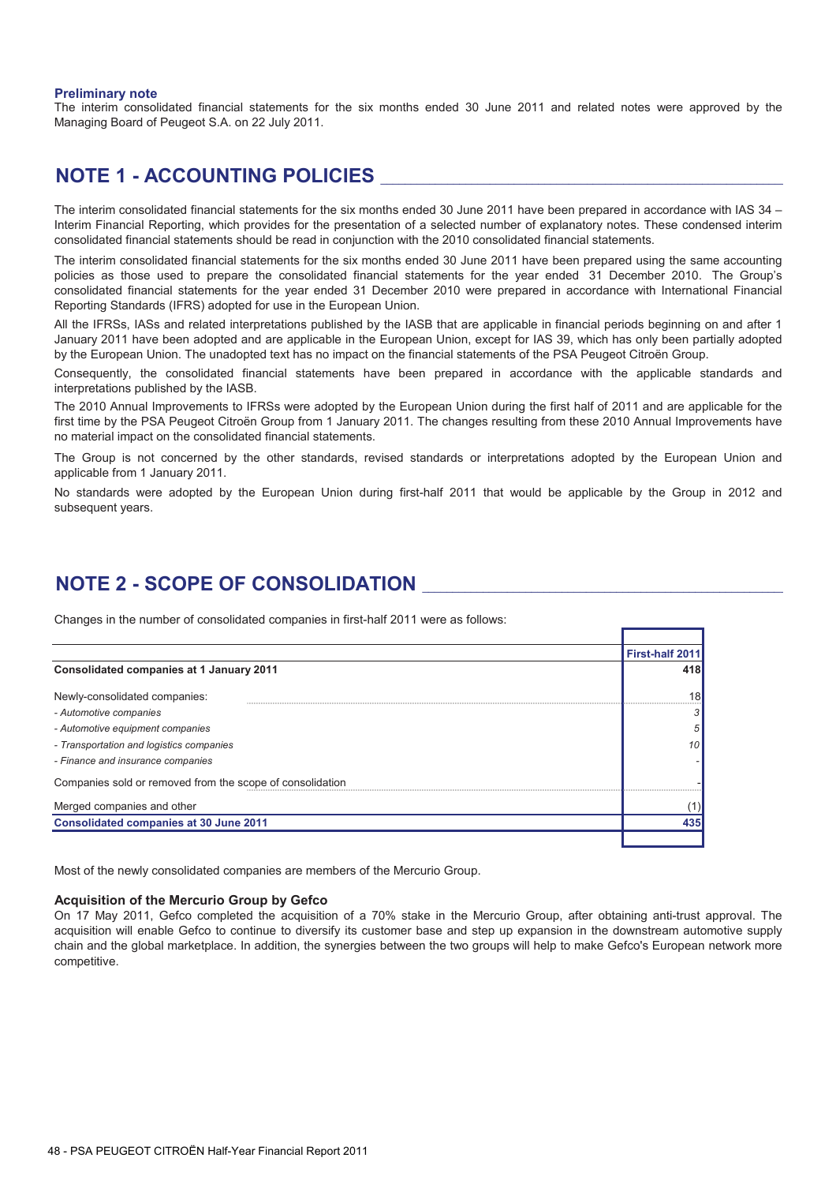**Preliminary note**

The interim consolidated financial statements for the six months ended 30 June 2011 and related notes were approved by the Managing Board of Peugeot S.A. on 22 July 2011.

## NOTE 1 - ACCOUNTING POLICIES

The interim consolidated financial statements for the six months ended 30 June 2011 have been prepared in accordance with IAS 34 – Interim Financial Reporting, which provides for the presentation of a selected number of explanatory notes. These condensed interim consolidated financial statements should be read in conjunction with the 2010 consolidated financial statements.

The interim consolidated financial statements for the six months ended 30 June 2011 have been prepared using the same accounting policies as those used to prepare the consolidated financial statements for the year ended 31 December 2010. The Group's consolidated financial statements for the year ended 31 December 2010 were prepared in accordance with International Financial Reporting Standards (IFRS) adopted for use in the European Union.

All the IFRSs, IASs and related interpretations published by the IASB that are applicable in financial periods beginning on and after 1 January 2011 have been adopted and are applicable in the European Union, except for IAS 39, which has only been partially adopted by the European Union. The unadopted text has no impact on the financial statements of the PSA Peugeot Citroën Group.

Consequently, the consolidated financial statements have been prepared in accordance with the applicable standards and interpretations published by the IASB.

The 2010 Annual Improvements to IFRSs were adopted by the European Union during the first half of 2011 and are applicable for the first time by the PSA Peugeot Citroën Group from 1 January 2011. The changes resulting from these 2010 Annual Improvements have no material impact on the consolidated financial statements.

The Group is not concerned by the other standards, revised standards or interpretations adopted by the European Union and applicable from 1 January 2011.

No standards were adopted by the European Union during first-half 2011 that would be applicable by the Group in 2012 and subsequent years.

## NOTE 2 - SCOPE OF CONSOLIDATION

Changes in the number of consolidated companies in first-half 2011 were as follows:

| | First-half 2011 |
|---|---|
| **Consolidated companies at 1 January 2011** | **418** |
| Newly-consolidated companies: | 18 |
| *- Automotive companies* | *3* |
| *- Automotive equipment companies* | *5* |
| *- Transportation and logistics companies* | *10* |
| *- Finance and insurance companies* | *-* |
| Companies sold or removed from the scope of consolidation | - |
| Merged companies and other | (1) |
| **Consolidated companies at 30 June 2011** | **435** |

Most of the newly consolidated companies are members of the Mercurio Group.

### Acquisition of the Mercurio Group by Gefco

On 17 May 2011, Gefco completed the acquisition of a 70% stake in the Mercurio Group, after obtaining anti-trust approval. The acquisition will enable Gefco to continue to diversify its customer base and step up expansion in the downstream automotive supply chain and the global marketplace. In addition, the synergies between the two groups will help to make Gefco's European network more competitive.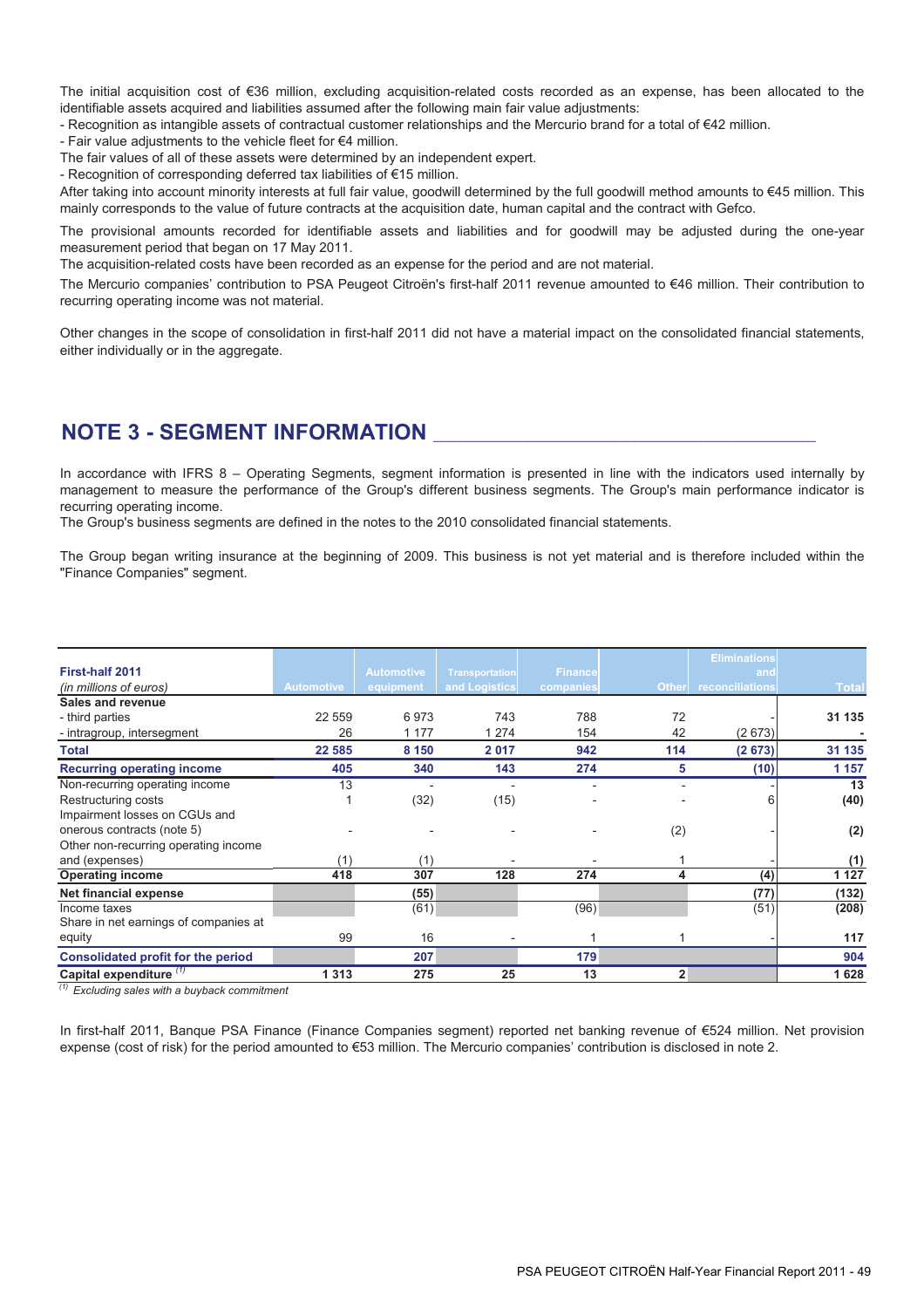The initial acquisition cost of €36 million, excluding acquisition-related costs recorded as an expense, has been allocated to the identifiable assets acquired and liabilities assumed after the following main fair value adjustments:

- Recognition as intangible assets of contractual customer relationships and the Mercurio brand for a total of €42 million.
- Fair value adjustments to the vehicle fleet for €4 million.

The fair values of all of these assets were determined by an independent expert.

- Recognition of corresponding deferred tax liabilities of €15 million.

After taking into account minority interests at full fair value, goodwill determined by the full goodwill method amounts to €45 million. This mainly corresponds to the value of future contracts at the acquisition date, human capital and the contract with Gefco.

The provisional amounts recorded for identifiable assets and liabilities and for goodwill may be adjusted during the one-year measurement period that began on 17 May 2011.

The acquisition-related costs have been recorded as an expense for the period and are not material.

The Mercurio companies' contribution to PSA Peugeot Citroën's first-half 2011 revenue amounted to €46 million. Their contribution to recurring operating income was not material.

Other changes in the scope of consolidation in first-half 2011 did not have a material impact on the consolidated financial statements, either individually or in the aggregate.

## NOTE 3 - SEGMENT INFORMATION

In accordance with IFRS 8 – Operating Segments, segment information is presented in line with the indicators used internally by management to measure the performance of the Group's different business segments. The Group's main performance indicator is recurring operating income.

The Group's business segments are defined in the notes to the 2010 consolidated financial statements.

The Group began writing insurance at the beginning of 2009. This business is not yet material and is therefore included within the "Finance Companies" segment.

| **First-half 2011** *(in millions of euros)* | Automotive | Automotive equipment | Transportation and Logistics | Finance companies | Other | Eliminations and reconciliations | Total |
|---|---|---|---|---|---|---|---|
| **Sales and revenue** | | | | | | | |
| - third parties | 22 559 | 6 973 | 743 | 788 | 72 | - | **31 135** |
| - intragroup, intersegment | 26 | 1 177 | 1 274 | 154 | 42 | (2 673) | **-** |
| **Total** | **22 585** | **8 150** | **2 017** | **942** | **114** | **(2 673)** | **31 135** |
| **Recurring operating income** | **405** | **340** | **143** | **274** | **5** | **(10)** | **1 157** |
| Non-recurring operating income | 13 | - | - | - | - | - | **13** |
| Restructuring costs | 1 | (32) | (15) | - | - | 6 | **(40)** |
| Impairment losses on CGUs and onerous contracts (note 5) | - | - | - | - | (2) | - | **(2)** |
| Other non-recurring operating income and (expenses) | (1) | (1) | - | - | 1 | - | **(1)** |
| **Operating income** | **418** | **307** | **128** | **274** | **4** | **(4)** | **1 127** |
| **Net financial expense** | | **(55)** | | | | **(77)** | **(132)** |
| Income taxes | | (61) | | (96) | | (51) | **(208)** |
| Share in net earnings of companies at equity | 99 | 16 | - | 1 | 1 | - | **117** |
| **Consolidated profit for the period** | | **207** | | **179** | | | **904** |
| **Capital expenditure** [(1)] | **1 313** | **275** | **25** | **13** | **2** | | **1 628** |

[(1)] *Excluding sales with a buyback commitment*

In first-half 2011, Banque PSA Finance (Finance Companies segment) reported net banking revenue of €524 million. Net provision expense (cost of risk) for the period amounted to €53 million. The Mercurio companies' contribution is disclosed in note 2.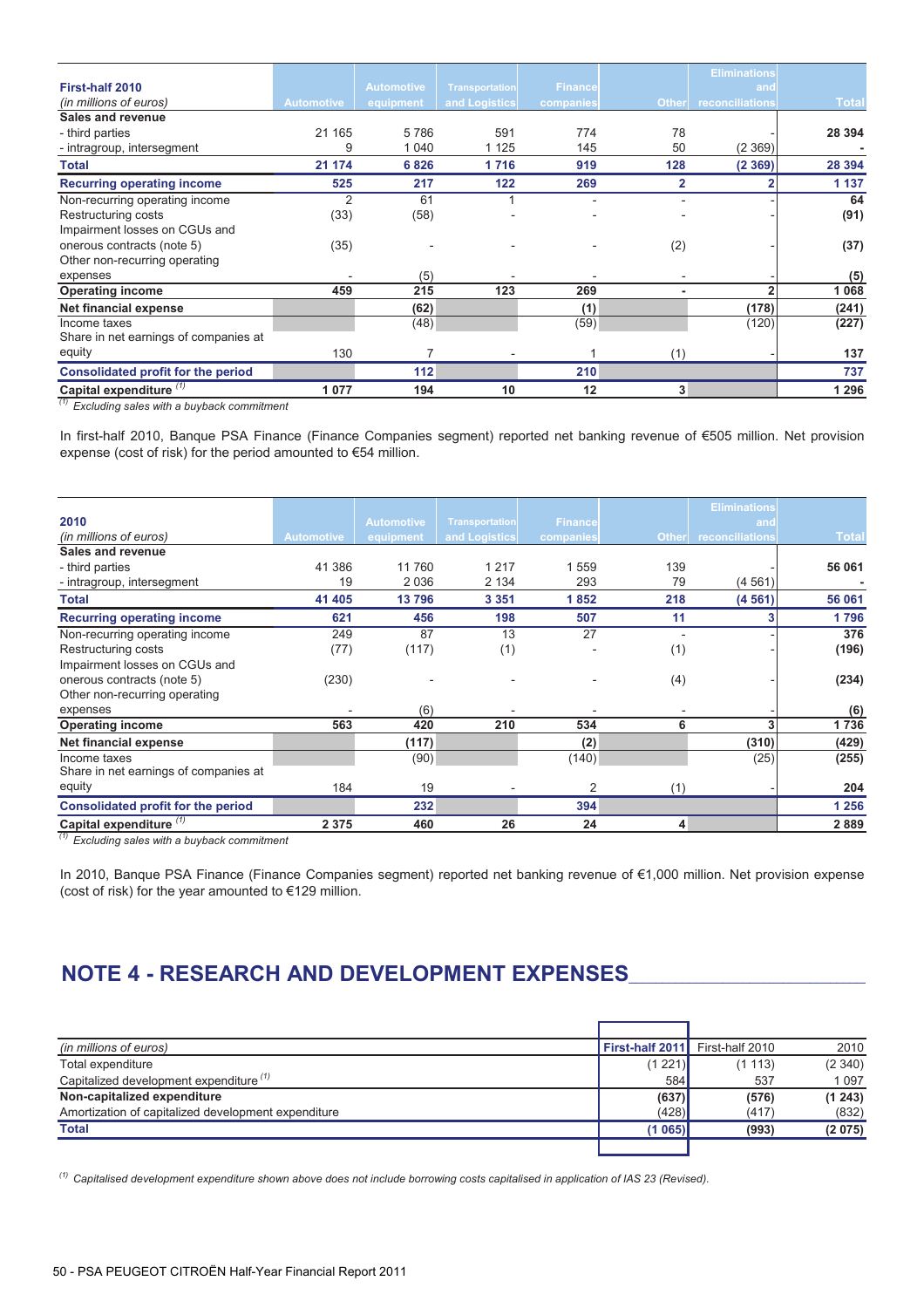| **First-half 2010** *(in millions of euros)* | Automotive | Automotive equipment | Transportation and Logistics | Finance companies | Other | Eliminations and reconciliations | Total |
|---|---|---|---|---|---|---|---|
| **Sales and revenue** | | | | | | | |
| - third parties | 21 165 | 5 786 | 591 | 774 | 78 | - | **28 394** |
| - intragroup, intersegment | 9 | 1 040 | 1 125 | 145 | 50 | (2 369) | **-** |
| **Total** | **21 174** | **6 826** | **1 716** | **919** | **128** | **(2 369)** | **28 394** |
| **Recurring operating income** | **525** | **217** | **122** | **269** | **2** | **2** | **1 137** |
| Non-recurring operating income | 2 | 61 | 1 | - | - | - | **64** |
| Restructuring costs | (33) | (58) | - | - | - | - | **(91)** |
| Impairment losses on CGUs and onerous contracts (note 5) | (35) | - | - | - | (2) | - | **(37)** |
| Other non-recurring operating expenses | - | (5) | - | - | - | - | **(5)** |
| **Operating income** | **459** | **215** | **123** | **269** | **-** | **2** | **1 068** |
| **Net financial expense** | | **(62)** | | **(1)** | | **(178)** | **(241)** |
| Income taxes | | (48) | | (59) | | (120) | **(227)** |
| Share in net earnings of companies at equity | 130 | 7 | - | 1 | (1) | - | **137** |
| **Consolidated profit for the period** | | **112** | | **210** | | | **737** |
| **Capital expenditure** [(1)] | **1 077** | **194** | **10** | **12** | **3** | | **1 296** |

[(1)] *Excluding sales with a buyback commitment*

In first-half 2010, Banque PSA Finance (Finance Companies segment) reported net banking revenue of €505 million. Net provision expense (cost of risk) for the period amounted to €54 million.

| **2010** *(in millions of euros)* | Automotive | Automotive equipment | Transportation and Logistics | Finance companies | Other | Eliminations and reconciliations | Total |
|---|---|---|---|---|---|---|---|
| **Sales and revenue** | | | | | | | |
| - third parties | 41 386 | 11 760 | 1 217 | 1 559 | 139 | - | **56 061** |
| - intragroup, intersegment | 19 | 2 036 | 2 134 | 293 | 79 | (4 561) | **-** |
| **Total** | **41 405** | **13 796** | **3 351** | **1 852** | **218** | **(4 561)** | **56 061** |
| **Recurring operating income** | **621** | **456** | **198** | **507** | **11** | **3** | **1 796** |
| Non-recurring operating income | 249 | 87 | 13 | 27 | - | - | **376** |
| Restructuring costs | (77) | (117) | (1) | - | (1) | - | **(196)** |
| Impairment losses on CGUs and onerous contracts (note 5) | (230) | - | - | - | (4) | - | **(234)** |
| Other non-recurring operating expenses | - | (6) | - | - | - | - | **(6)** |
| **Operating income** | **563** | **420** | **210** | **534** | **6** | **3** | **1 736** |
| **Net financial expense** | | **(117)** | | **(2)** | | **(310)** | **(429)** |
| Income taxes | | (90) | | (140) | | (25) | **(255)** |
| Share in net earnings of companies at equity | 184 | 19 | - | 2 | (1) | - | **204** |
| **Consolidated profit for the period** | | **232** | | **394** | | | **1 256** |
| **Capital expenditure** [(1)] | **2 375** | **460** | **26** | **24** | **4** | | **2 889** |

[(1)] *Excluding sales with a buyback commitment*

In 2010, Banque PSA Finance (Finance Companies segment) reported net banking revenue of €1,000 million. Net provision expense (cost of risk) for the year amounted to €129 million.

## NOTE 4 - RESEARCH AND DEVELOPMENT EXPENSES

| *(in millions of euros)* | First-half 2011 | First-half 2010 | 2010 |
|---|---|---|---|
| Total expenditure | (1 221) | (1 113) | (2 340) |
| Capitalized development expenditure [(1)] | 584 | 537 | 1 097 |
| **Non-capitalized expenditure** | **(637)** | **(576)** | **(1 243)** |
| Amortization of capitalized development expenditure | (428) | (417) | (832) |
| **Total** | **(1 065)** | **(993)** | **(2 075)** |

[(1)] *Capitalised development expenditure shown above does not include borrowing costs capitalised in application of IAS 23 (Revised).*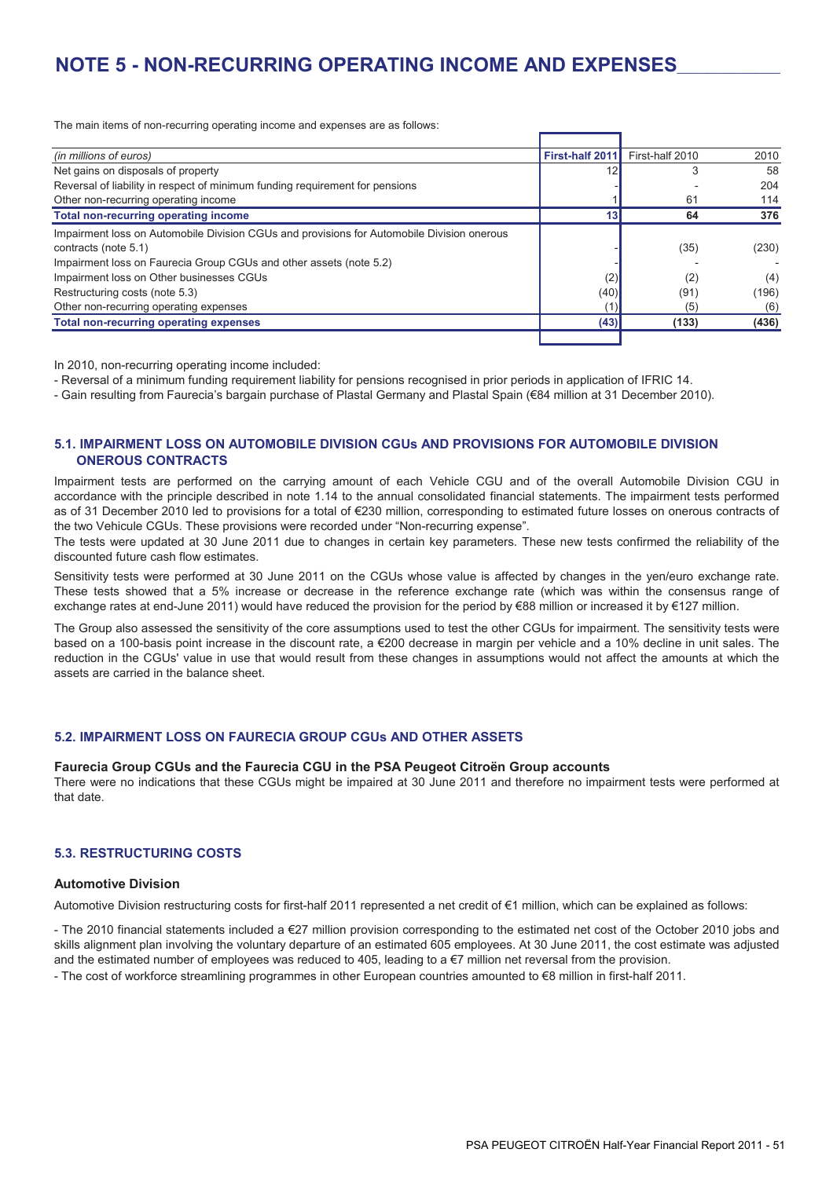# NOTE 5 - NON-RECURRING OPERATING INCOME AND EXPENSES

The main items of non-recurring operating income and expenses are as follows:

| *(in millions of euros)* | **First-half 2011** | First-half 2010 | 2010 |
|---|---|---|---|
| Net gains on disposals of property | 12 | 3 | 58 |
| Reversal of liability in respect of minimum funding requirement for pensions | - | - | 204 |
| Other non-recurring operating income | 1 | 61 | 114 |
| **Total non-recurring operating income** | **13** | **64** | **376** |
| Impairment loss on Automobile Division CGUs and provisions for Automobile Division onerous contracts (note 5.1) | - | (35) | (230) |
| Impairment loss on Faurecia Group CGUs and other assets (note 5.2) | - | - | - |
| Impairment loss on Other businesses CGUs | (2) | (2) | (4) |
| Restructuring costs (note 5.3) | (40) | (91) | (196) |
| Other non-recurring operating expenses | (1) | (5) | (6) |
| **Total non-recurring operating expenses** | **(43)** | **(133)** | **(436)** |

In 2010, non-recurring operating income included:

- Reversal of a minimum funding requirement liability for pensions recognised in prior periods in application of IFRIC 14.
- Gain resulting from Faurecia's bargain purchase of Plastal Germany and Plastal Spain (€84 million at 31 December 2010).

## 5.1. IMPAIRMENT LOSS ON AUTOMOBILE DIVISION CGUs AND PROVISIONS FOR AUTOMOBILE DIVISION ONEROUS CONTRACTS

Impairment tests are performed on the carrying amount of each Vehicle CGU and of the overall Automobile Division CGU in accordance with the principle described in note 1.14 to the annual consolidated financial statements. The impairment tests performed as of 31 December 2010 led to provisions for a total of €230 million, corresponding to estimated future losses on onerous contracts of the two Vehicule CGUs. These provisions were recorded under "Non-recurring expense".

The tests were updated at 30 June 2011 due to changes in certain key parameters. These new tests confirmed the reliability of the discounted future cash flow estimates.

Sensitivity tests were performed at 30 June 2011 on the CGUs whose value is affected by changes in the yen/euro exchange rate. These tests showed that a 5% increase or decrease in the reference exchange rate (which was within the consensus range of exchange rates at end-June 2011) would have reduced the provision for the period by €88 million or increased it by €127 million.

The Group also assessed the sensitivity of the core assumptions used to test the other CGUs for impairment. The sensitivity tests were based on a 100-basis point increase in the discount rate, a €200 decrease in margin per vehicle and a 10% decline in unit sales. The reduction in the CGUs' value in use that would result from these changes in assumptions would not affect the amounts at which the assets are carried in the balance sheet.

## 5.2. IMPAIRMENT LOSS ON FAURECIA GROUP CGUs AND OTHER ASSETS

### Faurecia Group CGUs and the Faurecia CGU in the PSA Peugeot Citroën Group accounts

There were no indications that these CGUs might be impaired at 30 June 2011 and therefore no impairment tests were performed at that date.

## 5.3. RESTRUCTURING COSTS

### Automotive Division

Automotive Division restructuring costs for first-half 2011 represented a net credit of €1 million, which can be explained as follows:

- The 2010 financial statements included a €27 million provision corresponding to the estimated net cost of the October 2010 jobs and skills alignment plan involving the voluntary departure of an estimated 605 employees. At 30 June 2011, the cost estimate was adjusted and the estimated number of employees was reduced to 405, leading to a €7 million net reversal from the provision.
- The cost of workforce streamlining programmes in other European countries amounted to €8 million in first-half 2011.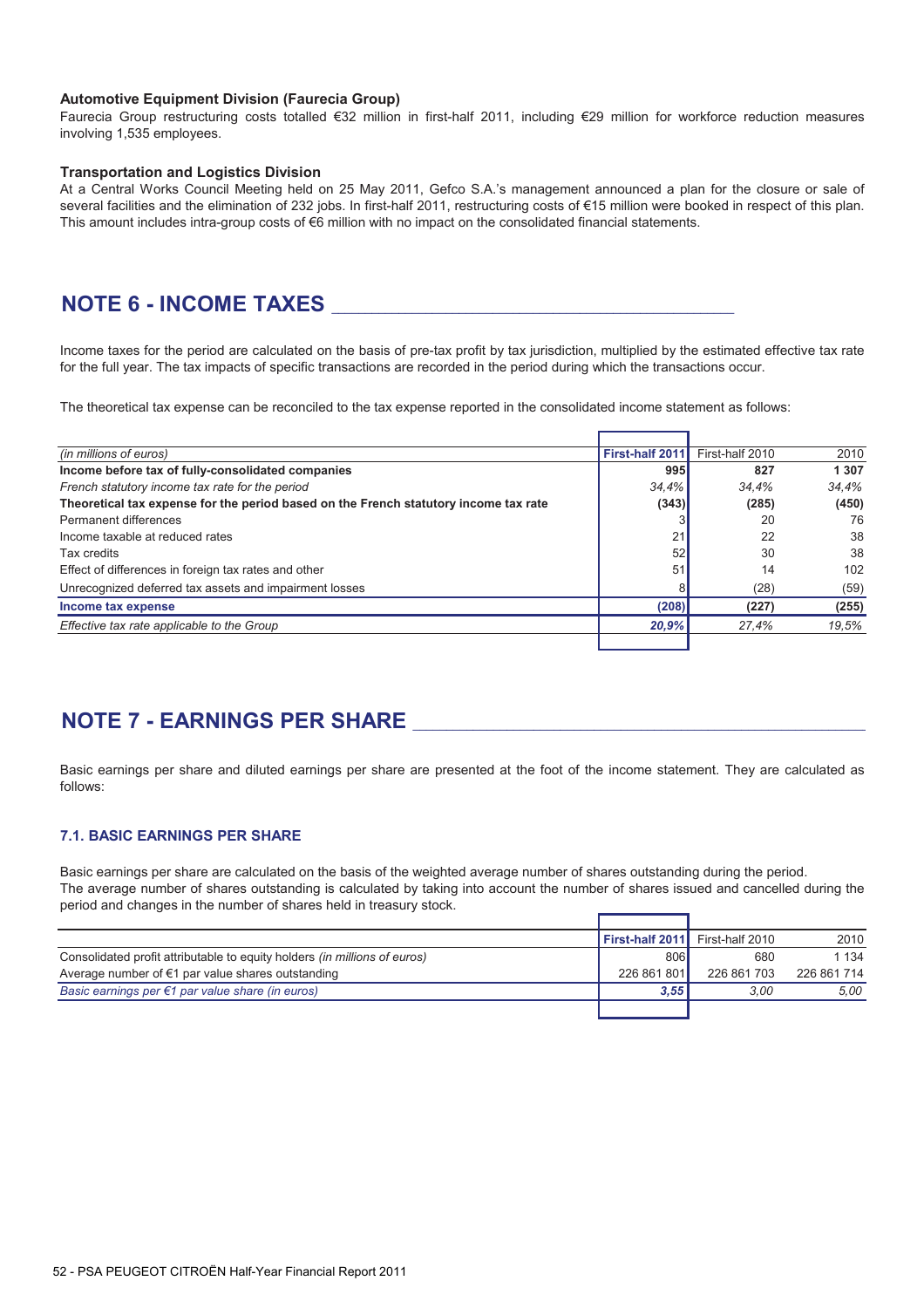#### Automotive Equipment Division (Faurecia Group)

Faurecia Group restructuring costs totalled €32 million in first-half 2011, including €29 million for workforce reduction measures involving 1,535 employees.

#### Transportation and Logistics Division

At a Central Works Council Meeting held on 25 May 2011, Gefco S.A.'s management announced a plan for the closure or sale of several facilities and the elimination of 232 jobs. In first-half 2011, restructuring costs of €15 million were booked in respect of this plan. This amount includes intra-group costs of €6 million with no impact on the consolidated financial statements.

## NOTE 6 - INCOME TAXES

Income taxes for the period are calculated on the basis of pre-tax profit by tax jurisdiction, multiplied by the estimated effective tax rate for the full year. The tax impacts of specific transactions are recorded in the period during which the transactions occur.

The theoretical tax expense can be reconciled to the tax expense reported in the consolidated income statement as follows:

| *(in millions of euros)* | **First-half 2011** | First-half 2010 | 2010 |
|---|---|---|---|
| **Income before tax of fully-consolidated companies** | **995** | **827** | **1 307** |
| *French statutory income tax rate for the period* | *34,4%* | *34,4%* | *34,4%* |
| **Theoretical tax expense for the period based on the French statutory income tax rate** | **(343)** | **(285)** | **(450)** |
| Permanent differences | 3 | 20 | 76 |
| Income taxable at reduced rates | 21 | 22 | 38 |
| Tax credits | 52 | 30 | 38 |
| Effect of differences in foreign tax rates and other | 51 | 14 | 102 |
| Unrecognized deferred tax assets and impairment losses | 8 | (28) | (59) |
| **Income tax expense** | **(208)** | **(227)** | **(255)** |
| *Effective tax rate applicable to the Group* | ***20,9%*** | *27,4%* | *19,5%* |

## NOTE 7 - EARNINGS PER SHARE

Basic earnings per share and diluted earnings per share are presented at the foot of the income statement. They are calculated as follows:

### 7.1. BASIC EARNINGS PER SHARE

Basic earnings per share are calculated on the basis of the weighted average number of shares outstanding during the period.
The average number of shares outstanding is calculated by taking into account the number of shares issued and cancelled during the period and changes in the number of shares held in treasury stock.

| | **First-half 2011** | First-half 2010 | 2010 |
|---|---|---|---|
| Consolidated profit attributable to equity holders *(in millions of euros)* | 806 | 680 | 1 134 |
| Average number of €1 par value shares outstanding | 226 861 801 | 226 861 703 | 226 861 714 |
| *Basic earnings per €1 par value share (in euros)* | ***3,55*** | *3,00* | *5,00* |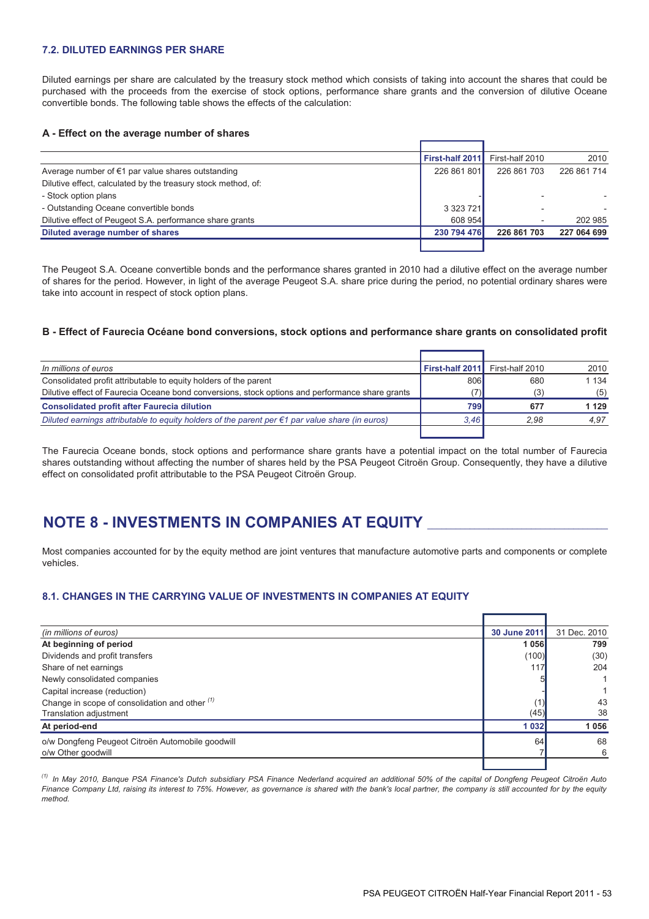### 7.2. DILUTED EARNINGS PER SHARE

Diluted earnings per share are calculated by the treasury stock method which consists of taking into account the shares that could be purchased with the proceeds from the exercise of stock options, performance share grants and the conversion of dilutive Oceane convertible bonds. The following table shows the effects of the calculation:

#### A - Effect on the average number of shares

| | First-half 2011 | First-half 2010 | 2010 |
|---|---|---|---|
| Average number of €1 par value shares outstanding | 226 861 801 | 226 861 703 | 226 861 714 |
| Dilutive effect, calculated by the treasury stock method, of: | | | |
| - Stock option plans | - | - | - |
| - Outstanding Oceane convertible bonds | 3 323 721 | - | - |
| Dilutive effect of Peugeot S.A. performance share grants | 608 954 | - | 202 985 |
| **Diluted average number of shares** | **230 794 476** | **226 861 703** | **227 064 699** |

The Peugeot S.A. Oceane convertible bonds and the performance shares granted in 2010 had a dilutive effect on the average number of shares for the period. However, in light of the average Peugeot S.A. share price during the period, no potential ordinary shares were take into account in respect of stock option plans.

#### B - Effect of Faurecia Océane bond conversions, stock options and performance share grants on consolidated profit

| *In millions of euros* | First-half 2011 | First-half 2010 | 2010 |
|---|---|---|---|
| Consolidated profit attributable to equity holders of the parent | 806 | 680 | 1 134 |
| Dilutive effect of Faurecia Oceane bond conversions, stock options and performance share grants | (7) | (3) | (5) |
| **Consolidated profit after Faurecia dilution** | **799** | **677** | **1 129** |
| *Diluted earnings attributable to equity holders of the parent per €1 par value share (in euros)* | *3,46* | *2,98* | *4,97* |

The Faurecia Oceane bonds, stock options and performance share grants have a potential impact on the total number of Faurecia shares outstanding without affecting the number of shares held by the PSA Peugeot Citroën Group. Consequently, they have a dilutive effect on consolidated profit attributable to the PSA Peugeot Citroën Group.

# NOTE 8 - INVESTMENTS IN COMPANIES AT EQUITY

Most companies accounted for by the equity method are joint ventures that manufacture automotive parts and components or complete vehicles.

### 8.1. CHANGES IN THE CARRYING VALUE OF INVESTMENTS IN COMPANIES AT EQUITY

| *(in millions of euros)* | 30 June 2011 | 31 Dec. 2010 |
|---|---|---|
| **At beginning of period** | **1 056** | **799** |
| Dividends and profit transfers | (100) | (30) |
| Share of net earnings | 117 | 204 |
| Newly consolidated companies | 5 | 1 |
| Capital increase (reduction) | - | 1 |
| Change in scope of consolidation and other [(1)] | (1) | 43 |
| Translation adjustment | (45) | 38 |
| **At period-end** | **1 032** | **1 056** |
| o/w Dongfeng Peugeot Citroën Automobile goodwill | 64 | 68 |
| o/w Other goodwill | 7 | 6 |

*[(1)] In May 2010, Banque PSA Finance's Dutch subsidiary PSA Finance Nederland acquired an additional 50% of the capital of Dongfeng Peugeot Citroën Auto Finance Company Ltd, raising its interest to 75%. However, as governance is shared with the bank's local partner, the company is still accounted for by the equity method.*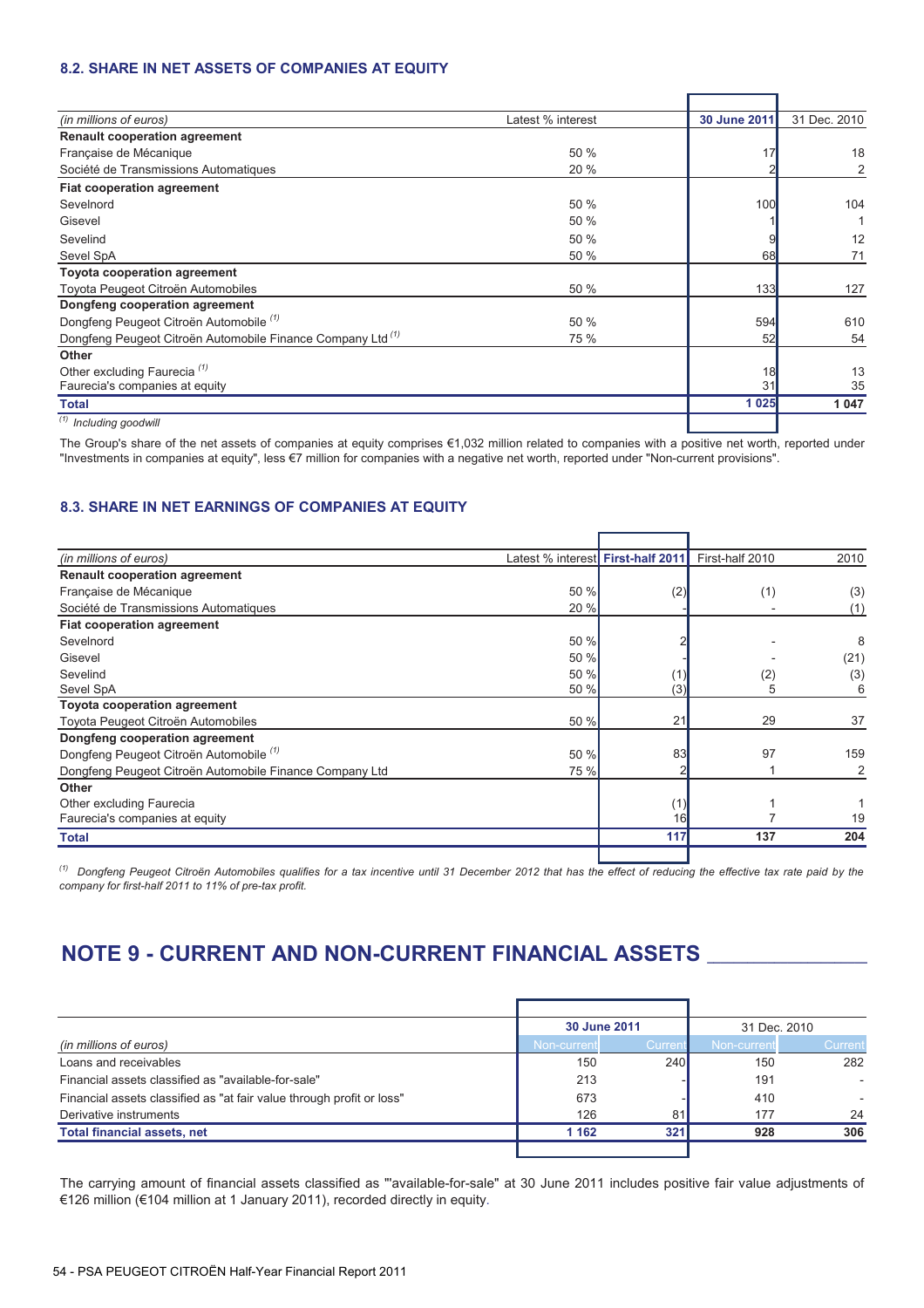### 8.2. SHARE IN NET ASSETS OF COMPANIES AT EQUITY

| *(in millions of euros)* | Latest % interest | 30 June 2011 | 31 Dec. 2010 |
|---|---|---|---|
| **Renault cooperation agreement** | | | |
| Française de Mécanique | 50 % | 17 | 18 |
| Société de Transmissions Automatiques | 20 % | 2 | 2 |
| **Fiat cooperation agreement** | | | |
| Sevelnord | 50 % | 100 | 104 |
| Gisevel | 50 % | 1 | 1 |
| Sevelind | 50 % | 9 | 12 |
| Sevel SpA | 50 % | 68 | 71 |
| **Toyota cooperation agreement** | | | |
| Toyota Peugeot Citroën Automobiles | 50 % | 133 | 127 |
| **Dongfeng cooperation agreement** | | | |
| Dongfeng Peugeot Citroën Automobile [1] | 50 % | 594 | 610 |
| Dongfeng Peugeot Citroën Automobile Finance Company Ltd [1] | 75 % | 52 | 54 |
| **Other** | | | |
| Other excluding Faurecia [1] | | 18 | 13 |
| Faurecia's companies at equity | | 31 | 35 |
| **Total** | | **1 025** | **1 047** |

[1] *Including goodwill*

The Group's share of the net assets of companies at equity comprises €1,032 million related to companies with a positive net worth, reported under "Investments in companies at equity", less €7 million for companies with a negative net worth, reported under "Non-current provisions".

### 8.3. SHARE IN NET EARNINGS OF COMPANIES AT EQUITY

| *(in millions of euros)* | Latest % interest | First-half 2011 | First-half 2010 | 2010 |
|---|---|---|---|---|
| **Renault cooperation agreement** | | | | |
| Française de Mécanique | 50 % | (2) | (1) | (3) |
| Société de Transmissions Automatiques | 20 % | - | - | (1) |
| **Fiat cooperation agreement** | | | | |
| Sevelnord | 50 % | 2 | - | 8 |
| Gisevel | 50 % | - | - | (21) |
| Sevelind | 50 % | (1) | (2) | (3) |
| Sevel SpA | 50 % | (3) | 5 | 6 |
| **Toyota cooperation agreement** | | | | |
| Toyota Peugeot Citroën Automobiles | 50 % | 21 | 29 | 37 |
| **Dongfeng cooperation agreement** | | | | |
| Dongfeng Peugeot Citroën Automobile [1] | 50 % | 83 | 97 | 159 |
| Dongfeng Peugeot Citroën Automobile Finance Company Ltd | 75 % | 2 | 1 | 2 |
| **Other** | | | | |
| Other excluding Faurecia | | (1) | 1 | 1 |
| Faurecia's companies at equity | | 16 | 7 | 19 |
| **Total** | | **117** | **137** | **204** |

[1] *Dongfeng Peugeot Citroën Automobiles qualifies for a tax incentive until 31 December 2012 that has the effect of reducing the effective tax rate paid by the company for first-half 2011 to 11% of pre-tax profit.*

# NOTE 9 - CURRENT AND NON-CURRENT FINANCIAL ASSETS

| | 30 June 2011 | | 31 Dec. 2010 | |
|---|---|---|---|---|
| *(in millions of euros)* | Non-current | Current | Non-current | Current |
| Loans and receivables | 150 | 240 | 150 | 282 |
| Financial assets classified as "available-for-sale" | 213 | - | 191 | - |
| Financial assets classified as "at fair value through profit or loss" | 673 | - | 410 | - |
| Derivative instruments | 126 | 81 | 177 | 24 |
| **Total financial assets, net** | **1 162** | **321** | **928** | **306** |

The carrying amount of financial assets classified as "'available-for-sale" at 30 June 2011 includes positive fair value adjustments of €126 million (€104 million at 1 January 2011), recorded directly in equity.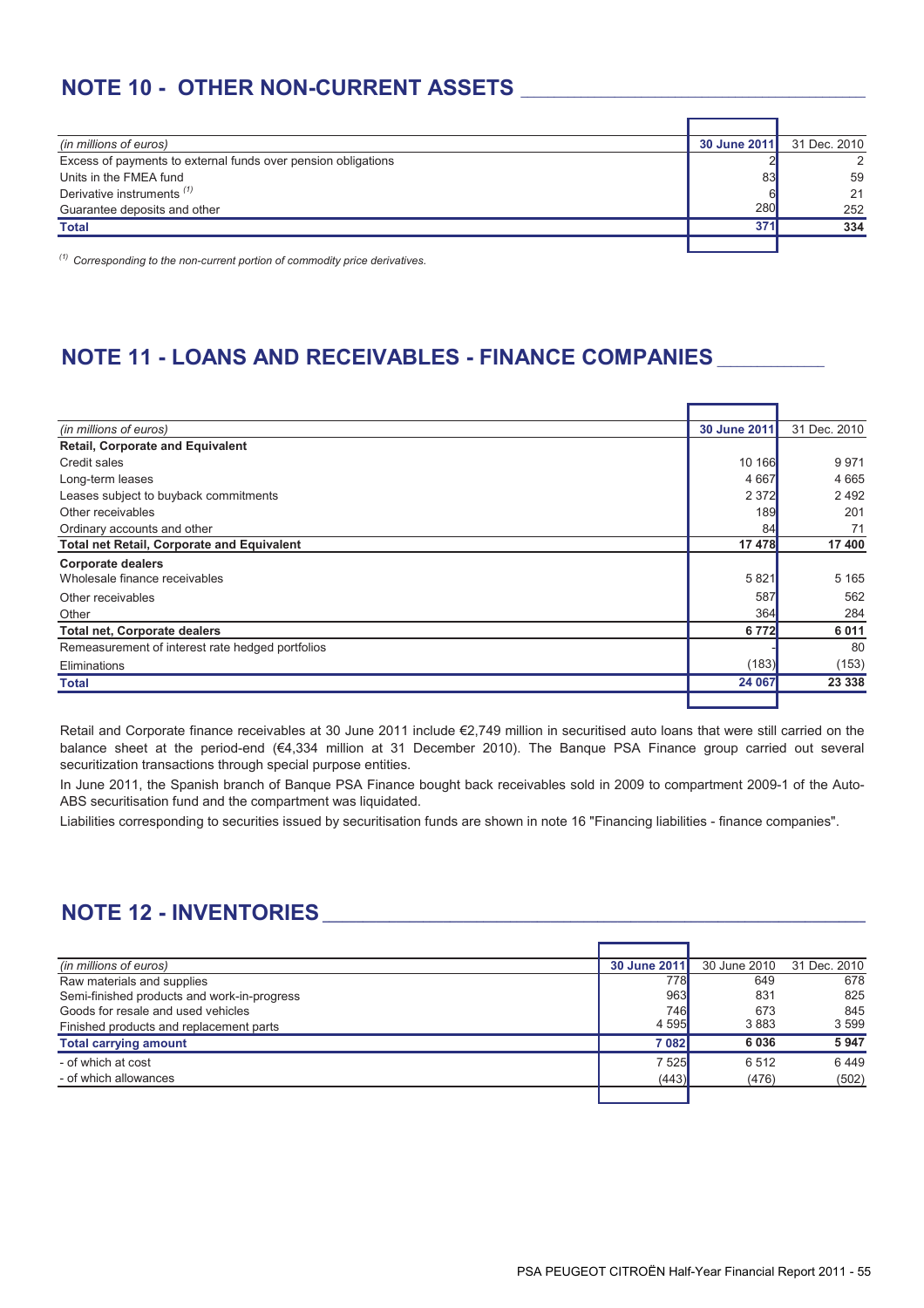## NOTE 10 - OTHER NON-CURRENT ASSETS

| (in millions of euros) | 30 June 2011 | 31 Dec. 2010 |
|---|---|---|
| Excess of payments to external funds over pension obligations | 2 | 2 |
| Units in the FMEA fund | 83 | 59 |
| Derivative instruments [(1)] | 6 | 21 |
| Guarantee deposits and other | 280 | 252 |
| **Total** | **371** | **334** |

*[(1)] Corresponding to the non-current portion of commodity price derivatives.*

## NOTE 11 - LOANS AND RECEIVABLES - FINANCE COMPANIES

| (in millions of euros) | 30 June 2011 | 31 Dec. 2010 |
|---|---|---|
| **Retail, Corporate and Equivalent** | | |
| Credit sales | 10 166 | 9 971 |
| Long-term leases | 4 667 | 4 665 |
| Leases subject to buyback commitments | 2 372 | 2 492 |
| Other receivables | 189 | 201 |
| Ordinary accounts and other | 84 | 71 |
| **Total net Retail, Corporate and Equivalent** | **17 478** | **17 400** |
| **Corporate dealers** | | |
| Wholesale finance receivables | 5 821 | 5 165 |
| Other receivables | 587 | 562 |
| Other | 364 | 284 |
| **Total net, Corporate dealers** | **6 772** | **6 011** |
| Remeasurement of interest rate hedged portfolios | - | 80 |
| Eliminations | (183) | (153) |
| **Total** | **24 067** | **23 338** |

Retail and Corporate finance receivables at 30 June 2011 include €2,749 million in securitised auto loans that were still carried on the balance sheet at the period-end (€4,334 million at 31 December 2010). The Banque PSA Finance group carried out several securitization transactions through special purpose entities.

In June 2011, the Spanish branch of Banque PSA Finance bought back receivables sold in 2009 to compartment 2009-1 of the Auto-ABS securitisation fund and the compartment was liquidated.

Liabilities corresponding to securities issued by securitisation funds are shown in note 16 "Financing liabilities - finance companies".

## NOTE 12 - INVENTORIES

| (in millions of euros) | 30 June 2011 | 30 June 2010 | 31 Dec. 2010 |
|---|---|---|---|
| Raw materials and supplies | 778 | 649 | 678 |
| Semi-finished products and work-in-progress | 963 | 831 | 825 |
| Goods for resale and used vehicles | 746 | 673 | 845 |
| Finished products and replacement parts | 4 595 | 3 883 | 3 599 |
| **Total carrying amount** | **7 082** | **6 036** | **5 947** |
| - of which at cost | 7 525 | 6 512 | 6 449 |
| - of which allowances | (443) | (476) | (502) |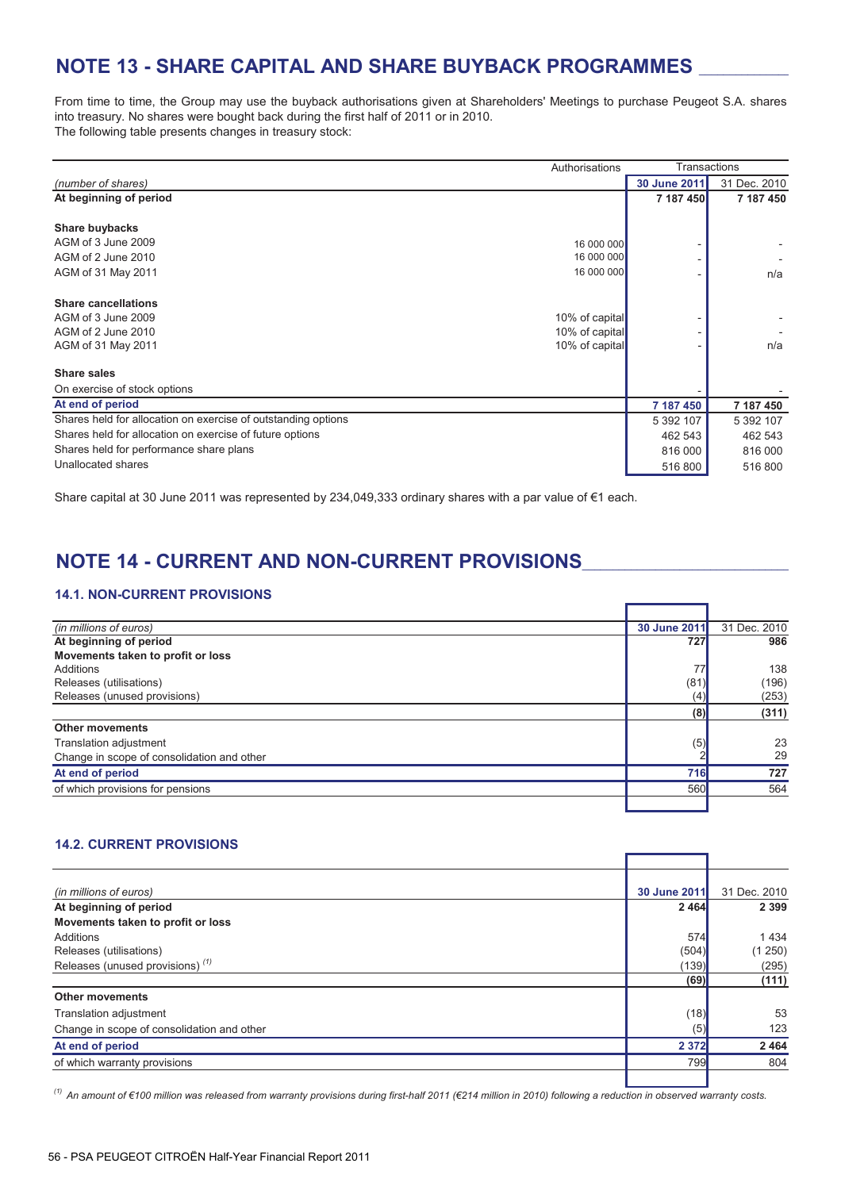# NOTE 13 - SHARE CAPITAL AND SHARE BUYBACK PROGRAMMES

From time to time, the Group may use the buyback authorisations given at Shareholders' Meetings to purchase Peugeot S.A. shares into treasury. No shares were bought back during the first half of 2011 or in 2010.
The following table presents changes in treasury stock:

| | Authorisations | Transactions | |
|---|---|---|---|
| *(number of shares)* | | **30 June 2011** | 31 Dec. 2010 |
| **At beginning of period** | | **7 187 450** | **7 187 450** |
| **Share buybacks** | | | |
| AGM of 3 June 2009 | 16 000 000 | - | - |
| AGM of 2 June 2010 | 16 000 000 | - | - |
| AGM of 31 May 2011 | 16 000 000 | - | n/a |
| **Share cancellations** | | | |
| AGM of 3 June 2009 | 10% of capital | - | - |
| AGM of 2 June 2010 | 10% of capital | - | - |
| AGM of 31 May 2011 | 10% of capital | - | n/a |
| **Share sales** | | | |
| On exercise of stock options | | - | - |
| **At end of period** | | **7 187 450** | **7 187 450** |
| Shares held for allocation on exercise of outstanding options | | 5 392 107 | 5 392 107 |
| Shares held for allocation on exercise of future options | | 462 543 | 462 543 |
| Shares held for performance share plans | | 816 000 | 816 000 |
| Unallocated shares | | 516 800 | 516 800 |

Share capital at 30 June 2011 was represented by 234,049,333 ordinary shares with a par value of €1 each.

# NOTE 14 - CURRENT AND NON-CURRENT PROVISIONS

### 14.1. NON-CURRENT PROVISIONS

| *(in millions of euros)* | **30 June 2011** | 31 Dec. 2010 |
|---|---|---|
| **At beginning of period** | **727** | **986** |
| **Movements taken to profit or loss** | | |
| Additions | 77 | 138 |
| Releases (utilisations) | (81) | (196) |
| Releases (unused provisions) | (4) | (253) |
| | **(8)** | **(311)** |
| **Other movements** | | |
| Translation adjustment | (5) | 23 |
| Change in scope of consolidation and other | 2 | 29 |
| **At end of period** | **716** | **727** |
| of which provisions for pensions | 560 | 564 |

### 14.2. CURRENT PROVISIONS

| *(in millions of euros)* | **30 June 2011** | 31 Dec. 2010 |
|---|---|---|
| **At beginning of period** | **2 464** | **2 399** |
| **Movements taken to profit or loss** | | |
| Additions | 574 | 1 434 |
| Releases (utilisations) | (504) | (1 250) |
| Releases (unused provisions) [(1)] | (139) | (295) |
| | **(69)** | **(111)** |
| **Other movements** | | |
| Translation adjustment | (18) | 53 |
| Change in scope of consolidation and other | (5) | 123 |
| **At end of period** | **2 372** | **2 464** |
| of which warranty provisions | 799 | 804 |

*[(1)] An amount of €100 million was released from warranty provisions during first-half 2011 (€214 million in 2010) following a reduction in observed warranty costs.*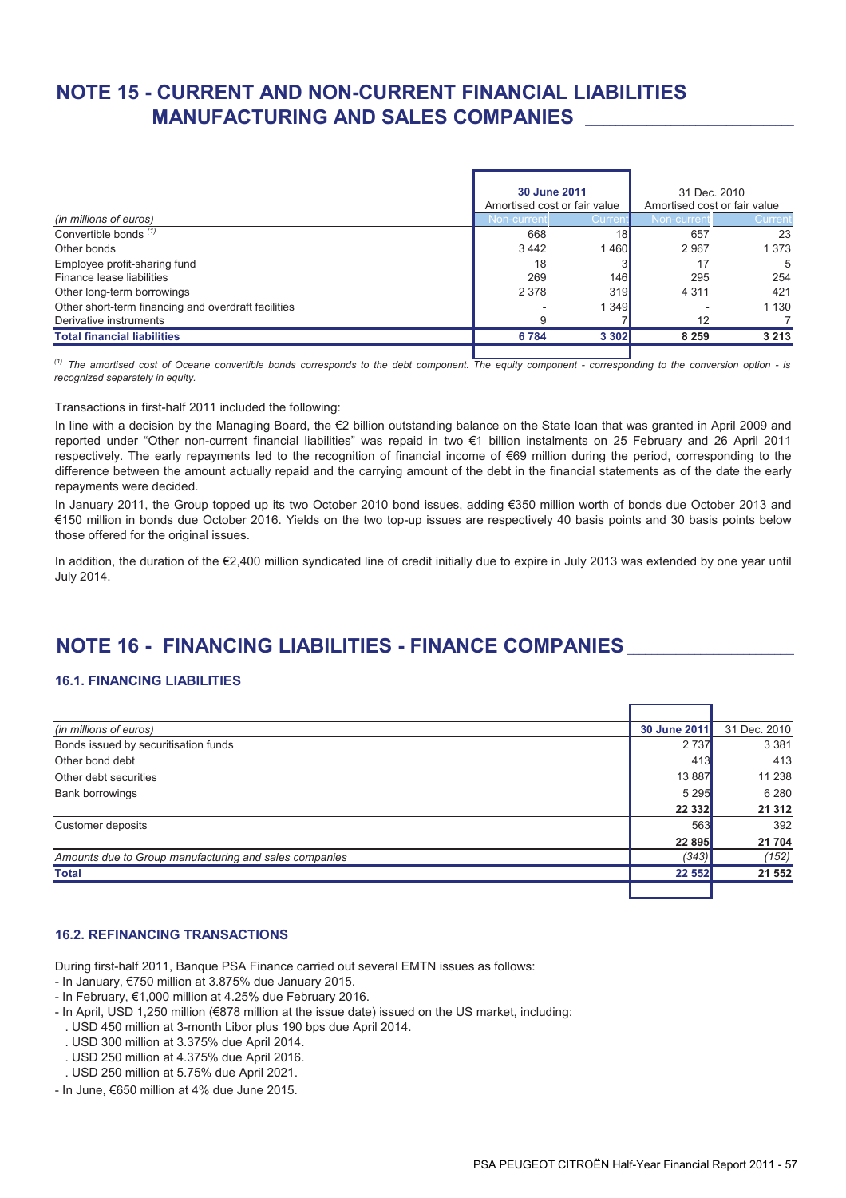# NOTE 15 - CURRENT AND NON-CURRENT FINANCIAL LIABILITIES MANUFACTURING AND SALES COMPANIES

| (in millions of euros) | 30 June 2011 Amortised cost or fair value | | 31 Dec. 2010 Amortised cost or fair value | |
|---|---|---|---|---|
| | Non-current | Current | Non-current | Current |
| Convertible bonds [(1)] | 668 | 18 | 657 | 23 |
| Other bonds | 3 442 | 1 460 | 2 967 | 1 373 |
| Employee profit-sharing fund | 18 | 3 | 17 | 5 |
| Finance lease liabilities | 269 | 146 | 295 | 254 |
| Other long-term borrowings | 2 378 | 319 | 4 311 | 421 |
| Other short-term financing and overdraft facilities | - | 1 349 | - | 1 130 |
| Derivative instruments | 9 | 7 | 12 | 7 |
| **Total financial liabilities** | **6 784** | **3 302** | **8 259** | **3 213** |

*[(1)] The amortised cost of Oceane convertible bonds corresponds to the debt component. The equity component - corresponding to the conversion option - is recognized separately in equity.*

Transactions in first-half 2011 included the following:

In line with a decision by the Managing Board, the €2 billion outstanding balance on the State loan that was granted in April 2009 and reported under "Other non-current financial liabilities" was repaid in two €1 billion instalments on 25 February and 26 April 2011 respectively. The early repayments led to the recognition of financial income of €69 million during the period, corresponding to the difference between the amount actually repaid and the carrying amount of the debt in the financial statements as of the date the early repayments were decided.

In January 2011, the Group topped up its two October 2010 bond issues, adding €350 million worth of bonds due October 2013 and €150 million in bonds due October 2016. Yields on the two top-up issues are respectively 40 basis points and 30 basis points below those offered for the original issues.

In addition, the duration of the €2,400 million syndicated line of credit initially due to expire in July 2013 was extended by one year until July 2014.

# NOTE 16 - FINANCING LIABILITIES - FINANCE COMPANIES

## 16.1. FINANCING LIABILITIES

| (in millions of euros) | 30 June 2011 | 31 Dec. 2010 |
|---|---|---|
| Bonds issued by securitisation funds | 2 737 | 3 381 |
| Other bond debt | 413 | 413 |
| Other debt securities | 13 887 | 11 238 |
| Bank borrowings | 5 295 | 6 280 |
| | **22 332** | **21 312** |
| Customer deposits | 563 | 392 |
| | **22 895** | **21 704** |
| *Amounts due to Group manufacturing and sales companies* | *(343)* | *(152)* |
| **Total** | **22 552** | **21 552** |

## 16.2. REFINANCING TRANSACTIONS

During first-half 2011, Banque PSA Finance carried out several EMTN issues as follows:

- In January, €750 million at 3.875% due January 2015.
- In February, €1,000 million at 4.25% due February 2016.
- In April, USD 1,250 million (€878 million at the issue date) issued on the US market, including:
  . USD 450 million at 3-month Libor plus 190 bps due April 2014.
  . USD 300 million at 3.375% due April 2014.
  . USD 250 million at 4.375% due April 2016.
  . USD 250 million at 5.75% due April 2021.
- In June, €650 million at 4% due June 2015.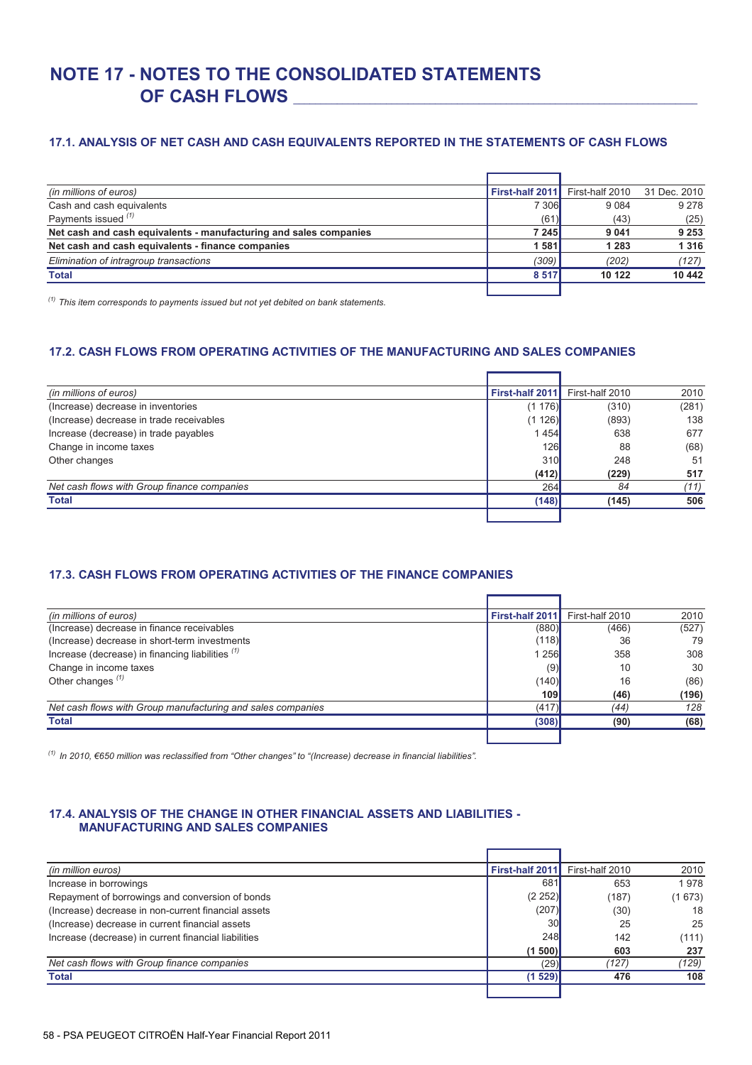# NOTE 17 - NOTES TO THE CONSOLIDATED STATEMENTS OF CASH FLOWS

### 17.1. ANALYSIS OF NET CASH AND CASH EQUIVALENTS REPORTED IN THE STATEMENTS OF CASH FLOWS

| *(in millions of euros)* | **First-half 2011** | First-half 2010 | 31 Dec. 2010 |
|---|---|---|---|
| Cash and cash equivalents | 7 306 | 9 084 | 9 278 |
| Payments issued [(1)] | (61) | (43) | (25) |
| **Net cash and cash equivalents - manufacturing and sales companies** | **7 245** | **9 041** | **9 253** |
| **Net cash and cash equivalents - finance companies** | **1 581** | **1 283** | **1 316** |
| *Elimination of intragroup transactions* | *(309)* | *(202)* | *(127)* |
| **Total** | **8 517** | **10 122** | **10 442** |

[(1)] *This item corresponds to payments issued but not yet debited on bank statements.*

### 17.2. CASH FLOWS FROM OPERATING ACTIVITIES OF THE MANUFACTURING AND SALES COMPANIES

| *(in millions of euros)* | **First-half 2011** | First-half 2010 | 2010 |
|---|---|---|---|
| (Increase) decrease in inventories | (1 176) | (310) | (281) |
| (Increase) decrease in trade receivables | (1 126) | (893) | 138 |
| Increase (decrease) in trade payables | 1 454 | 638 | 677 |
| Change in income taxes | 126 | 88 | (68) |
| Other changes | 310 | 248 | 51 |
| | **(412)** | **(229)** | **517** |
| *Net cash flows with Group finance companies* | 264 | *84* | *(11)* |
| **Total** | **(148)** | **(145)** | **506** |

### 17.3. CASH FLOWS FROM OPERATING ACTIVITIES OF THE FINANCE COMPANIES

| *(in millions of euros)* | **First-half 2011** | First-half 2010 | 2010 |
|---|---|---|---|
| (Increase) decrease in finance receivables | (880) | (466) | (527) |
| (Increase) decrease in short-term investments | (118) | 36 | 79 |
| Increase (decrease) in financing liabilities [(1)] | 1 256 | 358 | 308 |
| Change in income taxes | (9) | 10 | 30 |
| Other changes [(1)] | (140) | 16 | (86) |
| | **109** | **(46)** | **(196)** |
| *Net cash flows with Group manufacturing and sales companies* | (417) | *(44)* | *128* |
| **Total** | **(308)** | **(90)** | **(68)** |

[(1)] *In 2010, €650 million was reclassified from "Other changes" to "(Increase) decrease in financial liabilities".*

### 17.4. ANALYSIS OF THE CHANGE IN OTHER FINANCIAL ASSETS AND LIABILITIES - MANUFACTURING AND SALES COMPANIES

| *(in million euros)* | **First-half 2011** | First-half 2010 | 2010 |
|---|---|---|---|
| Increase in borrowings | 681 | 653 | 1 978 |
| Repayment of borrowings and conversion of bonds | (2 252) | (187) | (1 673) |
| (Increase) decrease in non-current financial assets | (207) | (30) | 18 |
| (Increase) decrease in current financial assets | 30 | 25 | 25 |
| Increase (decrease) in current financial liabilities | 248 | 142 | (111) |
| | **(1 500)** | **603** | **237** |
| *Net cash flows with Group finance companies* | (29) | *(127)* | *(129)* |
| **Total** | **(1 529)** | **476** | **108** |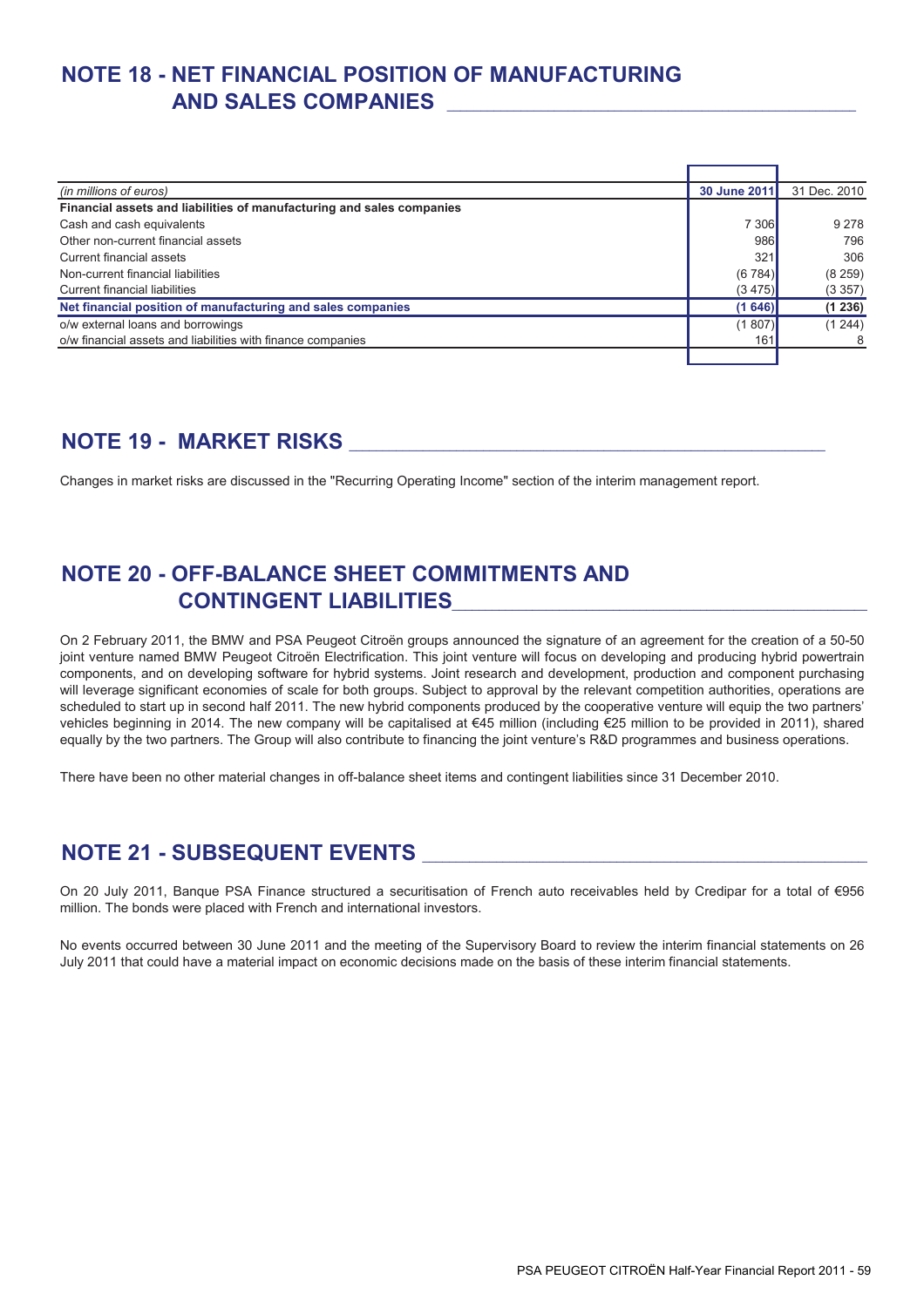## NOTE 18 - NET FINANCIAL POSITION OF MANUFACTURING AND SALES COMPANIES

| *(in millions of euros)* | **30 June 2011** | 31 Dec. 2010 |
|---|---|---|
| **Financial assets and liabilities of manufacturing and sales companies** | | |
| Cash and cash equivalents | 7 306 | 9 278 |
| Other non-current financial assets | 986 | 796 |
| Current financial assets | 321 | 306 |
| Non-current financial liabilities | (6 784) | (8 259) |
| Current financial liabilities | (3 475) | (3 357) |
| **Net financial position of manufacturing and sales companies** | **(1 646)** | **(1 236)** |
| o/w external loans and borrowings | (1 807) | (1 244) |
| o/w financial assets and liabilities with finance companies | 161 | 8 |

## NOTE 19 - MARKET RISKS

Changes in market risks are discussed in the "Recurring Operating Income" section of the interim management report.

## NOTE 20 - OFF-BALANCE SHEET COMMITMENTS AND CONTINGENT LIABILITIES

On 2 February 2011, the BMW and PSA Peugeot Citroën groups announced the signature of an agreement for the creation of a 50-50 joint venture named BMW Peugeot Citroën Electrification. This joint venture will focus on developing and producing hybrid powertrain components, and on developing software for hybrid systems. Joint research and development, production and component purchasing will leverage significant economies of scale for both groups. Subject to approval by the relevant competition authorities, operations are scheduled to start up in second half 2011. The new hybrid components produced by the cooperative venture will equip the two partners' vehicles beginning in 2014. The new company will be capitalised at €45 million (including €25 million to be provided in 2011), shared equally by the two partners. The Group will also contribute to financing the joint venture's R&D programmes and business operations.

There have been no other material changes in off-balance sheet items and contingent liabilities since 31 December 2010.

## NOTE 21 - SUBSEQUENT EVENTS

On 20 July 2011, Banque PSA Finance structured a securitisation of French auto receivables held by Credipar for a total of €956 million. The bonds were placed with French and international investors.

No events occurred between 30 June 2011 and the meeting of the Supervisory Board to review the interim financial statements on 26 July 2011 that could have a material impact on economic decisions made on the basis of these interim financial statements.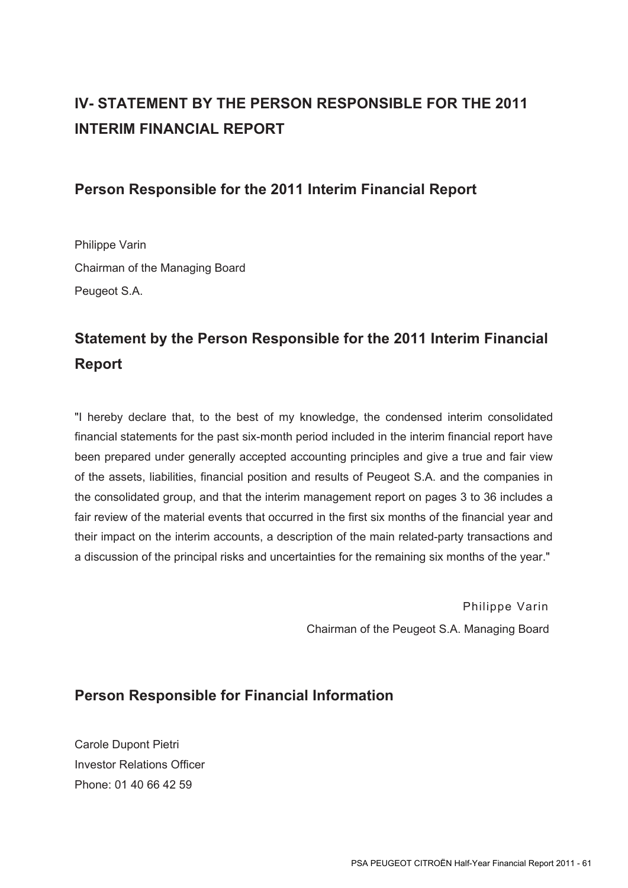# IV- STATEMENT BY THE PERSON RESPONSIBLE FOR THE 2011 INTERIM FINANCIAL REPORT

## Person Responsible for the 2011 Interim Financial Report

Philippe Varin
Chairman of the Managing Board
Peugeot S.A.

## Statement by the Person Responsible for the 2011 Interim Financial Report

"I hereby declare that, to the best of my knowledge, the condensed interim consolidated financial statements for the past six-month period included in the interim financial report have been prepared under generally accepted accounting principles and give a true and fair view of the assets, liabilities, financial position and results of Peugeot S.A. and the companies in the consolidated group, and that the interim management report on pages 3 to 36 includes a fair review of the material events that occurred in the first six months of the financial year and their impact on the interim accounts, a description of the main related-party transactions and a discussion of the principal risks and uncertainties for the remaining six months of the year."

Philippe Varin
Chairman of the Peugeot S.A. Managing Board

## Person Responsible for Financial Information

Carole Dupont Pietri
Investor Relations Officer
Phone: 01 40 66 42 59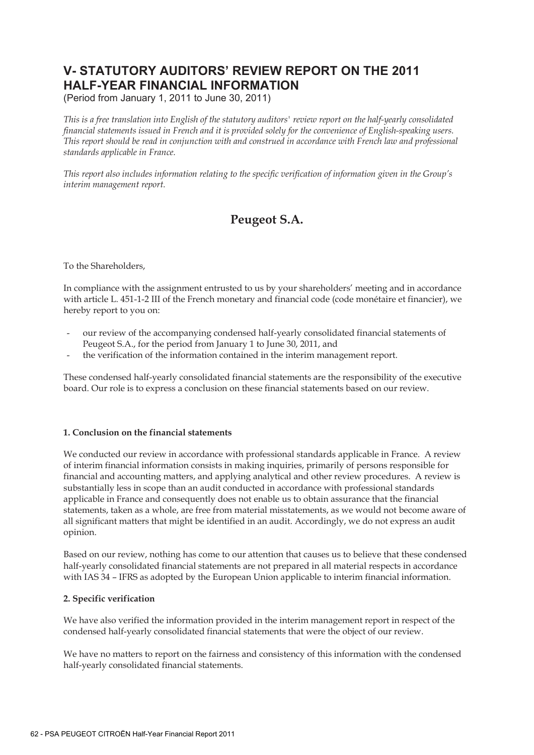# V- STATUTORY AUDITORS' REVIEW REPORT ON THE 2011 HALF-YEAR FINANCIAL INFORMATION

(Period from January 1, 2011 to June 30, 2011)

*This is a free translation into English of the statutory auditors' review report on the half-yearly consolidated financial statements issued in French and it is provided solely for the convenience of English-speaking users. This report should be read in conjunction with and construed in accordance with French law and professional standards applicable in France.*

*This report also includes information relating to the specific verification of information given in the Group's interim management report.*

## Peugeot S.A.

To the Shareholders,

In compliance with the assignment entrusted to us by your shareholders' meeting and in accordance with article L. 451-1-2 III of the French monetary and financial code (code monétaire et financier), we hereby report to you on:

- our review of the accompanying condensed half-yearly consolidated financial statements of Peugeot S.A., for the period from January 1 to June 30, 2011, and
- the verification of the information contained in the interim management report.

These condensed half-yearly consolidated financial statements are the responsibility of the executive board. Our role is to express a conclusion on these financial statements based on our review.

**1. Conclusion on the financial statements**

We conducted our review in accordance with professional standards applicable in France. A review of interim financial information consists in making inquiries, primarily of persons responsible for financial and accounting matters, and applying analytical and other review procedures. A review is substantially less in scope than an audit conducted in accordance with professional standards applicable in France and consequently does not enable us to obtain assurance that the financial statements, taken as a whole, are free from material misstatements, as we would not become aware of all significant matters that might be identified in an audit. Accordingly, we do not express an audit opinion.

Based on our review, nothing has come to our attention that causes us to believe that these condensed half-yearly consolidated financial statements are not prepared in all material respects in accordance with IAS 34 – IFRS as adopted by the European Union applicable to interim financial information.

**2. Specific verification**

We have also verified the information provided in the interim management report in respect of the condensed half-yearly consolidated financial statements that were the object of our review.

We have no matters to report on the fairness and consistency of this information with the condensed half-yearly consolidated financial statements.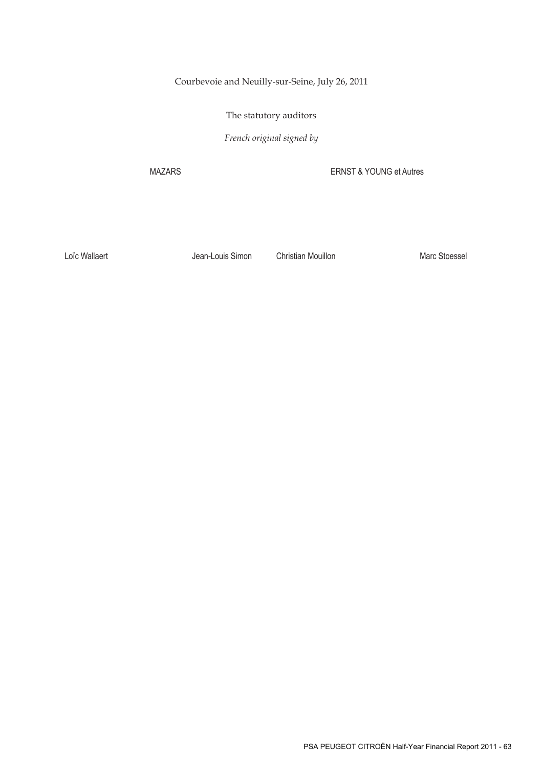Courbevoie and Neuilly-sur-Seine, July 26, 2011

The statutory auditors

*French original signed by*

| MAZARS | | ERNST & YOUNG et Autres | |
|---|---|---|---|
| Loïc Wallaert | Jean-Louis Simon | Christian Mouillon | Marc Stoessel |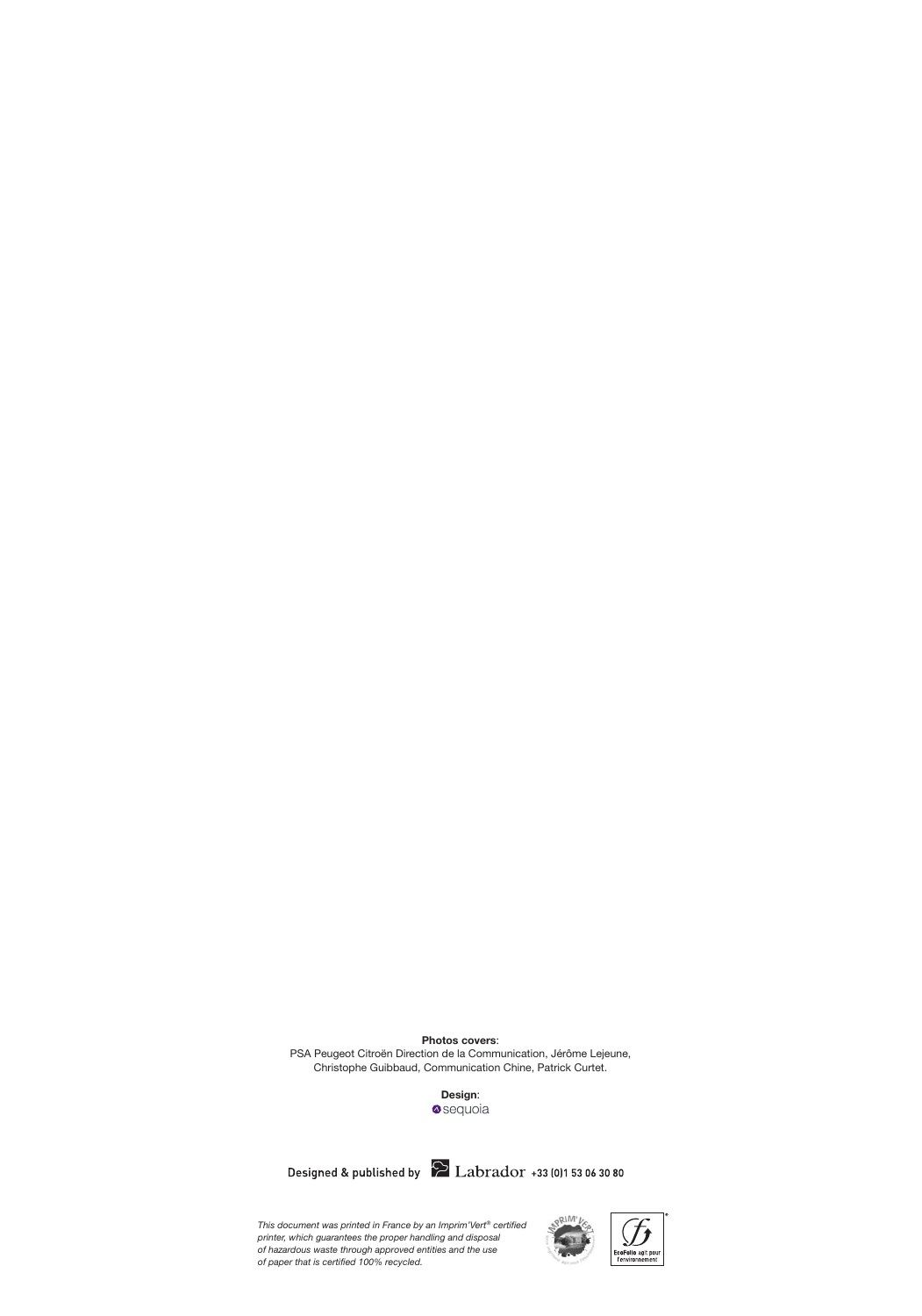**Photos covers**:
PSA Peugeot Citroën Direction de la Communication, Jérôme Lejeune,
Christophe Guibbaud, Communication Chine, Patrick Curtet.

**Design**:
sequoia

Designed & published by Labrador +33 (0)1 53 06 30 80

*This document was printed in France by an Imprim'Vert® certified printer, which guarantees the proper handling and disposal of hazardous waste through approved entities and the use of paper that is certified 100% recycled.*

EcoFolio agit pour l'environnement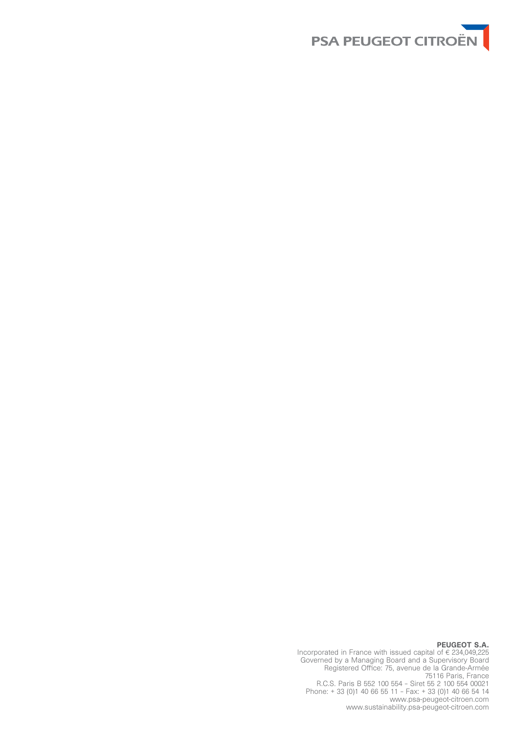PSA PEUGEOT CITROËN

**PEUGEOT S.A.**

Incorporated in France with issued capital of € 234,049,225
Governed by a Managing Board and a Supervisory Board
Registered Office: 75, avenue de la Grande-Armée
75116 Paris, France
R.C.S. Paris B 552 100 554 – Siret 55 2 100 554 00021
Phone: + 33 (0)1 40 66 55 11 – Fax: + 33 (0)1 40 66 54 14
www.psa-peugeot-citroen.com
www.sustainability.psa-peugeot-citroen.com